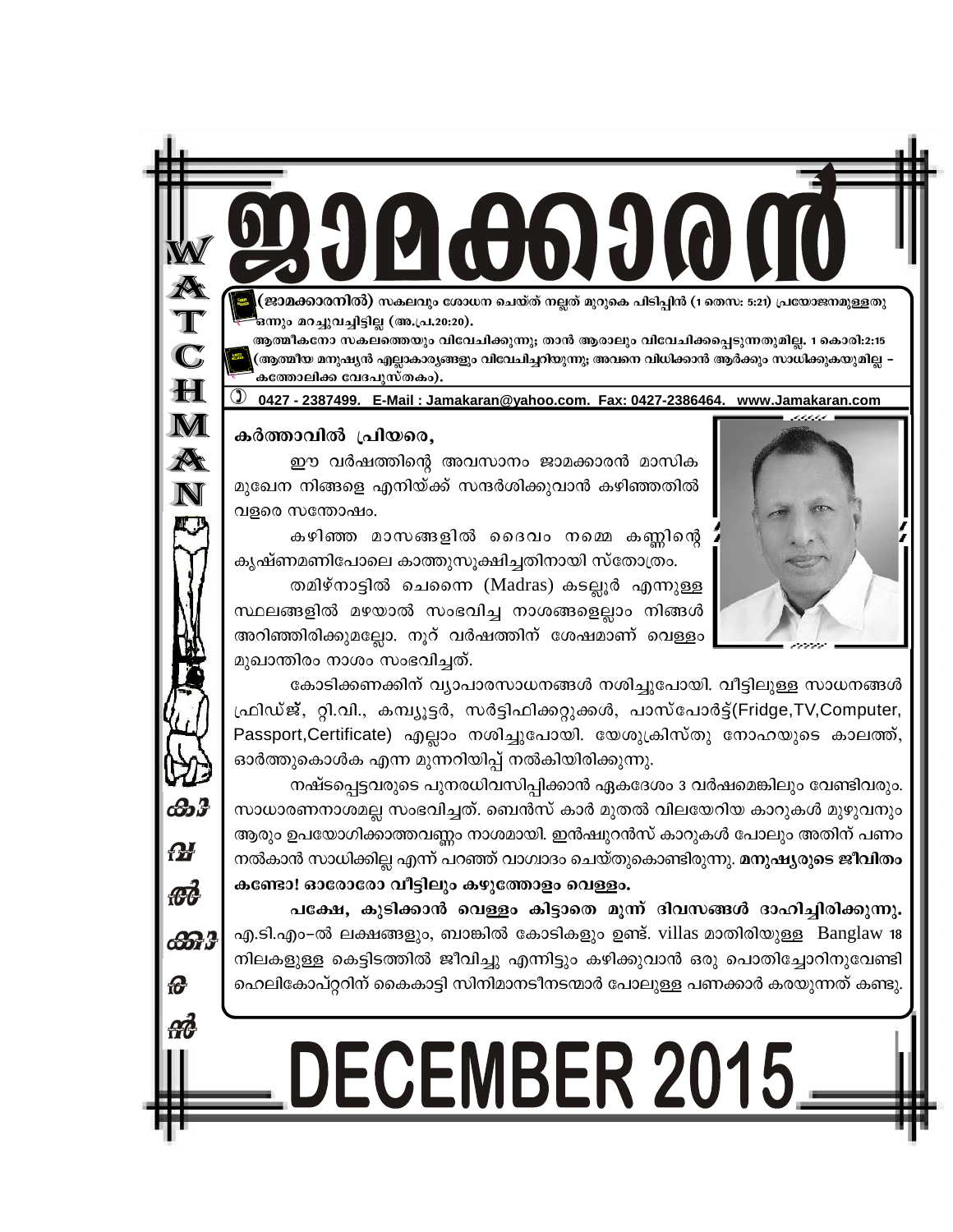# ജാമക്കാരൻ

**(ജാമക്കാരനിൽ)** സകലവും ശോധന ചെയ്ത് നല്ലത് മുറുകെ പിടിപ്പിൻ (1 തെസ: 5:21) പ്രയോജനമുള്ളതു ഒന്നും മറച്ചുവച്ചിട്ടില്ല (അ.പ്ര.20:20).

ആത്മീകനോ സകലത്തെയും വിവേചിക്കുന്നു; താൻ ആരാലും വിവേചിക്കപ്പെടുന്നതുമില്ല. 1 കൊരി:2:15 (ആത്മീയ മനുഷ്യൻ എല്ലാകാര്യങ്ങളും വിവേചിച്ചറിയുന്നു; അവനെ വിധിക്കാൻ ആർക്കും സാധിക്കുകയുമില്ല – കത്തോലിക്ക വേദപുസ്തകം).

0427 - 2387499. E-Mail : Jamakaran@yahoo.com. Fax: 0427-2386464. www.Jamakaran.com

WATCHMAN

കാവൽക്കാരൻ

**കർത്താവിൽ പ്രിയരെ,**

ഈ വർഷത്തിന്റെ അവസാനം ജാമക്കാരൻ മാസിക മുഖേന നിങ്ങളെ എനിയ്ക്ക് സന്ദർശിക്കുവാൻ കഴിഞ്ഞതിൽ വളരെ സന്തോഷം.

കഴിഞ്ഞ മാസങ്ങളിൽ ദൈവം നമ്മെ കണ്ണിന്റെ കൃഷ്ണമണിപോലെ കാത്തുസൂക്ഷിച്ചതിനായി സ്തോത്രം.

തമിഴ്നാട്ടിൽ ചെന്നൈ (Madras) കടല്ലൂർ എന്നുള്ള സ്ഥലങ്ങളിൽ മഴയാൽ സംഭവിച്ച നാശങ്ങളെല്ലാം നിങ്ങൾ അറിഞ്ഞിരിക്കുമല്ലോ. നൂറ് വർഷത്തിന് ശേഷമാണ് വെള്ളം മുഖാന്തിരം നാശം സംഭവിച്ചത്.

കോടിക്കണക്കിന് വ്യാപാരസാധനങ്ങൾ നശിച്ചുപോയി. വീട്ടിലുള്ള സാധനങ്ങൾ ഫ്രിഡ്ജ്, റ്റി.വി., കമ്പ്യൂട്ടർ, സർട്ടിഫിക്കറ്റുക്കൾ, പാസ്പോർട്ട്(Fridge,TV,Computer, Passport,Certificate) എല്ലാം നശിച്ചുപോയി. യേശുക്രിസ്തു നോഹയുടെ കാലത്ത്, ഓർത്തുകൊൾക എന്ന മുന്നറിയിപ്പ് നൽകിയിരിക്കുന്നു.

നഷ്ടപ്പെട്ടവരുടെ പുനരധിവസിപ്പിക്കാൻ ഏകദേശം 3 വർഷമെങ്കിലും വേണ്ടിവരും. സാധാരണനാശമല്ല സംഭവിച്ചത്. ബെൻസ് കാർ മുതൽ വിലയേറിയ കാറുകൾ മുഴുവനും ആരും ഉപയോഗിക്കാത്തവണ്ണം നാശമായി. ഇൻഷ്വുറൻസ് കാറുകൾ പോലും അതിന് പണം നൽകാൻ സാധിക്കില്ല എന്ന് പറഞ്ഞ് വാഗ്ദാദം ചെയ്തുകൊണ്ടിരുന്നു. **മനുഷ്യരുടെ ജീവിതം കണ്ടോ! ഓരോരോ വീട്ടിലും കഴുത്തോളം വെള്ളം.**

**പക്ഷേ, കുടിക്കാൻ വെള്ളം കിട്ടാതെ മൂന്ന് ദിവസങ്ങൾ ദാഹിച്ചിരിക്കുന്നു.** എ.ടി.എം–ൽ ലക്ഷങ്ങളും, ബാങ്കിൽ കോടികളും ഉണ്ട്. villas മാതിരിയുള്ള Banglaw 18 നിലകളുള്ള കെട്ടിടത്തിൽ ജീവിച്ചു എന്നിട്ടും കഴിക്കുവാൻ ഒരു പൊതിച്ചോറിനുവേണ്ടി ഹെലികോപ്റ്ററിന് കൈകാട്ടി സിനിമാനടീനടന്മാർ പോലുള്ള പണക്കാർ കരയുന്നത് കണ്ടു.

# DECEMBER 2015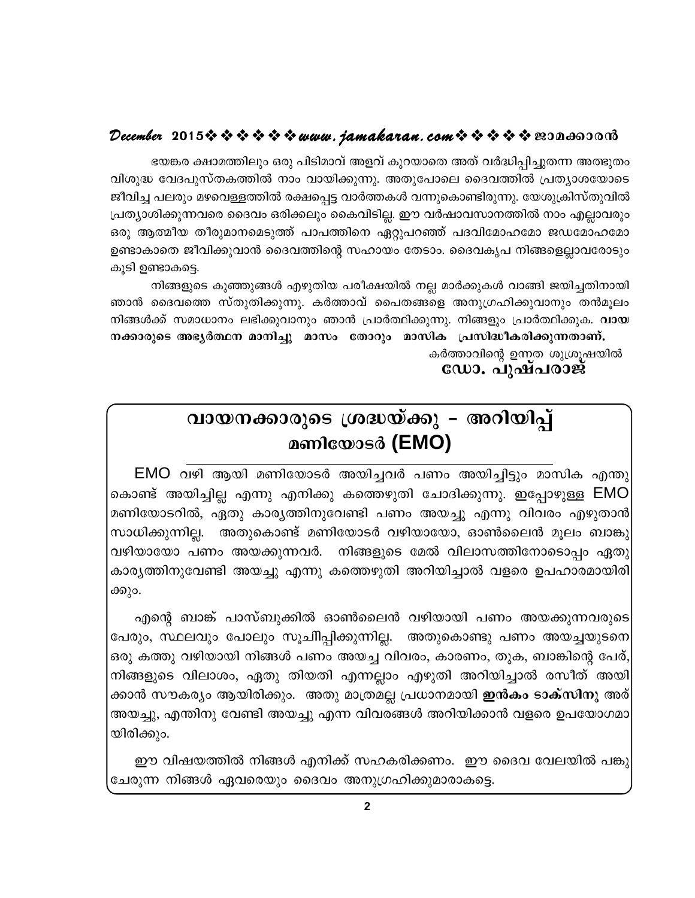ഭയങ്കര ക്ഷാമത്തിലും ഒരു പിടിമാവ് അളവ് കുറയാതെ അത് വർദ്ധിപ്പിച്ചുതന്ന അത്ഭുതം വിശുദ്ധ വേദപുസ്തകത്തിൽ നാം വായിക്കുന്നു. അതുപോലെ ദൈവത്തിൽ പ്രത്യാശയോടെ ജീവിച്ച പലരും മഴവെള്ളത്തിൽ രക്ഷപ്പെട്ട വാർത്തകൾ വന്നുകൊണ്ടിരുന്നു. യേശുക്രിസ്തുവിൽ പ്രത്യാശിക്കുന്നവരെ ദൈവം ഒരിക്കലും കൈവിടില്ല. ഈ വർഷാവസാനത്തിൽ നാം എല്ലാവരും ഒരു ആത്മീയ തീരുമാനമെടുത്ത് പാപത്തിനെ ഏറ്റുപറഞ്ഞ് പദവിമോഹമോ ജഡമോഹമോ ഉണ്ടാകാതെ ജീവിക്കുവാൻ ദൈവത്തിന്റെ സഹായം തേടാം. ദൈവകൃപ നിങ്ങളെല്ലാവരോടും കൂടി ഉണ്ടാകട്ടെ.

നിങ്ങളുടെ കുഞ്ഞുങ്ങൾ എഴുതിയ പരീക്ഷയിൽ നല്ല മാർക്കുകൾ വാങ്ങി ജയിച്ചതിനായി ഞാൻ ദൈവത്തെ സ്തുതിക്കുന്നു. കർത്താവ് പൈതങ്ങളെ അനുഗ്രഹിക്കുവാനും തൻമൂലം നിങ്ങൾക്ക് സമാധാനം ലഭിക്കുവാനും ഞാൻ പ്രാർത്ഥിക്കുന്നു. നിങ്ങളും പ്രാർത്ഥിക്കുക. **വായനക്കാരുടെ അഭ്യർത്ഥന മാനിച്ചു മാസം തോറും മാസിക പ്രസിദ്ധീകരിക്കുന്നതാണ്.**

കർത്താവിന്റെ ഉന്നത ശുശ്രൂഷയിൽ
**ഡോ. പുഷ്പരാജ്**

## വായനക്കാരുടെ ശ്രദ്ധയ്ക്കു - അറിയിപ്പ്
### മണിയോടർ (EMO)

EMO വഴി ആയി മണിയോടർ അയിച്ചവർ പണം അയിച്ചിട്ടും മാസിക എന്തു കൊണ്ട് അയിച്ചില്ല എന്നു എനിക്കു കത്തെഴുതി ചോദിക്കുന്നു. ഇപ്പോഴുള്ള EMO മണിയോടറിൽ, ഏതു കാര്യത്തിനുവേണ്ടി പണം അയച്ചു എന്നു വിവരം എഴുതാൻ സാധിക്കുന്നില്ല. അതുകൊണ്ട് മണിയോടർ വഴിയായോ, ഓൺലൈൻ മൂലം ബാങ്കു വഴിയായോ പണം അയക്കുന്നവർ. നിങ്ങളുടെ മേൽ വിലാസത്തിനോടൊപ്പം ഏതു കാര്യത്തിനുവേണ്ടി അയച്ചു എന്നു കത്തെഴുതി അറിയിച്ചാൽ വളരെ ഉപഹാരമായിരിക്കും.

എന്റെ ബാങ്ക് പാസ്ബുക്കിൽ ഓൺലൈൻ വഴിയായി പണം അയക്കുന്നവരുടെ പേരും, സ്ഥലവും പോലും സൂചിപ്പിക്കുന്നില്ല. അതുകൊണ്ടു പണം അയച്ചയുടനെ ഒരു കത്തു വഴിയായി നിങ്ങൾ പണം അയച്ച വിവരം, കാരണം, തുക, ബാങ്കിന്റെ പേര്, നിങ്ങളുടെ വിലാശം, ഏതു തിയതി എന്നല്ലാം എഴുതി അറിയിച്ചാൽ രസീത് അയിക്കാൻ സൗകര്യം ആയിരിക്കും. അതു മാത്രമല്ല പ്രധാനമായി **ഇൻകം ടാക്സിനു** അര് അയച്ചു, എന്തിനു വേണ്ടി അയച്ചു എന്ന വിവരങ്ങൾ അറിയിക്കാൻ വളരെ ഉപയോഗമായിരിക്കും.

ഈ വിഷയത്തിൽ നിങ്ങൾ എനിക്ക് സഹകരിക്കണം. ഈ ദൈവ വേലയിൽ പങ്കു ചേരുന്ന നിങ്ങൾ ഏവരെയും ദൈവം അനുഗ്രഹിക്കുമാരാകട്ടെ.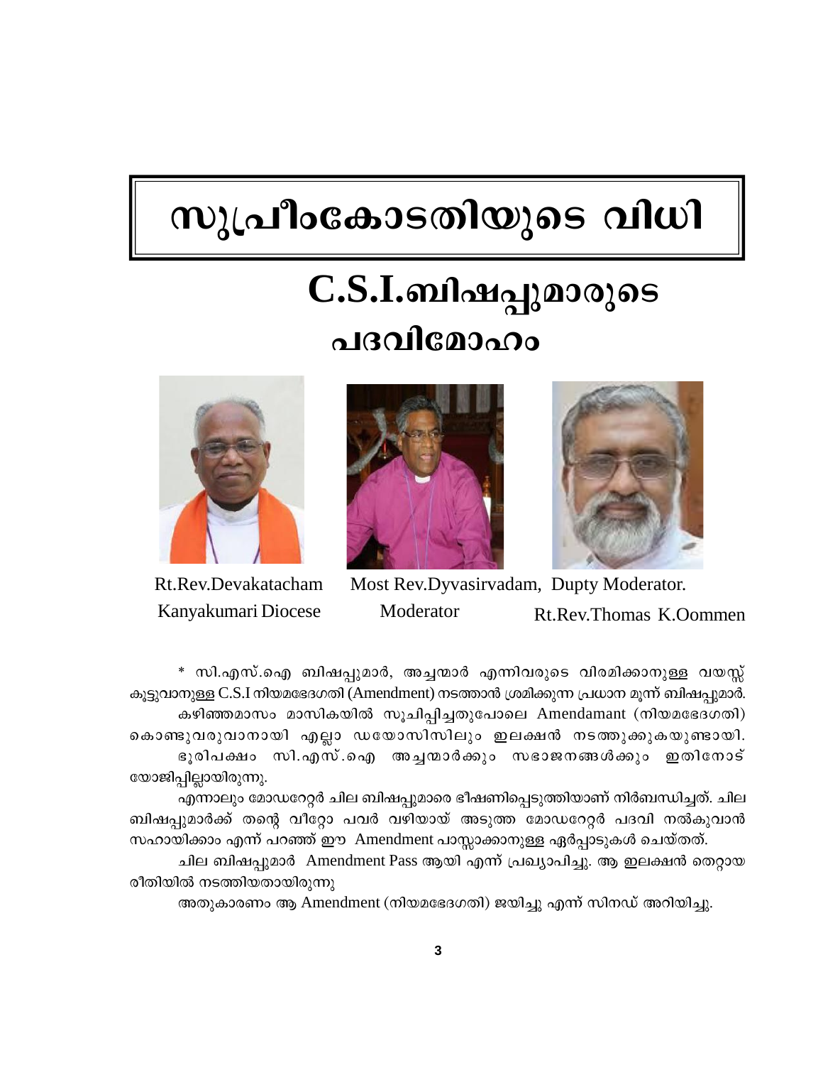# സുപ്രീംകോടതിയുടെ വിധി

## C.S.I.ബിഷപ്പുമാരുടെ പദവിമോഹം

Rt.Rev.Devakatacham
Kanyakumari Diocese

Most Rev.Dyvasirvadam, Moderator

Dupty Moderator. Rt.Rev.Thomas K.Oommen

* സി.എസ്.ഐ ബിഷപ്പുമാർ, അച്ചന്മാർ എന്നിവരുടെ വിരമിക്കാനുള്ള വയസ്സ് കൂട്ടുവാനുള്ള C.S.I നിയമഭേദഗതി (Amendment) നടത്താൻ ശ്രമിക്കുന്ന പ്രധാന മൂന്ന് ബിഷപ്പുമാർ.

കഴിഞ്ഞമാസം മാസികയിൽ സൂചിപ്പിച്ചതുപോലെ Amendamant (നിയമഭേദഗതി) കൊണ്ടുവരുവാനായി എല്ലാ ഡയോസിസിലും ഇലക്ഷൻ നടത്തുക്കുകയുണ്ടായി. ഭൂരിപക്ഷം സി.എസ്.ഐ അച്ചന്മാർക്കും സഭാജനങ്ങൾക്കും ഇതിനോട് യോജിപ്പില്ലായിരുന്നു.

എന്നാലും മോഡറേറ്റർ ചില ബിഷപ്പുമാരെ ഭീഷണിപ്പെടുത്തിയാണ് നിർബന്ധിച്ചത്. ചില ബിഷപ്പുമാർക്ക് തന്റെ വീറ്റോ പവർ വഴിയായ് അടുത്ത മോഡറേറ്റർ പദവി നൽകുവാൻ സഹായിക്കാം എന്ന് പറഞ്ഞ് ഈ Amendment പാസ്സാക്കാനുള്ള ഏർപ്പാടുകൾ ചെയ്തത്.

ചില ബിഷപ്പുമാർ Amendment Pass ആയി എന്ന് പ്രഖ്യാപിച്ചു. ആ ഇലക്ഷൻ തെറ്റായ രീതിയിൽ നടത്തിയതായിരുന്നു

അതുകാരണം ആ Amendment (നിയമഭേദഗതി) ജയിച്ചു എന്ന് സിനഡ് അറിയിച്ചു.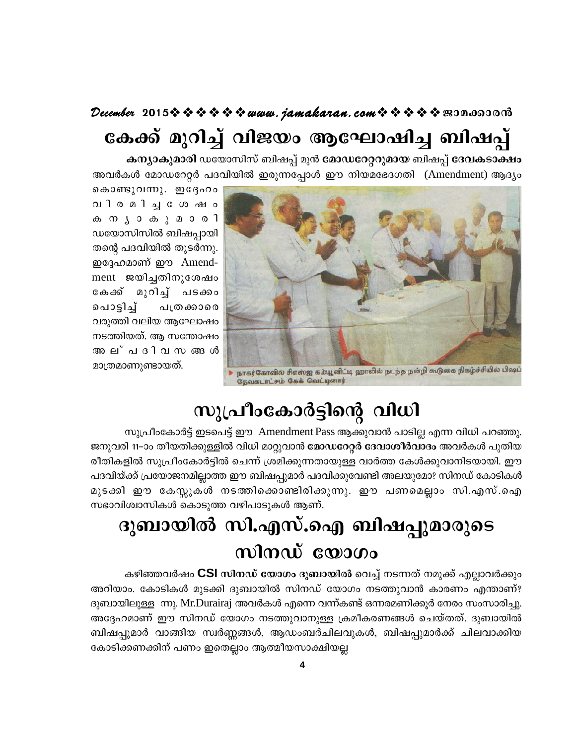# കേക്ക് മുറിച്ച് വിജയം ആഘോഷിച്ച ബിഷപ്പ്

**കന്യാകുമാരി** ഡയോസിസ് ബിഷപ്പ് മുൻ **മോഡറേറ്ററുമായ** ബിഷപ്പ് **ദേവകടാക്ഷം** അവർകൾ മോഡറേറ്റർ പദവിയിൽ ഇരുന്നപ്പോൾ ഈ നിയമഭേദഗതി (Amendment) ആദ്യം കൊണ്ടുവന്നു. ഇദ്ദേഹം വിരമിച്ച ശേഷം കന്യാകുമാരി ഡയോസിസിൽ ബിഷപ്പായി തന്റെ പദവിയിൽ തുടർന്നു. ഇദ്ദേഹമാണ് ഈ Amendment ജയിച്ചതിനുശേഷം കേക്ക് മുറിച്ച് പടക്കം പൊട്ടിച്ച് പത്രക്കാരെ വരുത്തി വലിയ ആഘോഷം നടത്തിയത്. ആ സന്തോഷം അല്പ ദിവസങ്ങൾ മാത്രമാണുണ്ടായത്.

நாகர்கோவில் சிஎஸ்ஐ கம்யூனிட்டி ஹாலில் நடந்த நன்றி கூடுகை நிகழ்ச்சியில் பிஷப் தேவகடாட்சம் கேக் வெட்டினார்.

# സുപ്രീംകോർട്ടിന്റെ വിധി

സുപ്രീംകോർട്ട് ഇടപെട്ട് ഈ Amendment Pass ആക്കുവാൻ പാടില്ല എന്ന വിധി പറഞ്ഞു. ജനുവരി 11–ാം തീയതിക്കുള്ളിൽ വിധി മാറ്റുവാൻ **മോഡറേറ്റർ ദേവാശീർവാദം** അവർകൾ പുതിയ രീതികളിൽ സുപ്രീംകോർട്ടിൽ ചെന്ന് ശ്രമിക്കുന്നതായുള്ള വാർത്ത കേൾക്കുവാനിടയായി. ഈ പദവിയ്ക്ക് പ്രയോജനമില്ലാത്ത ഈ ബിഷപ്പുമാർ പദവിക്കുവേണ്ടി അലയുമോ? സിനഡ് കോടികൾ മുടക്കി ഈ കേസ്സുകൾ നടത്തിക്കൊണ്ടിരിക്കുന്നു. ഈ പണമെല്ലാം സി.എസ്.ഐ സഭാവിശ്വാസികൾ കൊടുത്ത വഴിപാടുകൾ ആണ്.

# ദുബായിൽ സി.എസ്.ഐ ബിഷപ്പുമാരുടെ സിനഡ് യോഗം

കഴിഞ്ഞവർഷം **CSI സിനഡ് യോഗം ദുബായിൽ** വെച്ച് നടന്നത് നമുക്ക് എല്ലാവർക്കും അറിയാം. കോടികൾ മുടക്കി ദുബായിൽ സിനഡ് യോഗം നടത്തുവാൻ കാരണം എന്താണ്? ദുബായിലുള്ള നനു. Mr.Durairaj അവർകൾ എന്നെ വന്ന്കണ്ട് ഒന്നരമണിക്കൂർ നേരം സംസാരിച്ചു. അദ്ദേഹമാണ് ഈ സിനഡ് യോഗം നടത്തുവാനുള്ള ക്രമീകരണങ്ങൾ ചെയ്തത്. ദുബായിൽ ബിഷപ്പുമാർ വാങ്ങിയ സ്വർണ്ണങ്ങൾ, ആഡംബർചിലവുകൾ, ബിഷപ്പുമാർക്ക് ചിലവാക്കിയ കോടിക്കണക്കിന് പണം ഇതെല്ലാം ആത്മീയസാക്ഷിയല്ല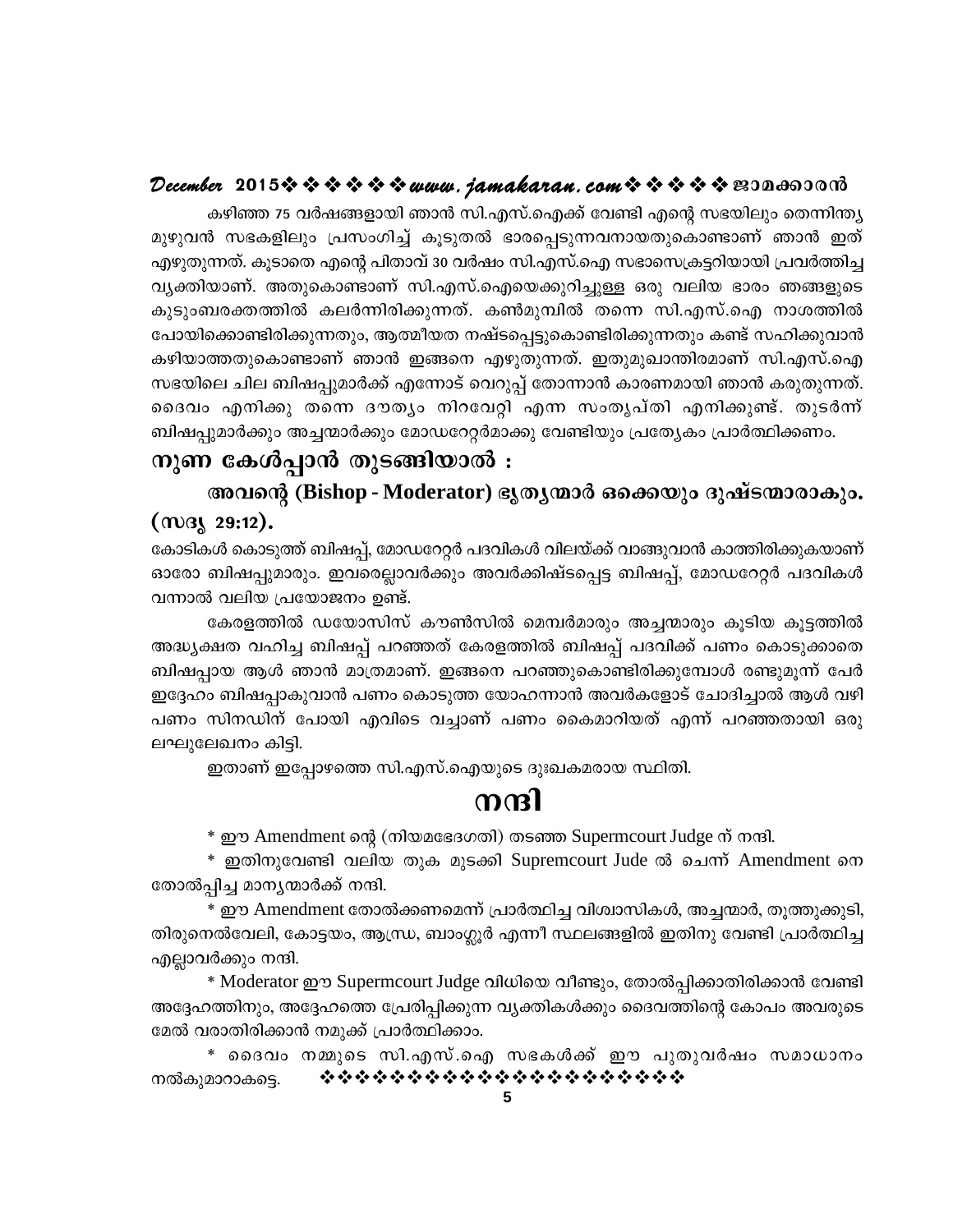കഴിഞ്ഞ 75 വർഷങ്ങളായി ഞാൻ സി.എസ്.ഐക്ക് വേണ്ടി എന്റെ സഭയിലും തെന്നിന്ത്യ മുഴുവൻ സഭകളിലും പ്രസംഗിച്ച് കൂടുതൽ ഭാരപ്പെടുന്നവനായതുകൊണ്ടാണ് ഞാൻ ഇത് എഴുതുന്നത്. കൂടാതെ എന്റെ പിതാവ് 30 വർഷം സി.എസ്.ഐ സഭാസെക്രട്ടറിയായി പ്രവർത്തിച്ച വ്യക്തിയാണ്. അതുകൊണ്ടാണ് സി.എസ്.ഐയെക്കുറിച്ചുള്ള ഒരു വലിയ ഭാരം ഞങ്ങളുടെ കുടുംബരക്തത്തിൽ കലർന്നിരിക്കുന്നത്. കൺമുമ്പിൽ തന്നെ സി.എസ്.ഐ നാശത്തിൽ പോയിക്കൊണ്ടിരിക്കുന്നതും, ആത്മീയത നഷ്ടപ്പെട്ടുകൊണ്ടിരിക്കുന്നതും കണ്ട് സഹിക്കുവാൻ കഴിയാത്തതുകൊണ്ടാണ് ഞാൻ ഇങ്ങനെ എഴുതുന്നത്. ഇതുമുഖാന്തിരമാണ് സി.എസ്.ഐ സഭയിലെ ചില ബിഷപ്പുമാർക്ക് എന്നോട് വെറുപ്പ് തോന്നാൻ കാരണമായി ഞാൻ കരുതുന്നത്. ദൈവം എനിക്കു തന്നെ ദൗത്യം നിറവേറ്റി എന്ന സംതൃപ്തി എനിക്കുണ്ട്. തുടർന്ന് ബിഷപ്പുമാർക്കും അച്ചന്മാർക്കും മോഡറേറ്റർമാക്കു വേണ്ടിയും പ്രത്യേകം പ്രാർത്ഥിക്കണം.

## നുണ കേൾപ്പാൻ തുടങ്ങിയാൽ :

**അവന്റെ (Bishop - Moderator) ഭൃത്യന്മാർ ഒക്കെയും ദുഷ്ടന്മാരാകും. (സദൃ 29:12).**

കോടികൾ കൊടുത്ത് ബിഷപ്പ്, മോഡറേറ്റർ പദവികൾ വിലയ്ക്ക് വാങ്ങുവാൻ കാത്തിരിക്കുകയാണ് ഓരോ ബിഷപ്പുമാരും. ഇവരെല്ലാവർക്കും അവർക്കിഷ്ടപ്പെട്ട ബിഷപ്പ്, മോഡറേറ്റർ പദവികൾ വന്നാൽ വലിയ പ്രയോജനം ഉണ്ട്.

കേരളത്തിൽ ഡയോസിസ് കൗൺസിൽ മെമ്പർമാരും അച്ചന്മാരും കൂടിയ കൂട്ടത്തിൽ അദ്ധ്യക്ഷത വഹിച്ച ബിഷപ്പ് പറഞ്ഞത് കേരളത്തിൽ ബിഷപ്പ് പദവിക്ക് പണം കൊടുക്കാതെ ബിഷപ്പായ ആൾ ഞാൻ മാത്രമാണ്. ഇങ്ങനെ പറഞ്ഞുകൊണ്ടിരിക്കുമ്പോൾ രണ്ടുമൂന്ന് പേർ ഇദ്ദേഹം ബിഷപ്പാകുവാൻ പണം കൊടുത്ത യോഹന്നാൻ അവർകളോട് ചോദിച്ചാൽ ആൾ വഴി പണം സിനഡിന് പോയി എവിടെ വച്ചാണ് പണം കൈമാറിയത് എന്ന് പറഞ്ഞതായി ഒരു ലഘുലേഖനം കിട്ടി.

ഇതാണ് ഇപ്പോഴത്തെ സി.എസ്.ഐയുടെ ദുഃഖകരമായ സ്ഥിതി.

# നന്ദി

\* ഈ Amendment ന്റെ (നിയമഭേദഗതി) തടഞ്ഞ Supermcourt Judge ന് നന്ദി.

\* ഇതിനുവേണ്ടി വലിയ തുക മുടക്കി Supremcourt Jude ൽ ചെന്ന് Amendment നെ തോൽപ്പിച്ച മാന്യന്മാർക്ക് നന്ദി.

\* ഈ Amendment തോൽക്കണമെന്ന് പ്രാർത്ഥിച്ച വിശ്വാസികൾ, അച്ചന്മാർ, തൂത്തുക്കുടി, തിരുനെൽവേലി, കോട്ടയം, ആന്ധ്ര, ബാംഗ്ലൂർ എന്നീ സ്ഥലങ്ങളിൽ ഇതിനു വേണ്ടി പ്രാർത്ഥിച്ച എല്ലാവർക്കും നന്ദി.

\* Moderator ഈ Supermcourt Judge വിധിയെ വീണ്ടും, തോൽപ്പിക്കാതിരിക്കാൻ വേണ്ടി അദ്ദേഹത്തിനും, അദ്ദേഹത്തെ പ്രേരിപ്പിക്കുന്ന വ്യക്തികൾക്കും ദൈവത്തിന്റെ കോപം അവരുടെ മേൽ വരാതിരിക്കാൻ നമുക്ക് പ്രാർത്ഥിക്കാം.

\* ദൈവം നമ്മുടെ സി.എസ്.ഐ സഭകൾക്ക് ഈ പുതുവർഷം സമാധാനം നൽകുമാറാകട്ടെ.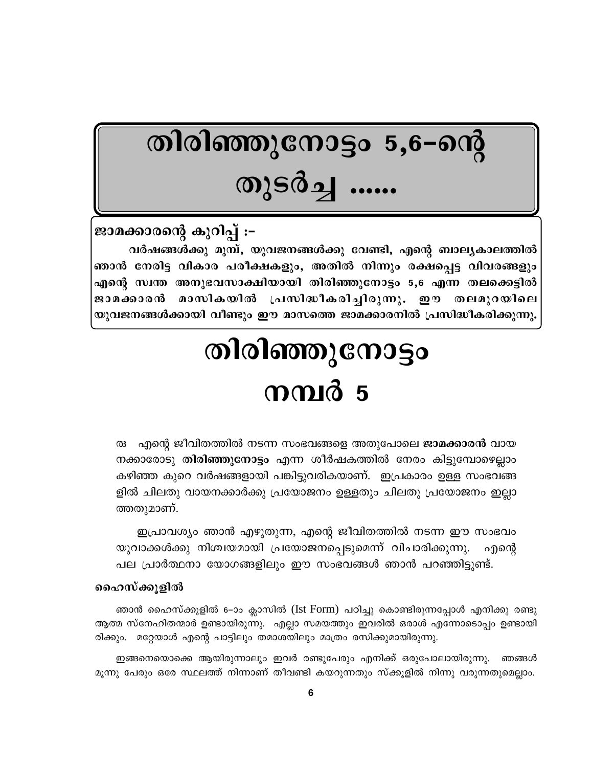# തിരിഞ്ഞുനോട്ടം 5,6–ന്റെ തുടർച്ച ......

**ജാമക്കാരന്റെ കുറിപ്പ് :–**

**വർഷങ്ങൾക്കു മുമ്പ്, യുവജനങ്ങൾക്കു വേണ്ടി, എന്റെ ബാല്യകാലത്തിൽ ഞാൻ നേരിട്ട വികാര പരീക്ഷകളും, അതിൽ നിന്നും രക്ഷപ്പെട്ട വിവരങ്ങളും എന്റെ സ്വന്ത അനുഭവസാക്ഷിയായി തിരിഞ്ഞുനോട്ടം 5,6 എന്ന തലക്കെട്ടിൽ ജാമക്കാരൻ മാസികയിൽ പ്രസിദ്ധീകരിച്ചിരുന്നു. ഈ തലമുറയിലെ യുവജനങ്ങൾക്കായി വീണ്ടും ഈ മാസത്തെ ജാമക്കാരനിൽ പ്രസിദ്ധീകരിക്കുന്നു.**

# തിരിഞ്ഞുനോട്ടം നമ്പർ 5

രു എന്റെ ജീവിതത്തിൽ നടന്ന സംഭവങ്ങളെ അതുപോലെ **ജാമക്കാരൻ** വായനക്കാരോടു **തിരിഞ്ഞുനോട്ടം** എന്ന ശീർഷകത്തിൽ നേരം കിട്ടുമ്പോഴെല്ലാം കഴിഞ്ഞ കുറെ വർഷങ്ങളായി പങ്കിട്ടുവരികയാണ്. ഇപ്രകാരം ഉള്ള സംഭവങ്ങളിൽ ചിലതു വായനക്കാർക്കു പ്രയോജനം ഉള്ളതും ചിലതു പ്രയോജനം ഇല്ലാത്തതുമാണ്.

ഇപ്രാവശ്യം ഞാൻ എഴുതുന്ന, എന്റെ ജീവിതത്തിൽ നടന്ന ഈ സംഭവം യുവാക്കൾക്കു നിശ്ചയമായി പ്രയോജനപ്പെടുമെന്ന് വിചാരിക്കുന്നു. എന്റെ പല പ്രാർത്ഥനാ യോഗങ്ങളിലും ഈ സംഭവങ്ങൾ ഞാൻ പറഞ്ഞിട്ടുണ്ട്.

### ഹൈസ്ക്കൂളിൽ

ഞാൻ ഹൈസ്ക്കൂളിൽ 6–ാം ക്ലാസിൽ (Ist Form) പഠിച്ചു കൊണ്ടിരുന്നപ്പോൾ എനിക്കു രണ്ടു ആത്മ സ്നേഹിതന്മാർ ഉണ്ടായിരുന്നു. എല്ലാ സമയത്തും ഇവരിൽ ഒരാൾ എന്നോടൊപ്പം ഉണ്ടായിരിക്കും. മറ്റേയാൾ എന്റെ പാട്ടിലും തമാശയിലും മാത്രം രസിക്കുമായിരുന്നു.

ഇങ്ങനെയൊക്കെ ആയിരുന്നാലും ഇവർ രണ്ടുപേരും എനിക്ക് ഒരുപോലായിരുന്നു. ഞങ്ങൾ മൂന്നു പേരും ഒരേ സ്ഥലത്ത് നിന്നാണ് തീവണ്ടി കയറുന്നതും സ്ക്കൂളിൽ നിന്നു വരുന്നതുമെല്ലാം.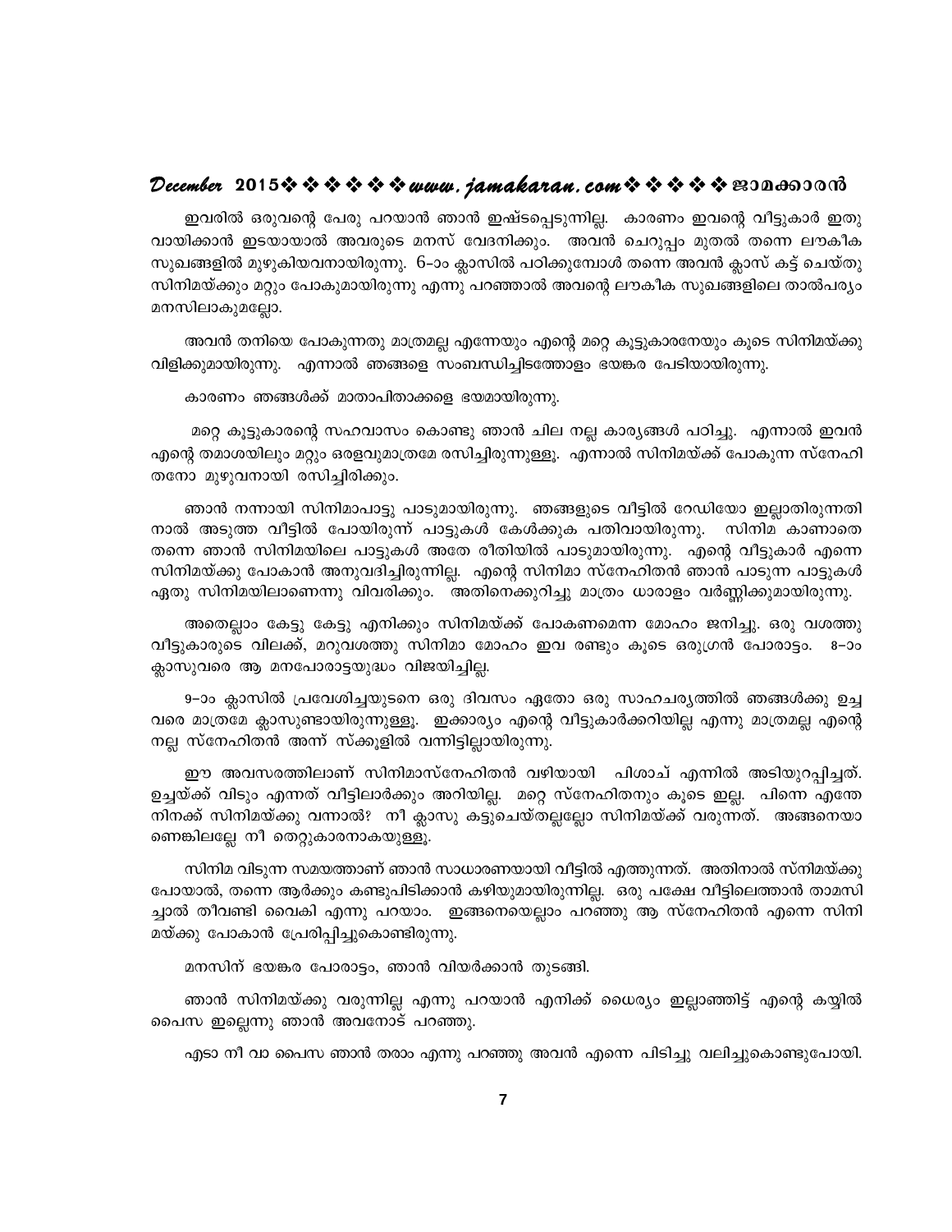ഇവരിൽ ഒരുവന്റെ പേരു പറയാൻ ഞാൻ ഇഷ്ടപ്പെടുന്നില്ല. കാരണം ഇവന്റെ വീട്ടുകാർ ഇതു വായിക്കാൻ ഇടയായാൽ അവരുടെ മനസ് വേദനിക്കും. അവൻ ചെറുപ്പം മുതൽ തന്നെ ലൗകീക സുഖങ്ങളിൽ മുഴുകിയവനായിരുന്നു. 6–ാം ക്ലാസിൽ പഠിക്കുമ്പോൾ തന്നെ അവൻ ക്ലാസ് കട്ട് ചെയ്തു സിനിമയ്ക്കും മറ്റും പോകുമായിരുന്നു എന്നു പറഞ്ഞാൽ അവന്റെ ലൗകീക സുഖങ്ങളിലെ താൽപര്യം മനസിലാകുമല്ലോ.

അവൻ തനിയെ പോകുന്നതു മാത്രമല്ല എന്നേയും എന്റെ മറ്റെ കൂട്ടുകാരനേയും കൂടെ സിനിമയ്ക്കു വിളിക്കുമായിരുന്നു. എന്നാൽ ഞങ്ങളെ സംബന്ധിച്ചിടത്തോളം ഭയങ്കര പേടിയായിരുന്നു.

കാരണം ഞങ്ങൾക്ക് മാതാപിതാക്കളെ ഭയമായിരുന്നു.

മറ്റെ കൂട്ടുകാരന്റെ സഹവാസം കൊണ്ടു ഞാൻ ചില നല്ല കാര്യങ്ങൾ പഠിച്ചു. എന്നാൽ ഇവൻ എന്റെ തമാശയിലും മറ്റും ഒരളവുമാത്രമേ രസിച്ചിരുന്നുള്ളൂ. എന്നാൽ സിനിമയ്ക്ക് പോകുന്ന സ്നേഹിതനോ മുഴുവനായി രസിച്ചിരിക്കും.

ഞാൻ നന്നായി സിനിമാപാട്ടു പാടുമായിരുന്നു. ഞങ്ങളുടെ വീട്ടിൽ റേഡിയോ ഇല്ലാതിരുന്നതിനാൽ അടുത്ത വീട്ടിൽ പോയിരുന്ന് പാട്ടുകൾ കേൾക്കുക പതിവായിരുന്നു. സിനിമ കാണാതെ തന്നെ ഞാൻ സിനിമയിലെ പാട്ടുകൾ അതേ രീതിയിൽ പാടുമായിരുന്നു. എന്റെ വീട്ടുകാർ എന്നെ സിനിമയ്ക്കു പോകാൻ അനുവദിച്ചിരുന്നില്ല. എന്റെ സിനിമാ സ്നേഹിതൻ ഞാൻ പാടുന്ന പാട്ടുകൾ ഏതു സിനിമയിലാണെന്നു വിവരിക്കും. അതിനെക്കുറിച്ചു മാത്രം ധാരാളം വർണ്ണിക്കുമായിരുന്നു.

അതെല്ലാം കേട്ടു കേട്ടു എനിക്കും സിനിമയ്ക്ക് പോകണമെന്ന മോഹം ജനിച്ചു. ഒരു വശത്തു വീട്ടുകാരുടെ വിലക്ക്, മറുവശത്തു സിനിമാ മോഹം ഇവ രണ്ടും കൂടെ ഒരുഗ്രൻ പോരാട്ടം. 8–ാം ക്ലാസുവരെ ആ മനപോരാട്ടയുദ്ധം വിജയിച്ചില്ല.

9–ാം ക്ലാസിൽ പ്രവേശിച്ചയുടനെ ഒരു ദിവസം ഏതോ ഒരു സാഹചര്യത്തിൽ ഞങ്ങൾക്കു ഉച്ച വരെ മാത്രമേ ക്ലാസുണ്ടായിരുന്നുള്ളൂ. ഇക്കാര്യം എന്റെ വീട്ടുകാർക്കറിയില്ല എന്നു മാത്രമല്ല എന്റെ നല്ല സ്നേഹിതൻ അന്ന് സ്ക്കൂളിൽ വന്നിട്ടില്ലായിരുന്നു.

ഈ അവസരത്തിലാണ് സിനിമാസ്നേഹിതൻ വഴിയായി പിശാച് എന്നിൽ അടിയുറപ്പിച്ചത്. ഉച്ചയ്ക്ക് വിടും എന്നത് വീട്ടിലാർക്കും അറിയില്ല. മറ്റെ സ്നേഹിതനും കൂടെ ഇല്ല. പിന്നെ എന്തേ നിനക്ക് സിനിമയ്ക്കു വന്നാൽ? നീ ക്ലാസു കട്ടുചെയ്തല്ലല്ലോ സിനിമയ്ക്ക് വരുന്നത്. അങ്ങനെയാണെങ്കിലല്ലേ നീ തെറ്റുകാരനാകയുള്ളൂ.

സിനിമ വിടുന്ന സമയത്താണ് ഞാൻ സാധാരണയായി വീട്ടിൽ എത്തുന്നത്. അതിനാൽ സ്നിമയ്ക്കു പോയാൽ, തന്നെ ആർക്കും കണ്ടുപിടിക്കാൻ കഴിയുമായിരുന്നില്ല. ഒരു പക്ഷേ വീട്ടിലെത്താൻ താമസിച്ചാൽ തീവണ്ടി വൈകി എന്നു പറയാം. ഇങ്ങനെയെല്ലാം പറഞ്ഞു ആ സ്നേഹിതൻ എന്നെ സിനിമയ്ക്കു പോകാൻ പ്രേരിപ്പിച്ചുകൊണ്ടിരുന്നു.

മനസിന് ഭയങ്കര പോരാട്ടം, ഞാൻ വിയർക്കാൻ തുടങ്ങി.

ഞാൻ സിനിമയ്ക്കു വരുന്നില്ല എന്നു പറയാൻ എനിക്ക് ധൈര്യം ഇല്ലാഞ്ഞിട്ട് എന്റെ കയ്യിൽ പൈസ ഇല്ലെന്നു ഞാൻ അവനോട് പറഞ്ഞു.

എടാ നീ വാ പൈസ ഞാൻ തരാം എന്നു പറഞ്ഞു അവൻ എന്നെ പിടിച്ചു വലിച്ചുകൊണ്ടുപോയി.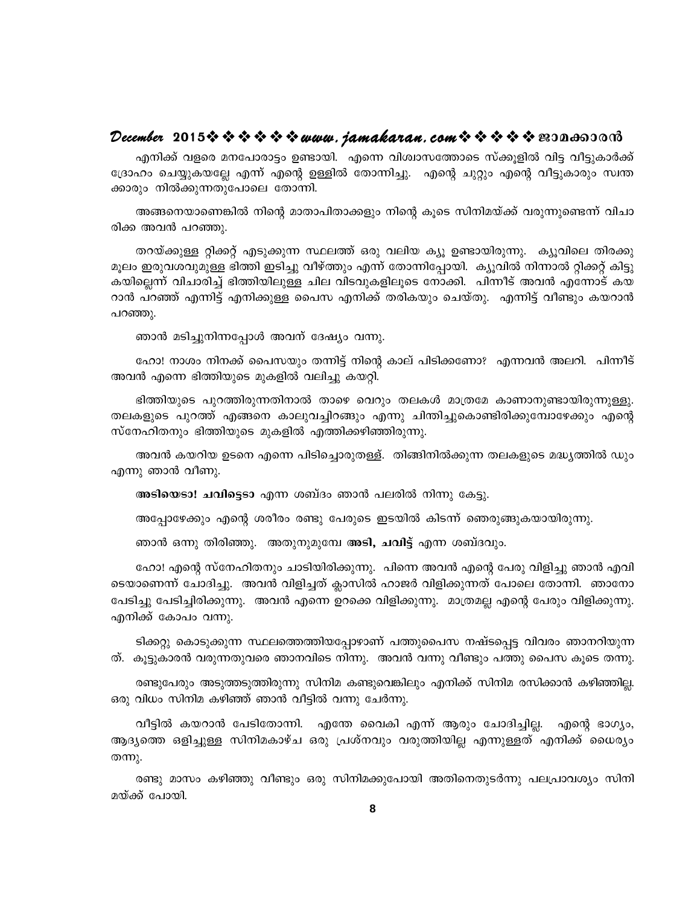എനിക്ക് വളരെ മനപോരാട്ടം ഉണ്ടായി. എന്നെ വിശ്വാസത്തോടെ സ്ക്കൂളിൽ വിട്ട വീട്ടുകാർക്ക് ദ്രോഹം ചെയ്യുകയല്ലേ എന്ന് എന്റെ ഉള്ളിൽ തോന്നിച്ചു. എന്റെ ചുറ്റും എന്റെ വീട്ടുകാരും സ്വന്തക്കാരും നിൽക്കുന്നതുപോലെ തോന്നി.

അങ്ങനെയാണെങ്കിൽ നിന്റെ മാതാപിതാക്കളും നിന്റെ കൂടെ സിനിമയ്ക്ക് വരുന്നുണ്ടെന്ന് വിചാരിക്ക അവൻ പറഞ്ഞു.

തറയ്ക്കുള്ള റ്റിക്കറ്റ് എടുക്കുന്ന സ്ഥലത്ത് ഒരു വലിയ ക്യൂ ഉണ്ടായിരുന്നു. ക്യൂവിലെ തിരക്കു മൂലം ഇരുവശവുമുള്ള ഭിത്തി ഇടിച്ചു വീഴ്ത്തും എന്ന് തോന്നിപ്പോയി. ക്യൂവിൽ നിന്നാൽ റ്റിക്കറ്റ് കിട്ടുകയില്ലെന്ന് വിചാരിച്ച് ഭിത്തിയിലുള്ള ചില വിടവുകളിലൂടെ നോക്കി. പിന്നീട് അവൻ എന്നോട് കയറാൻ പറഞ്ഞ് എന്നിട്ട് എനിക്കുള്ള പൈസ എനിക്ക് തരികയും ചെയ്തു. എന്നിട്ട് വീണ്ടും കയറാൻ പറഞ്ഞു.

ഞാൻ മടിച്ചുനിന്നപ്പോൾ അവന് ദേഷ്യം വന്നു.

ഹോ! നാശം നിനക്ക് പൈസയും തന്നിട്ട് നിന്റെ കാല് പിടിക്കണോ? എന്നവൻ അലറി. പിന്നീട് അവൻ എന്നെ ഭിത്തിയുടെ മുകളിൽ വലിച്ചു കയറ്റി.

ഭിത്തിയുടെ പുറത്തിരുന്നതിനാൽ താഴെ വെറും തലകൾ മാത്രമേ കാണാനുണ്ടായിരുന്നുള്ളു. തലകളുടെ പുറത്ത് എങ്ങനെ കാലുവച്ചിറങ്ങും എന്നു ചിന്തിച്ചുകൊണ്ടിരിക്കുമ്പോഴേക്കും എന്റെ സ്നേഹിതനും ഭിത്തിയുടെ മുകളിൽ എത്തിക്കഴിഞ്ഞിരുന്നു.

അവൻ കയറിയ ഉടനെ എന്നെ പിടിച്ചൊരുതള്ള്. തിങ്ങിനിൽക്കുന്ന തലകളുടെ മദ്ധ്യത്തിൽ ഡും എന്നു ഞാൻ വീണു.

**അടിയെടാ! ചവിട്ടെടാ** എന്ന ശബ്ദം ഞാൻ പലരിൽ നിന്നു കേട്ടു.

അപ്പോഴേക്കും എന്റെ ശരീരം രണ്ടു പേരുടെ ഇടയിൽ കിടന്ന് ഞെരുങ്ങുകയായിരുന്നു.

ഞാൻ ഒന്നു തിരിഞ്ഞു. അതുനുമുമ്പേ **അടി, ചവിട്ട്** എന്ന ശബ്ദവും.

ഹോ! എന്റെ സ്നേഹിതനും ചാടിയിരിക്കുന്നു. പിന്നെ അവൻ എന്റെ പേരു വിളിച്ചു ഞാൻ എവിടെയാണെന്ന് ചോദിച്ചു. അവൻ വിളിച്ചത് ക്ലാസിൽ ഹാജർ വിളിക്കുന്നത് പോലെ തോന്നി. ഞാനോ പേടിച്ചു പേടിച്ചിരിക്കുന്നു. അവൻ എന്നെ ഉറക്കെ വിളിക്കുന്നു. മാത്രമല്ല എന്റെ പേരും വിളിക്കുന്നു. എനിക്ക് കോപം വന്നു.

ടിക്കറ്റു കൊടുക്കുന്ന സ്ഥലത്തെത്തിയപ്പോഴാണ് പത്തുപൈസ നഷ്ടപ്പെട്ട വിവരം ഞാനറിയുന്നത്. കൂട്ടുകാരൻ വരുന്നതുവരെ ഞാനവിടെ നിന്നു. അവൻ വന്നു വീണ്ടും പത്തു പൈസ കൂടെ തന്നു.

രണ്ടുപേരും അടുത്തടുത്തിരുന്നു സിനിമ കണ്ടുവെങ്കിലും എനിക്ക് സിനിമ രസിക്കാൻ കഴിഞ്ഞില്ല. ഒരു വിധം സിനിമ കഴിഞ്ഞ് ഞാൻ വീട്ടിൽ വന്നു ചേർന്നു.

വീട്ടിൽ കയറാൻ പേടിതോന്നി. എന്തേ വൈകി എന്ന് ആരും ചോദിച്ചില്ല. എന്റെ ഭാഗ്യം, ആദ്യത്തെ ഒളിച്ചുള്ള സിനിമകാഴ്ച ഒരു പ്രശ്നവും വരുത്തിയില്ല എന്നുള്ളത് എനിക്ക് ധൈര്യം തന്നു.

രണ്ടു മാസം കഴിഞ്ഞു വീണ്ടും ഒരു സിനിമക്കുപോയി അതിനെതുടർന്നു പലപ്രാവശ്യം സിനിമയ്ക്ക് പോയി.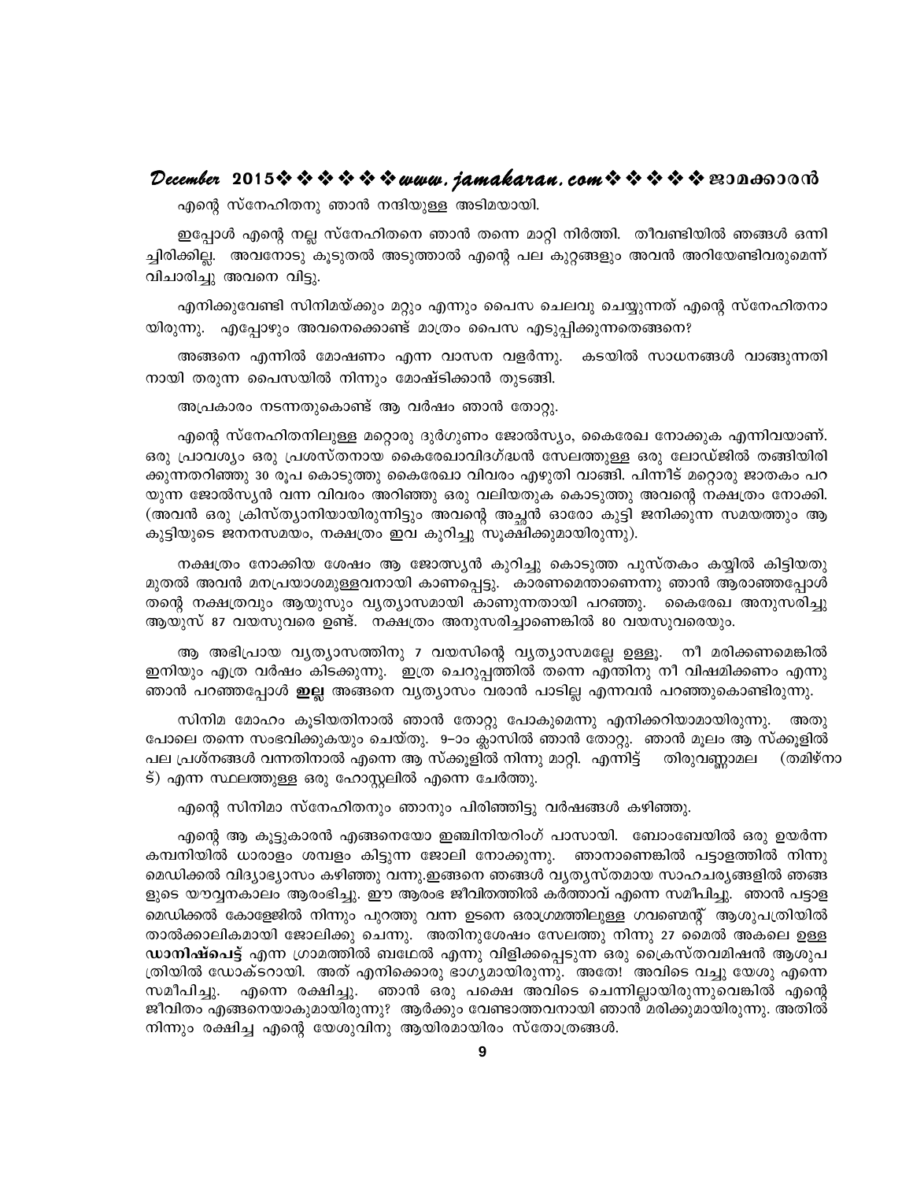എന്റെ സ്നേഹിതനു ഞാൻ നന്ദിയുള്ള അടിമയായി.

ഇപ്പോൾ എന്റെ നല്ല സ്നേഹിതനെ ഞാൻ തന്നെ മാറ്റി നിർത്തി. തീവണ്ടിയിൽ ഞങ്ങൾ ഒന്നിച്ചിരിക്കില്ല. അവനോടു കൂടുതൽ അടുത്താൽ എന്റെ പല കുറ്റങ്ങളും അവൻ അറിയേണ്ടിവരുമെന്ന് വിചാരിച്ചു അവനെ വിട്ടു.

എനിക്കുവേണ്ടി സിനിമയ്ക്കും മറ്റും എന്നും പൈസ ചെലവു ചെയ്യുന്നത് എന്റെ സ്നേഹിതനായിരുന്നു. എപ്പോഴും അവനെക്കൊണ്ട് മാത്രം പൈസ എടുപ്പിക്കുന്നതെങ്ങനെ?

അങ്ങനെ എന്നിൽ മോഷണം എന്ന വാസന വളർന്നു. കടയിൽ സാധനങ്ങൾ വാങ്ങുന്നതിനായി തരുന്ന പൈസയിൽ നിന്നും മോഷ്ടിക്കാൻ തുടങ്ങി.

അപ്രകാരം നടന്നതുകൊണ്ട് ആ വർഷം ഞാൻ തോറ്റു.

എന്റെ സ്നേഹിതനിലുള്ള മറ്റൊരു ദുർഗുണം ജോൽസ്യം, കൈരേഖ നോക്കുക എന്നിവയാണ്. ഒരു പ്രാവശ്യം ഒരു പ്രശസ്തനായ കൈരേഖാവിദഗ്ദ്ധൻ സേലത്തുള്ള ഒരു ലോഡ്ജിൽ തങ്ങിയിരിക്കുന്നതറിഞ്ഞു 30 രൂപ കൊടുത്തു കൈരേഖാ വിവരം എഴുതി വാങ്ങി. പിന്നീട് മറ്റൊരു ജാതകം പറയുന്ന ജോൽസ്യൻ വന്ന വിവരം അറിഞ്ഞു ഒരു വലിയതുക കൊടുത്തു അവന്റെ നക്ഷത്രം നോക്കി. (അവൻ ഒരു ക്രിസ്ത്യാനിയായിരുന്നിട്ടും അവന്റെ അച്ഛൻ ഓരോ കുട്ടി ജനിക്കുന്ന സമയത്തും ആ കുട്ടിയുടെ ജനനസമയം, നക്ഷത്രം ഇവ കുറിച്ചു സൂക്ഷിക്കുമായിരുന്നു).

നക്ഷത്രം നോക്കിയ ശേഷം ആ ജോത്സ്യൻ കുറിച്ചു കൊടുത്ത പുസ്തകം കയ്യിൽ കിട്ടിയതു മുതൽ അവൻ മനപ്രയാശമുള്ളവനായി കാണപ്പെട്ടു. കാരണമെന്താണെന്നു ഞാൻ ആരാഞ്ഞപ്പോൾ തന്റെ നക്ഷത്രവും ആയുസും വ്യത്യാസമായി കാണുന്നതായി പറഞ്ഞു. കൈരേഖ അനുസരിച്ചു ആയുസ് 87 വയസുവരെ ഉണ്ട്. നക്ഷത്രം അനുസരിച്ചാണെങ്കിൽ 80 വയസുവരെയും.

ആ അഭിപ്രായ വ്യത്യാസത്തിനു 7 വയസിന്റെ വ്യത്യാസമല്ലേ ഉള്ളൂ. നീ മരിക്കണമെങ്കിൽ ഇനിയും എത്ര വർഷം കിടക്കുന്നു. ഇത്ര ചെറുപ്പത്തിൽ തന്നെ എന്തിനു നീ വിഷമിക്കണം എന്നു ഞാൻ പറഞ്ഞപ്പോൾ **ഇല്ല** അങ്ങനെ വ്യത്യാസം വരാൻ പാടില്ല എന്നവൻ പറഞ്ഞുകൊണ്ടിരുന്നു.

സിനിമ മോഹം കൂടിയതിനാൽ ഞാൻ തോറ്റു പോകുമെന്നു എനിക്കറിയാമായിരുന്നു. അതുപോലെ തന്നെ സംഭവിക്കുകയും ചെയ്തു. 9–ാം ക്ലാസിൽ ഞാൻ തോറ്റു. ഞാൻ മൂലം ആ സ്ക്കൂളിൽ പല പ്രശ്നങ്ങൾ വന്നതിനാൽ എന്നെ ആ സ്ക്കൂളിൽ നിന്നു മാറ്റി. എന്നിട്ട് തിരുവണ്ണാമല (തമിഴ്നാട്) എന്ന സ്ഥലത്തുള്ള ഒരു ഹോസ്റ്റലിൽ എന്നെ ചേർത്തു.

എന്റെ സിനിമാ സ്നേഹിതനും ഞാനും പിരിഞ്ഞിട്ടു വർഷങ്ങൾ കഴിഞ്ഞു.

എന്റെ ആ കൂട്ടുകാരൻ എങ്ങനെയോ ഇഞ്ചിനിയറിംഗ് പാസായി. ബോംബേയിൽ ഒരു ഉയർന്ന കമ്പനിയിൽ ധാരാളം ശമ്പളം കിട്ടുന്ന ജോലി നോക്കുന്നു. ഞാനാണെങ്കിൽ പട്ടാളത്തിൽ നിന്നു മെഡിക്കൽ വിദ്യാഭ്യാസം കഴിഞ്ഞു വന്നു.ഇങ്ങനെ ഞങ്ങൾ വ്യത്യസ്തമായ സാഹചര്യങ്ങളിൽ ഞങ്ങളുടെ യൗവ്വനകാലം ആരംഭിച്ചു. ഈ ആരംഭ ജീവിതത്തിൽ കർത്താവ് എന്നെ സമീപിച്ചു. ഞാൻ പട്ടാള മെഡിക്കൽ കോളേജിൽ നിന്നും പുറത്തു വന്ന ഉടനെ ഒരാഗ്രമത്തിലുള്ള ഗവൺമെന്റ് ആശുപത്രിയിൽ താൽക്കാലികമായി ജോലിക്കു ചെന്നു. അതിനുശേഷം സേലത്തു നിന്നു 27 മൈൽ അകലെ ഉള്ള **ഡാനിഷ്പെട്ട്** എന്ന ഗ്രാമത്തിൽ ബഥേൽ എന്നു വിളിക്കപ്പെടുന്ന ഒരു ക്രൈസ്തവമിഷൻ ആശുപത്രിയിൽ ഡോക്ടറായി. അത് എനിക്കൊരു ഭാഗ്യമായിരുന്നു. അതേ! അവിടെ വച്ചു യേശു എന്നെ സമീപിച്ചു. എന്നെ രക്ഷിച്ചു. ഞാൻ ഒരു പക്ഷെ അവിടെ ചെന്നില്ലായിരുന്നുവെങ്കിൽ എന്റെ ജീവിതം എങ്ങനെയാകുമായിരുന്നു? ആർക്കും വേണ്ടാത്തവനായി ഞാൻ മരിക്കുമായിരുന്നു. അതിൽ നിന്നും രക്ഷിച്ച എന്റെ യേശുവിനു ആയിരമായിരം സ്തോത്രങ്ങൾ.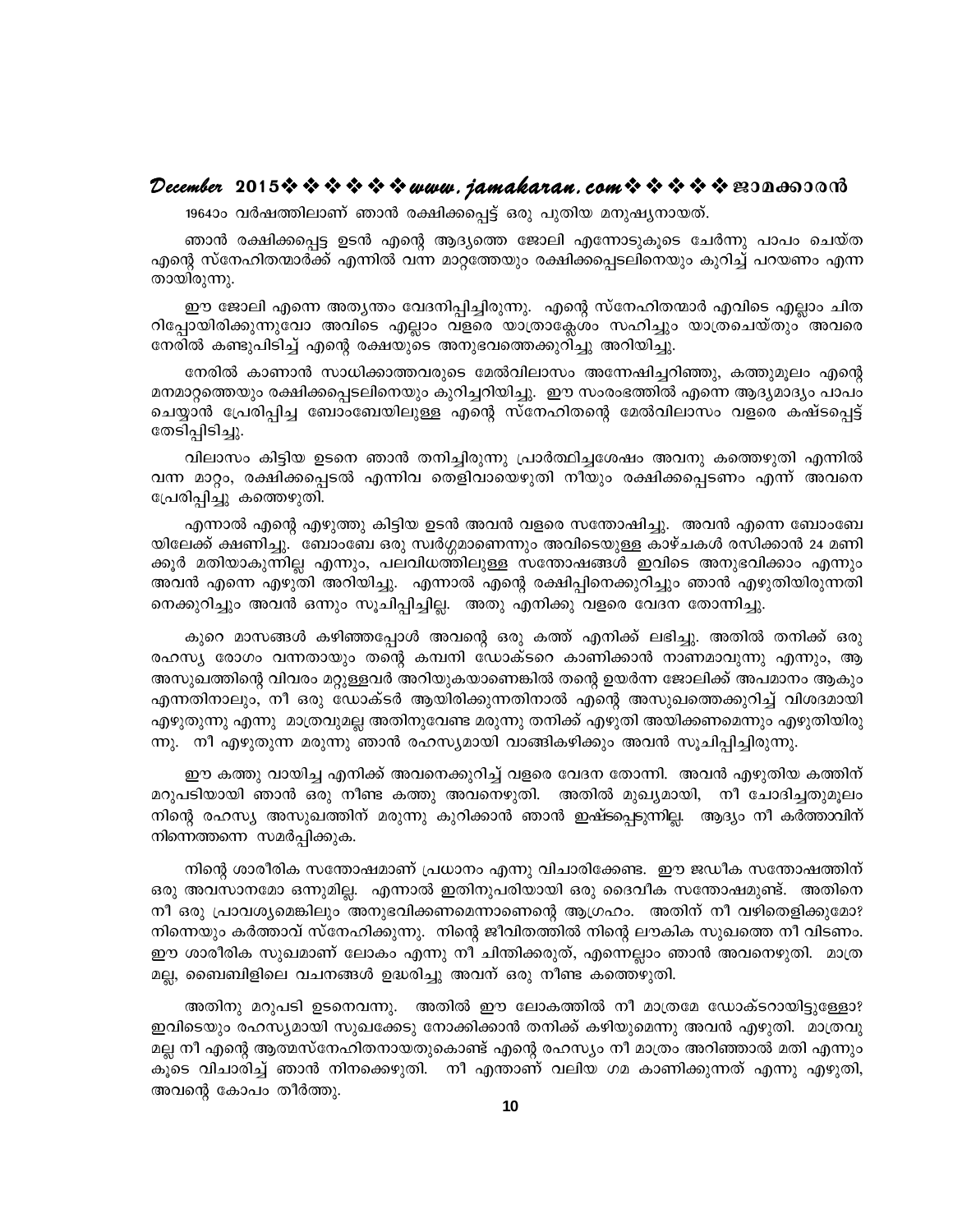1964ാം വർഷത്തിലാണ് ഞാൻ രക്ഷിക്കപ്പെട്ട് ഒരു പുതിയ മനുഷ്യനായത്.

ഞാൻ രക്ഷിക്കപ്പെട്ട ഉടൻ എന്റെ ആദ്യത്തെ ജോലി എന്നോടുകൂടെ ചേർന്നു പാപം ചെയ്ത എന്റെ സ്നേഹിതന്മാർക്ക് എന്നിൽ വന്ന മാറ്റത്തേയും രക്ഷിക്കപ്പെടലിനെയും കുറിച്ച് പറയണം എന്ന തായിരുന്നു.

ഈ ജോലി എന്നെ അത്യന്തം വേദനിപ്പിച്ചിരുന്നു. എന്റെ സ്നേഹിതന്മാർ എവിടെ എല്ലാം ചിത റിപ്പോയിരിക്കുന്നുവോ അവിടെ എല്ലാം വളരെ യാത്രാക്ലേശം സഹിച്ചും യാത്രചെയ്തും അവരെ നേരിൽ കണ്ടുപിടിച്ച് എന്റെ രക്ഷയുടെ അനുഭവത്തെക്കുറിച്ചു അറിയിച്ചു.

നേരിൽ കാണാൻ സാധിക്കാത്തവരുടെ മേൽവിലാസം അന്വേഷിച്ചറിഞ്ഞു, കത്തുമൂലം എന്റെ മനമാറ്റത്തെയും രക്ഷിക്കപ്പെടലിനെയും കുറിച്ചറിയിച്ചു. ഈ സംരംഭത്തിൽ എന്നെ ആദ്യമാദ്യം പാപം ചെയ്യാൻ പ്രേരിപ്പിച്ച ബോംബേയിലുള്ള എന്റെ സ്നേഹിതന്റെ മേൽവിലാസം വളരെ കഷ്ടപ്പെട്ട് തേടിപ്പിടിച്ചു.

വിലാസം കിട്ടിയ ഉടനെ ഞാൻ തനിച്ചിരുന്നു പ്രാർത്ഥിച്ചശേഷം അവനു കത്തെഴുതി എന്നിൽ വന്ന മാറ്റം, രക്ഷിക്കപ്പെടൽ എന്നിവ തെളിവായെഴുതി നീയും രക്ഷിക്കപ്പെടണം എന്ന് അവനെ പ്രേരിപ്പിച്ചു കത്തെഴുതി.

എന്നാൽ എന്റെ എഴുത്തു കിട്ടിയ ഉടൻ അവൻ വളരെ സന്തോഷിച്ചു. അവൻ എന്നെ ബോംബേ യിലേക്ക് ക്ഷണിച്ചു. ബോംബേ ഒരു സ്വർഗ്ഗമാണെന്നും അവിടെയുള്ള കാഴ്ചകൾ രസിക്കാൻ 24 മണി ക്കൂർ മതിയാകുന്നില്ല എന്നും, പലവിധത്തിലുള്ള സന്തോഷങ്ങൾ ഇവിടെ അനുഭവിക്കാം എന്നും അവൻ എന്നെ എഴുതി അറിയിച്ചു. എന്നാൽ എന്റെ രക്ഷിപ്പിനെക്കുറിച്ചും ഞാൻ എഴുതിയിരുന്നതി നെക്കുറിച്ചും അവൻ ഒന്നും സൂചിപ്പിച്ചില്ല. അതു എനിക്കു വളരെ വേദന തോന്നിച്ചു.

കുറെ മാസങ്ങൾ കഴിഞ്ഞപ്പോൾ അവന്റെ ഒരു കത്ത് എനിക്ക് ലഭിച്ചു. അതിൽ തനിക്ക് ഒരു രഹസ്യ രോഗം വന്നതായും തന്റെ കമ്പനി ഡോക്ടറെ കാണിക്കാൻ നാണമാവുന്നു എന്നും, ആ അസുഖത്തിന്റെ വിവരം മറ്റുള്ളവർ അറിയുകയാണെങ്കിൽ തന്റെ ഉയർന്ന ജോലിക്ക് അപമാനം ആകും എന്നതിനാലും, നീ ഒരു ഡോക്ടർ ആയിരിക്കുന്നതിനാൽ എന്റെ അസുഖത്തെക്കുറിച്ച് വിശദമായി എഴുതുന്നു എന്നു മാത്രവുമല്ല അതിനുവേണ്ട മരുന്നു തനിക്ക് എഴുതി അയിക്കണമെന്നും എഴുതിയിരു ന്നു. നീ എഴുതുന്ന മരുന്നു ഞാൻ രഹസ്യമായി വാങ്ങികഴിക്കും അവൻ സൂചിപ്പിച്ചിരുന്നു.

ഈ കത്തു വായിച്ച എനിക്ക് അവനെക്കുറിച്ച് വളരെ വേദന തോന്നി. അവൻ എഴുതിയ കത്തിന് മറുപടിയായി ഞാൻ ഒരു നീണ്ട കത്തു അവനെഴുതി. അതിൽ മുഖ്യമായി, നീ ചോദിച്ചതുമൂലം നിന്റെ രഹസ്യ അസുഖത്തിന് മരുന്നു കുറിക്കാൻ ഞാൻ ഇഷ്ടപ്പെടുന്നില്ല. ആദ്യം നീ കർത്താവിന് നിന്നെത്തന്നെ സമർപ്പിക്കുക.

നിന്റെ ശാരീരിക സന്തോഷമാണ് പ്രധാനം എന്നു വിചാരിക്കേണ്ട. ഈ ജഢീക സന്തോഷത്തിന് ഒരു അവസാനമോ ഒന്നുമില്ല. എന്നാൽ ഇതിനുപരിയായി ഒരു ദൈവീക സന്തോഷമുണ്ട്. അതിനെ നീ ഒരു പ്രാവശ്യമെങ്കിലും അനുഭവിക്കണമെന്നാണെന്റെ ആഗ്രഹം. അതിന് നീ വഴിതെളിക്കുമോ? നിന്നെയും കർത്താവ് സ്നേഹിക്കുന്നു. നിന്റെ ജീവിതത്തിൽ നിന്റെ ലൗകിക സുഖത്തെ നീ വിടണം. ഈ ശാരീരിക സുഖമാണ് ലോകം എന്നു നീ ചിന്തിക്കരുത്, എന്നെല്ലാം ഞാൻ അവനെഴുതി. മാത്ര മല്ല, ബൈബിളിലെ വചനങ്ങൾ ഉദ്ധരിച്ചു അവന് ഒരു നീണ്ട കത്തെഴുതി.

അതിനു മറുപടി ഉടനെവന്നു. അതിൽ ഈ ലോകത്തിൽ നീ മാത്രമേ ഡോക്ടറായിട്ടുള്ളോ? ഇവിടെയും രഹസ്യമായി സുഖക്കേടു നോക്കിക്കാൻ തനിക്ക് കഴിയുമെന്നു അവൻ എഴുതി. മാത്രവു മല്ല നീ എന്റെ ആത്മസ്നേഹിതനായതുകൊണ്ട് എന്റെ രഹസ്യം നീ മാത്രം അറിഞ്ഞാൽ മതി എന്നും കൂടെ വിചാരിച്ച് ഞാൻ നിനക്കെഴുതി. നീ എന്താണ് വലിയ ഗമ കാണിക്കുന്നത് എന്നു എഴുതി, അവന്റെ കോപം തീർത്തു.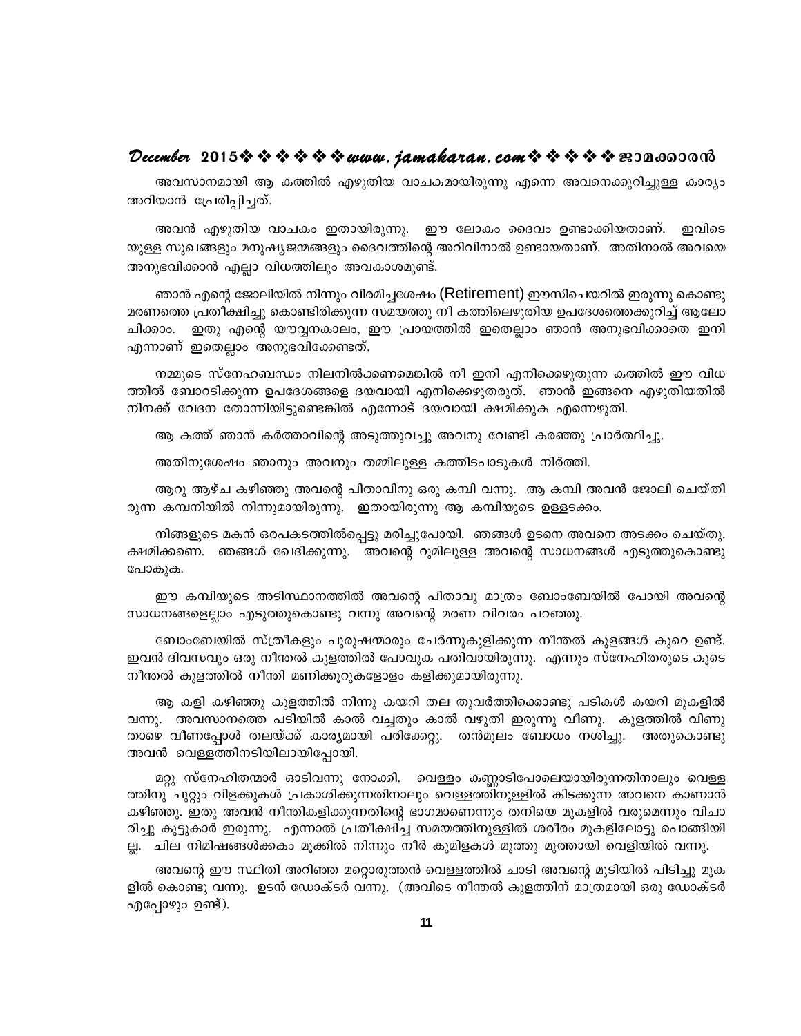അവസാനമായി ആ കത്തിൽ എഴുതിയ വാചകമായിരുന്നു എന്നെ അവനെക്കുറിച്ചുള്ള കാര്യം അറിയാൻ പ്രേരിപ്പിച്ചത്.

അവൻ എഴുതിയ വാചകം ഇതായിരുന്നു. ഈ ലോകം ദൈവം ഉണ്ടാക്കിയതാണ്. ഇവിടെയുള്ള സുഖങ്ങളും മനുഷ്യജന്മങ്ങളും ദൈവത്തിന്റെ അറിവിനാൽ ഉണ്ടായതാണ്. അതിനാൽ അവയെ അനുഭവിക്കാൻ എല്ലാ വിധത്തിലും അവകാശമുണ്ട്.

ഞാൻ എന്റെ ജോലിയിൽ നിന്നും വിരമിച്ചശേഷം (Retirement) ഈസിചെയറിൽ ഇരുന്നു കൊണ്ടു മരണത്തെ പ്രതീക്ഷിച്ചു കൊണ്ടിരിക്കുന്ന സമയത്തു നീ കത്തിലെഴുതിയ ഉപദേശത്തെക്കുറിച്ച് ആലോചിക്കാം. ഇതു എന്റെ യൗവ്വനകാലം, ഈ പ്രായത്തിൽ ഇതെല്ലാം ഞാൻ അനുഭവിക്കാതെ ഇനി എന്നാണ് ഇതെല്ലാം അനുഭവിക്കേണ്ടത്.

നമ്മുടെ സ്നേഹബന്ധം നിലനിൽക്കണമെങ്കിൽ നീ ഇനി എനിക്കെഴുതുന്ന കത്തിൽ ഈ വിധത്തിൽ ബോറടിക്കുന്ന ഉപദേശങ്ങളെ ദയവായി എനിക്കെഴുതരുത്. ഞാൻ ഇങ്ങനെ എഴുതിയതിൽ നിനക്ക് വേദന തോന്നിയിട്ടുണ്ടെങ്കിൽ എന്നോട് ദയവായി ക്ഷമിക്കുക എന്നെഴുതി.

ആ കത്ത് ഞാൻ കർത്താവിന്റെ അടുത്തുവച്ചു അവനു വേണ്ടി കരഞ്ഞു പ്രാർത്ഥിച്ചു.

അതിനുശേഷം ഞാനും അവനും തമ്മിലുള്ള കത്തിടപാടുകൾ നിർത്തി.

ആറു ആഴ്ച കഴിഞ്ഞു അവന്റെ പിതാവിനു ഒരു കമ്പി വന്നു. ആ കമ്പി അവൻ ജോലി ചെയ്തിരുന്ന കമ്പനിയിൽ നിന്നുമായിരുന്നു. ഇതായിരുന്നു ആ കമ്പിയുടെ ഉള്ളടക്കം.

നിങ്ങളുടെ മകൻ ഒരപകടത്തിൽപ്പെട്ടു മരിച്ചുപോയി. ഞങ്ങൾ ഉടനെ അവനെ അടക്കം ചെയ്തു. ക്ഷമിക്കണെ. ഞങ്ങൾ ഖേദിക്കുന്നു. അവന്റെ റൂമിലുള്ള അവന്റെ സാധനങ്ങൾ എടുത്തുകൊണ്ടു പോകുക.

ഈ കമ്പിയുടെ അടിസ്ഥാനത്തിൽ അവന്റെ പിതാവു മാത്രം ബോംബേയിൽ പോയി അവന്റെ സാധനങ്ങളെല്ലാം എടുത്തുകൊണ്ടു വന്നു അവന്റെ മരണ വിവരം പറഞ്ഞു.

ബോംബേയിൽ സ്ത്രീകളും പുരുഷന്മാരും ചേർന്നുകുളിക്കുന്ന നീന്തൽ കുളങ്ങൾ കുറെ ഉണ്ട്. ഇവൻ ദിവസവും ഒരു നീന്തൽ കുളത്തിൽ പോവുക പതിവായിരുന്നു. എന്നും സ്നേഹിതരുടെ കൂടെ നീന്തൽ കുളത്തിൽ നീന്തി മണിക്കൂറുകളോളം കളിക്കുമായിരുന്നു.

ആ കളി കഴിഞ്ഞു കുളത്തിൽ നിന്നു കയറി തല തുവർത്തിക്കൊണ്ടു പടികൾ കയറി മുകളിൽ വന്നു. അവസാനത്തെ പടിയിൽ കാൽ വച്ചതും കാൽ വഴുതി ഇരുന്നു വീണു. കുളത്തിൽ വീണു താഴെ വീണപ്പോൾ തലയ്ക്ക് കാര്യമായി പരിക്കേറ്റു. തൻമൂലം ബോധം നശിച്ചു. അതുകൊണ്ടു അവൻ വെള്ളത്തിനടിയിലായിപ്പോയി.

മറ്റു സ്നേഹിതന്മാർ ഓടിവന്നു നോക്കി. വെള്ളം കണ്ണാടിപോലെയായിരുന്നതിനാലും വെള്ളത്തിനു ചുറ്റും വിളക്കുകൾ പ്രകാശിക്കുന്നതിനാലും വെള്ളത്തിനുള്ളിൽ കിടക്കുന്ന അവനെ കാണാൻ കഴിഞ്ഞു. ഇതു അവൻ നീന്തികളിക്കുന്നതിന്റെ ഭാഗമാണെന്നും തനിയെ മുകളിൽ വരുമെന്നും വിചാരിച്ചു കൂട്ടുകാർ ഇരുന്നു. എന്നാൽ പ്രതീക്ഷിച്ച സമയത്തിനുള്ളിൽ ശരീരം മുകളിലോട്ടു പൊങ്ങിയില്ല. ചില നിമിഷങ്ങൾക്കകം മൂക്കിൽ നിന്നും നീർ കുമിളകൾ മുത്തു മുത്തായി വെളിയിൽ വന്നു.

അവന്റെ ഈ സ്ഥിതി അറിഞ്ഞ മറ്റൊരുത്തൻ വെള്ളത്തിൽ ചാടി അവന്റെ മുടിയിൽ പിടിച്ചു മുകളിൽ കൊണ്ടു വന്നു. ഉടൻ ഡോക്ടർ വന്നു. (അവിടെ നീന്തൽ കുളത്തിന് മാത്രമായി ഒരു ഡോക്ടർ എപ്പോഴും ഉണ്ട്).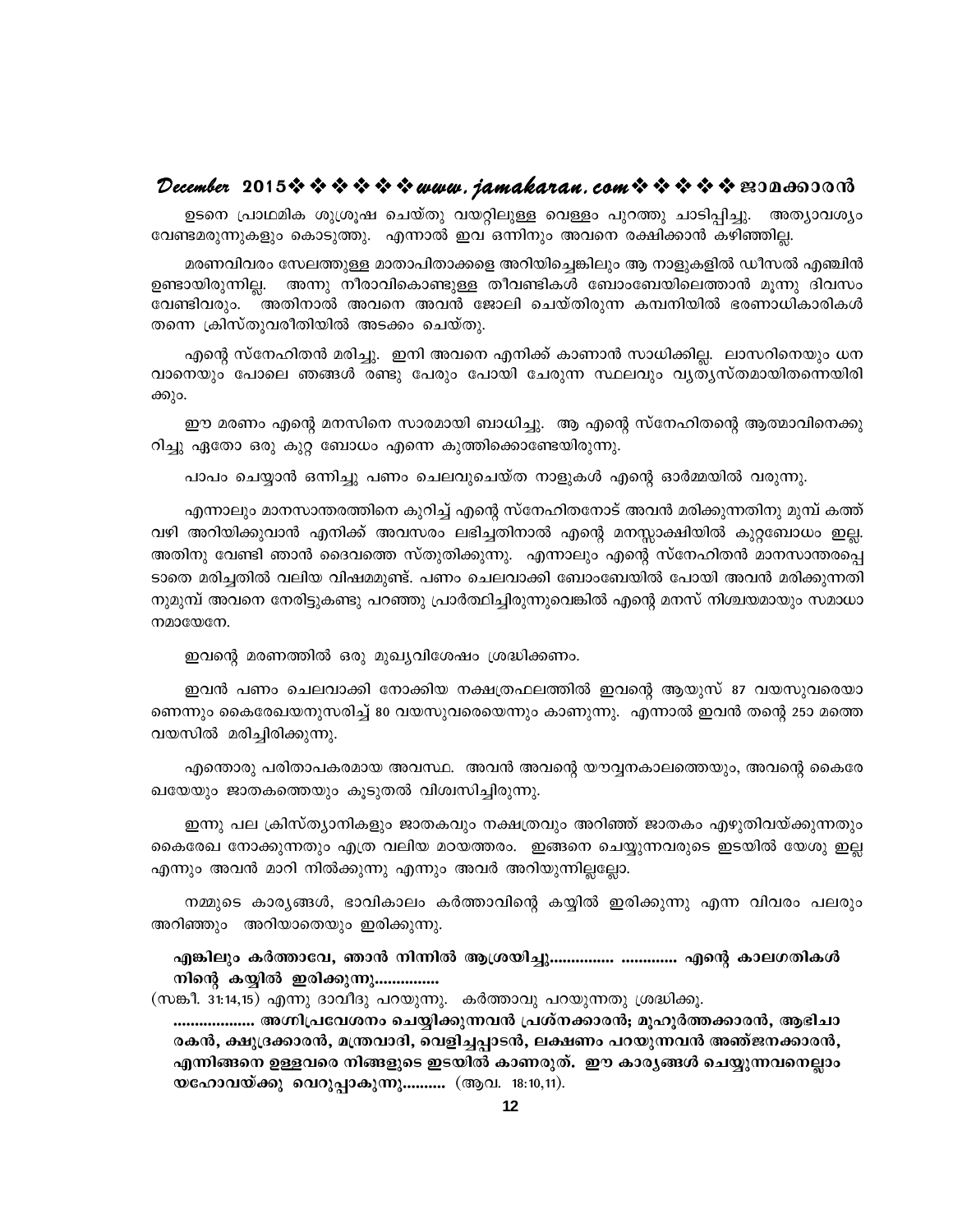ഉടനെ പ്രാഥമിക ശുശ്രൂഷ ചെയ്തു വയറ്റിലുള്ള വെള്ളം പുറത്തു ചാടിപ്പിച്ചു. അത്യാവശ്യം വേണ്ടമരുന്നുകളും കൊടുത്തു. എന്നാൽ ഇവ ഒന്നിനും അവനെ രക്ഷിക്കാൻ കഴിഞ്ഞില്ല.

മരണവിവരം സേലത്തുള്ള മാതാപിതാക്കളെ അറിയിച്ചെങ്കിലും ആ നാളുകളിൽ ഡീസൽ എഞ്ചിൻ ഉണ്ടായിരുന്നില്ല. അന്നു നീരാവികൊണ്ടുള്ള തീവണ്ടികൾ ബോംബേയിലെത്താൻ മൂന്നു ദിവസം വേണ്ടിവരും. അതിനാൽ അവനെ അവൻ ജോലി ചെയ്തിരുന്ന കമ്പനിയിൽ ഭരണാധികാരികൾ തന്നെ ക്രിസ്തുവരീതിയിൽ അടക്കം ചെയ്തു.

എന്റെ സ്നേഹിതൻ മരിച്ചു. ഇനി അവനെ എനിക്ക് കാണാൻ സാധിക്കില്ല. ലാസറിനെയും ധന വാനെയും പോലെ ഞങ്ങൾ രണ്ടു പേരും പോയി ചേരുന്ന സ്ഥലവും വ്യത്യസ്തമായിതന്നെയിരിക്കും.

ഈ മരണം എന്റെ മനസിനെ സാരമായി ബാധിച്ചു. ആ എന്റെ സ്നേഹിതന്റെ ആത്മാവിനെക്കുറിച്ചു ഏതോ ഒരു കുറ്റ ബോധം എന്നെ കുത്തിക്കൊണ്ടേയിരുന്നു.

പാപം ചെയ്യാൻ ഒന്നിച്ചു പണം ചെലവുചെയ്ത നാളുകൾ എന്റെ ഓർമ്മയിൽ വരുന്നു.

എന്നാലും മാനസാന്തരത്തിനെ കുറിച്ച് എന്റെ സ്നേഹിതനോട് അവൻ മരിക്കുന്നതിനു മുമ്പ് കത്ത് വഴി അറിയിക്കുവാൻ എനിക്ക് അവസരം ലഭിച്ചതിനാൽ എന്റെ മനസ്സാക്ഷിയിൽ കുറ്റബോധം ഇല്ല. അതിനു വേണ്ടി ഞാൻ ദൈവത്തെ സ്തുതിക്കുന്നു. എന്നാലും എന്റെ സ്നേഹിതൻ മാനസാന്തരപ്പെടാതെ മരിച്ചതിൽ വലിയ വിഷമമുണ്ട്. പണം ചെലവാക്കി ബോംബേയിൽ പോയി അവൻ മരിക്കുന്നതിനുമുമ്പ് അവനെ നേരിട്ടുകണ്ടു പറഞ്ഞു പ്രാർത്ഥിച്ചിരുന്നുവെങ്കിൽ എന്റെ മനസ് നിശ്ചയമായും സമാധാനമായേനേ.

ഇവന്റെ മരണത്തിൽ ഒരു മുഖ്യവിശേഷം ശ്രദ്ധിക്കണം.

ഇവൻ പണം ചെലവാക്കി നോക്കിയ നക്ഷത്രഫലത്തിൽ ഇവന്റെ ആയുസ് 87 വയസുവരെയാണെന്നും കൈരേഖയനുസരിച്ച് 80 വയസുവരെയെന്നും കാണുന്നു. എന്നാൽ ഇവൻ തന്റെ 25ാ മത്തെ വയസിൽ മരിച്ചിരിക്കുന്നു.

എന്തൊരു പരിതാപകരമായ അവസ്ഥ. അവൻ അവന്റെ യൗവ്വനകാലത്തെയും, അവന്റെ കൈരേഖയേയും ജാതകത്തെയും കൂടുതൽ വിശ്വസിച്ചിരുന്നു.

ഇന്നു പല ക്രിസ്ത്യാനികളും ജാതകവും നക്ഷത്രവും അറിഞ്ഞ് ജാതകം എഴുതിവയ്ക്കുന്നതും കൈരേഖ നോക്കുന്നതും എത്ര വലിയ മായത്തരം. ഇങ്ങനെ ചെയ്യുന്നവരുടെ ഇടയിൽ യേശു ഇല്ല എന്നും അവൻ മാറി നിൽക്കുന്നു എന്നും അവർ അറിയുന്നില്ലല്ലോ.

നമ്മുടെ കാര്യങ്ങൾ, ഭാവികാലം കർത്താവിന്റെ കയ്യിൽ ഇരിക്കുന്നു എന്ന വിവരം പലരും അറിഞ്ഞും അറിയാതെയും ഇരിക്കുന്നു.

**എങ്കിലും കർത്താവേ, ഞാൻ നിന്നിൽ ആശ്രയിച്ചു............... ............. എന്റെ കാലഗതികൾ നിന്റെ കയ്യിൽ ഇരിക്കുന്നു...............**

(സങ്കീ. 31:14,15) എന്നു ദാവീദു പറയുന്നു. കർത്താവു പറയുന്നതു ശ്രദ്ധിക്കൂ.

**................... അഗ്നിപ്രവേശനം ചെയ്യിക്കുന്നവൻ പ്രശ്നക്കാരൻ; മൂഹൂർത്തക്കാരൻ, ആഭിചാരകൻ, ക്ഷുദ്രക്കാരൻ, മന്ത്രവാദി, വെളിച്ചപ്പാടൻ, ലക്ഷണം പറയുന്നവൻ അഞ്ജനക്കാരൻ, എന്നിങ്ങനെ ഉള്ളവരെ നിങ്ങളുടെ ഇടയിൽ കാണരുത്. ഈ കാര്യങ്ങൾ ചെയ്യുന്നവനെല്ലാം യഹോവയ്ക്കു വെറുപ്പാകുന്നു..........** (ആവ. 18:10,11).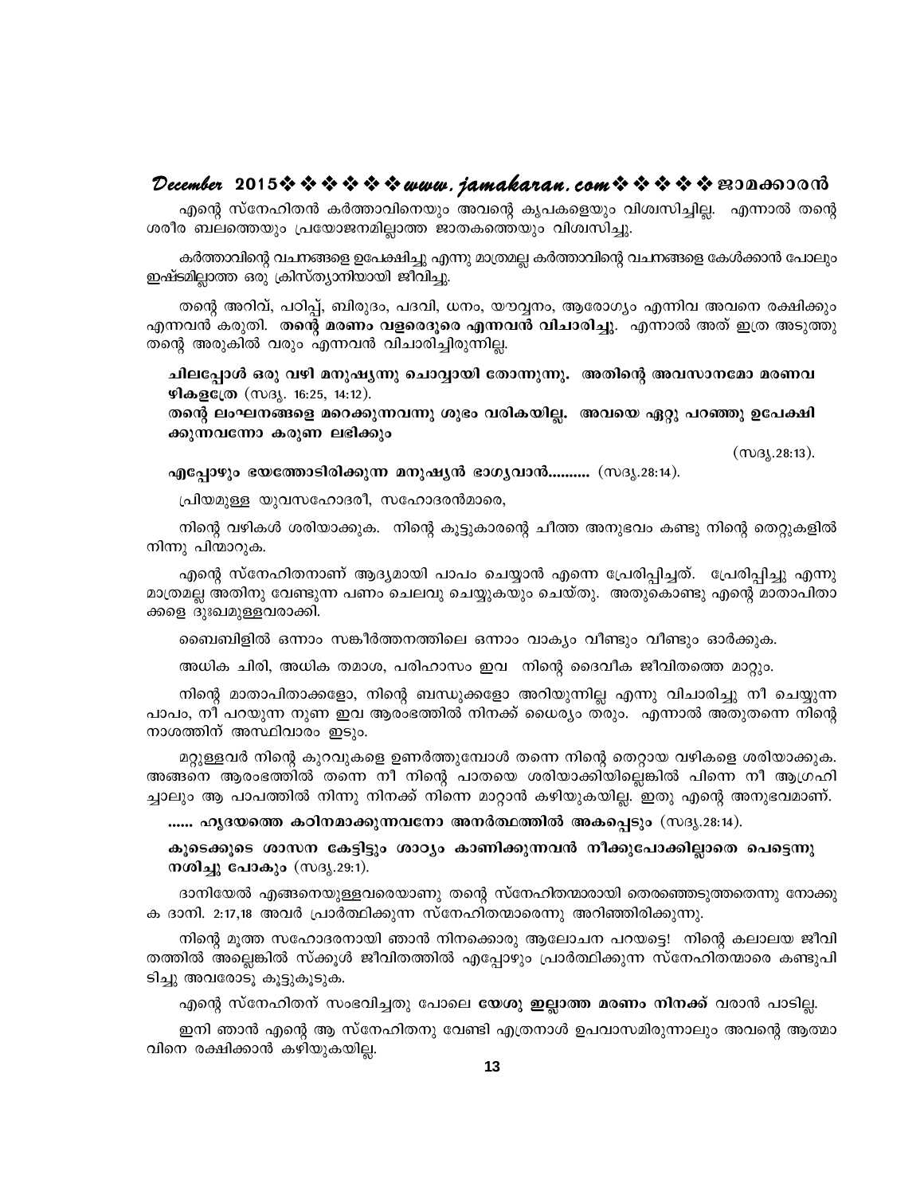എന്റെ സ്നേഹിതൻ കർത്താവിനെയും അവന്റെ കൃപകളെയും വിശ്വസിച്ചില്ല. എന്നാൽ തന്റെ ശരീര ബലത്തെയും പ്രയോജനമില്ലാത്ത ജാതകത്തെയും വിശ്വസിച്ചു.

കർത്താവിന്റെ വചനങ്ങളെ ഉപേക്ഷിച്ചു എന്നു മാത്രമല്ല കർത്താവിന്റെ വചനങ്ങളെ കേൾക്കാൻ പോലും ഇഷ്ടമില്ലാത്ത ഒരു ക്രിസ്ത്യാനിയായി ജീവിച്ചു.

തന്റെ അറിവ്, പഠിപ്പ്, ബിരുദം, പദവി, ധനം, യൗവ്വനം, ആരോഗ്യം എന്നിവ അവനെ രക്ഷിക്കും എന്നവൻ കരുതി. **തന്റെ മരണം വളരെദൂരെ എന്നവൻ വിചാരിച്ചു.** എന്നാൽ അത് ഇത്ര അടുത്തു തന്റെ അരുകിൽ വരും എന്നവൻ വിചാരിച്ചിരുന്നില്ല.

**ചിലപ്പോൾ ഒരു വഴി മനുഷ്യന്നു ചൊവ്വായി തോന്നുന്നു. അതിന്റെ അവസാനമോ മരണവ ഴികളത്രേ** (സദൃ. 16:25, 14:12).

**തന്റെ ലംഘനങ്ങളെ മറെക്കുന്നവന്നു ശുഭം വരികയില്ല. അവയെ ഏറ്റു പറഞ്ഞു ഉപേക്ഷി ക്കുന്നവന്നോ കരുണ ലഭിക്കും**

(സദൃ.28:13).

**എപ്പോഴും ഭയത്തോടിരിക്കുന്ന മനുഷ്യൻ ഭാഗ്യവാൻ..........** (സദൃ.28:14).

പ്രിയമുള്ള യുവസഹോദരീ, സഹോദരൻമാരെ,

നിന്റെ വഴികൾ ശരിയാക്കുക. നിന്റെ കൂട്ടുകാരന്റെ ചീത്ത അനുഭവം കണ്ടു നിന്റെ തെറ്റുകളിൽ നിന്നു പിന്മാറുക.

എന്റെ സ്നേഹിതനാണ് ആദ്യമായി പാപം ചെയ്യാൻ എന്നെ പ്രേരിപ്പിച്ചത്. പ്രേരിപ്പിച്ചു എന്നു മാത്രമല്ല അതിനു വേണ്ടുന്ന പണം ചെലവു ചെയ്യുകയും ചെയ്തു. അതുകൊണ്ടു എന്റെ മാതാപിതാ ക്കളെ ദുഃഖമുള്ളവരാക്കി.

ബൈബിളിൽ ഒന്നാം സങ്കീർത്തനത്തിലെ ഒന്നാം വാക്യം വീണ്ടും വീണ്ടും ഓർക്കുക.

അധിക ചിരി, അധിക തമാശ, പരിഹാസം ഇവ നിന്റെ ദൈവീക ജീവിതത്തെ മാറ്റും.

നിന്റെ മാതാപിതാക്കളോ, നിന്റെ ബന്ധുക്കളോ അറിയുന്നില്ല എന്നു വിചാരിച്ചു നീ ചെയ്യുന്ന പാപം, നീ പറയുന്ന നുണ ഇവ ആരംഭത്തിൽ നിനക്ക് ധൈര്യം തരും. എന്നാൽ അതുതന്നെ നിന്റെ നാശത്തിന് അസ്ഥിവാരം ഇടും.

മറ്റുള്ളവർ നിന്റെ കുറവുകളെ ഉണർത്തുമ്പോൾ തന്നെ നിന്റെ തെറ്റായ വഴികളെ ശരിയാക്കുക. അങ്ങനെ ആരംഭത്തിൽ തന്നെ നീ നിന്റെ പാതയെ ശരിയാക്കിയില്ലെങ്കിൽ പിന്നെ നീ ആഗ്രഹി ച്ചാലും ആ പാപത്തിൽ നിന്നു നിനക്ക് നിന്നെ മാറ്റാൻ കഴിയുകയില്ല. ഇതു എന്റെ അനുഭവമാണ്.

**...... ഹൃദയത്തെ കഠിനമാക്കുന്നവനോ അനർത്ഥത്തിൽ അകപ്പെടും** (സദൃ.28:14).

**കൂടെക്കൂടെ ശാസന കേട്ടിട്ടും ശാഠ്യം കാണിക്കുന്നവൻ നീക്കുപോക്കില്ലാതെ പെട്ടെന്നു നശിച്ചു പോകും** (സദൃ.29:1).

ദാനിയേൽ എങ്ങനെയുള്ളവരെയാണു തന്റെ സ്നേഹിതന്മാരായി തെരഞ്ഞെടുത്തതെന്നു നോക്കു ക ദാനി. 2:17,18 അവർ പ്രാർത്ഥിക്കുന്ന സ്നേഹിതന്മാരെന്നു അറിഞ്ഞിരിക്കുന്നു.

നിന്റെ മൂത്ത സഹോദരനായി ഞാൻ നിനക്കൊരു ആലോചന പറയട്ടെ! നിന്റെ കലാലയ ജീവി തത്തിൽ അല്ലെങ്കിൽ സ്കൂൾ ജീവിതത്തിൽ എപ്പോഴും പ്രാർത്ഥിക്കുന്ന സ്നേഹിതന്മാരെ കണ്ടുപി ടിച്ചു അവരോടു കൂട്ടുകൂടുക.

എന്റെ സ്നേഹിതന് സംഭവിച്ചതു പോലെ **യേശു ഇല്ലാത്ത മരണം നിനക്ക്** വരാൻ പാടില്ല.

ഇനി ഞാൻ എന്റെ ആ സ്നേഹിതനു വേണ്ടി എത്രനാൾ ഉപവാസമിരുന്നാലും അവന്റെ ആത്മാ വിനെ രക്ഷിക്കാൻ കഴിയുകയില്ല.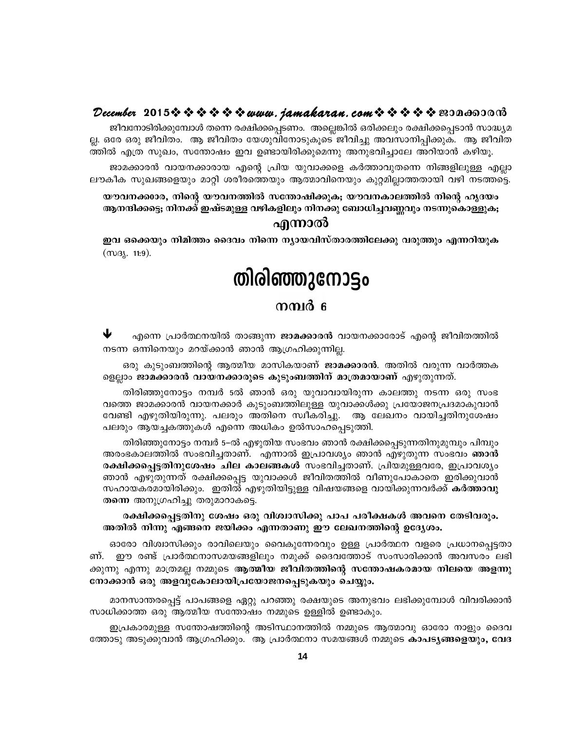ജീവനോടിരിക്കുമ്പോൾ തന്നെ രക്ഷിക്കപ്പെടണം. അല്ലെങ്കിൽ ഒരിക്കലും രക്ഷിക്കപ്പെടാൻ സാദ്ധ്യമല്ല. ഒരേ ഒരു ജീവിതം. ആ ജീവിതം യേശുവിനോടുകൂടെ ജീവിച്ചു അവസാനിപ്പിക്കുക. ആ ജീവിതത്തിൽ എത്ര സുഖം, സന്തോഷം ഇവ ഉണ്ടായിരിക്കുമെന്നു അനുഭവിച്ചാലേ അറിയാൻ കഴിയൂ.

ജാമക്കാരൻ വായനക്കാരായ എന്റെ പ്രിയ യുവാക്കളെ കർത്താവുതന്നെ നിങ്ങളിലുള്ള എല്ലാ ലൗകീക സുഖങ്ങളെയും മാറ്റി ശരീരത്തെയും ആത്മാവിനെയും കുറ്റമില്ലാത്തതായി വഴി നടത്തട്ടെ.

**യൗവനക്കാരാ, നിന്റെ യൗവനത്തിൽ സന്തോഷിക്കുക; യൗവനകാലത്തിൽ നിന്റെ ഹൃദയം ആനന്ദിക്കട്ടെ; നിനക്ക് ഇഷ്ടമുള്ള വഴികളിലും നിനക്കു ബോധിച്ചവണ്ണവും നടന്നുകൊള്ളുക;**

**എന്നാൽ**

**ഇവ ഒക്കെയും നിമിത്തം ദൈവം നിന്നെ ന്യായവിസ്താരത്തിലേക്കു വരുത്തും എന്നറിയുക** (സദൃ. 11:9).

# തിരിഞ്ഞുനോട്ടം

## നമ്പർ 6

➘ എന്നെ പ്രാർത്ഥനയിൽ താങ്ങുന്ന **ജാമക്കാരൻ** വായനക്കാരോട് എന്റെ ജീവിതത്തിൽ നടന്ന ഒന്നിനെയും മറയ്ക്കാൻ ഞാൻ ആഗ്രഹിക്കുന്നില്ല.

ഒരു കുടുംബത്തിന്റെ ആത്മീയ മാസികയാണ് **ജാമക്കാരൻ**. അതിൽ വരുന്ന വാർത്തകളെല്ലാം **ജാമക്കാരൻ വായനക്കാരുടെ കുടുംബത്തിന് മാത്രമായാണ്** എഴുതുന്നത്.

തിരിഞ്ഞുനോട്ടം നമ്പർ 5ൽ ഞാൻ ഒരു യുവാവായിരുന്ന കാലത്തു നടന്ന ഒരു സംഭവത്തെ ജാമക്കാരൻ വായനക്കാർ കുടുംബത്തിലുള്ള യുവാക്കൾക്കു പ്രയോജനപ്രദമാകുവാൻ വേണ്ടി എഴുതിയിരുന്നു. പലരും അതിനെ സ്വീകരിച്ചു. ആ ലേഖനം വായിച്ചതിനുശേഷം പലരും ആയച്ചകത്തുകൾ എന്നെ അധികം ഉൽസാഹപ്പെടുത്തി.

തിരിഞ്ഞുനോട്ടം നമ്പർ 5–ൽ എഴുതിയ സംഭവം ഞാൻ രക്ഷിക്കപ്പെടുന്നതിനുമുമ്പും പിമ്പും അരംഭകാലത്തിൽ സംഭവിച്ചതാണ്. എന്നാൽ ഇപ്രാവശ്യം ഞാൻ എഴുതുന്ന സംഭവം **ഞാൻ രക്ഷിക്കപ്പെട്ടതിനുശേഷം ചില കാലങ്ങകൾ** സംഭവിച്ചതാണ്. പ്രിയമുള്ളവരേ, ഇപ്രാവശ്യം ഞാൻ എഴുതുന്നത് രക്ഷിക്കപ്പെട്ട യുവാക്കൾ ജീവിതത്തിൽ വീണുപോകാതെ ഇരിക്കുവാൻ സഹായകരമായിരിക്കും. ഇതിൽ എഴുതിയിട്ടുള്ള വിഷയങ്ങളെ വായിക്കുന്നവർക്ക് **കർത്താവു തന്നെ** അനുഗ്രഹിച്ചു തരുമാറാകട്ടെ.

**രക്ഷിക്കപ്പെട്ടതിനു ശേഷം ഒരു വിശ്വാസിക്കു പാപ പരീക്ഷകൾ അവനെ തേടിവരും. അതിൽ നിന്നു എങ്ങനെ ജയിക്കം എന്നതാണു ഈ ലേഖനത്തിന്റെ ഉദ്ദേശം.**

ഓരോ വിശ്വാസിക്കും രാവിലെയും വൈകുന്നേരവും ഉള്ള പ്രാർത്ഥന വളരെ പ്രധാനപ്പെട്ടതാണ്. ഈ രണ്ട് പ്രാർത്ഥനാസമയങ്ങളിലും നമുക്ക് ദൈവത്തോട് സംസാരിക്കാൻ അവസരം ലഭിക്കുന്നു എന്നു മാത്രമല്ല നമ്മുടെ **ആത്മീയ ജീവിതത്തിന്റെ സന്തോഷകരമായ നിലയെ അളന്നു നോക്കാൻ ഒരു അളവുകോലായിപ്രയോജനപ്പെടുകയും ചെയ്യും.**

മാനസാന്തരപ്പെട്ട് പാപങ്ങളെ ഏറ്റു പറഞ്ഞു രക്ഷയുടെ അനുഭവം ലഭിക്കുമ്പോൾ വിവരിക്കാൻ സാധിക്കാത്ത ഒരു ആത്മീയ സന്തോഷം നമ്മുടെ ഉള്ളിൽ ഉണ്ടാകും.

ഇപ്രകാരമുള്ള സന്തോഷത്തിന്റെ അടിസ്ഥാനത്തിൽ നമ്മുടെ ആത്മാവു ഓരോ നാളും ദൈവത്തോടു അടുക്കുവാൻ ആഗ്രഹിക്കും. ആ പ്രാർത്ഥനാ സമയങ്ങൾ നമ്മുടെ **കാപട്യങ്ങളെയും, വേദ**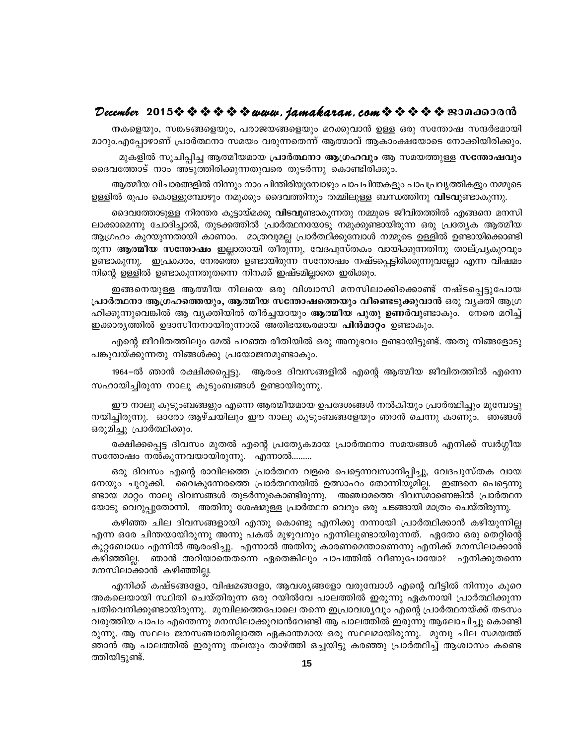**ന**കളെയും, സങ്കടങ്ങളെയും, പരാജയങ്ങളെയും മറക്കുവാൻ ഉള്ള ഒരു സന്തോഷ സന്ദർഭമായി മാറും.എപ്പോഴാണ് പ്രാർത്ഥനാ സമയം വരുന്നതെന്ന് ആത്മാവ് ആകാംക്ഷയോടെ നോക്കിയിരിക്കും.

മുകളിൽ സൂചിപ്പിച്ച ആത്മീയമായ **പ്രാർത്ഥനാ ആഗ്രഹവും** ആ സമയത്തുള്ള **സന്തോഷവും** ദൈവത്തോട് നാം അടുത്തിരിക്കുന്നതുവരെ തുടർന്നു കൊണ്ടിരിക്കും.

ആത്മീയ വിചാരങ്ങളിൽ നിന്നും നാം പിന്തിരിയുമ്പോഴും പാപചിന്തകളും പാപപ്രവൃത്തികളും നമ്മുടെ ഉള്ളിൽ രൂപം കൊള്ളുമ്പോഴും നമുക്കും ദൈവത്തിനും തമ്മിലുള്ള ബന്ധത്തിനു **വിടവു**ണ്ടാകുന്നു.

ദൈവത്തോടുള്ള നിരന്തര കൂട്ടായ്മക്കു **വിടവു**ണ്ടാകുന്നതു നമ്മുടെ ജീവിതത്തിൽ എങ്ങനെ മനസിലാക്കാമെന്നു ചോദിച്ചാൽ, തുടക്കത്തിൽ പ്രാർത്ഥനയോടു നമുക്കുണ്ടായിരുന്ന ഒരു പ്രത്യേക ആത്മീയ ആഗ്രഹം കുറയുന്നതായി കാണാം. മാത്രവുമല്ല പ്രാർത്ഥിക്കുമ്പോൾ നമ്മുടെ ഉള്ളിൽ ഉണ്ടായിക്കൊണ്ടിരുന്ന **ആത്മീയ സന്തോഷം** ഇല്ലാതായി തീരുന്നു, വേദപുസ്തകം വായിക്കുന്നതിനു താല്പ്രകുറവും ഉണ്ടാകുന്നു. ഇപ്രകാരം, നേരത്തെ ഉണ്ടായിരുന്ന സന്തോഷം നഷ്ടപ്പെട്ടിരിക്കുന്നുവല്ലോ എന്ന വിഷമം നിന്റെ ഉള്ളിൽ ഉണ്ടാകുന്നതുതന്നെ നിനക്ക് ഇഷ്ടമില്ലാതെ ഇരിക്കും.

ഇങ്ങനെയുള്ള ആത്മീയ നിലയെ ഒരു വിശ്വാസി മനസിലാക്കിക്കൊണ്ട് നഷ്ടപ്പെട്ടുപോയ **പ്രാർത്ഥനാ ആഗ്രഹത്തെയും, ആത്മീയ സന്തോഷത്തെയും വീണ്ടെടുക്കുവാൻ** ഒരു വ്യക്തി ആഗ്രഹിക്കുന്നുവെങ്കിൽ ആ വ്യക്തിയിൽ തീർച്ചയായും **ആത്മീയ പുതു ഉണർവു**ണ്ടാകും. നേരെ മറിച്ച് ഇക്കാര്യത്തിൽ ഉദാസീനനായിരുന്നാൽ അതിഭയങ്കരമായ **പിൻമാറ്റം** ഉണ്ടാകും.

എന്റെ ജീവിതത്തിലും മേൽ പറഞ്ഞ രീതിയിൽ ഒരു അനുഭവം ഉണ്ടായിട്ടുണ്ട്. അതു നിങ്ങളോടു പങ്കുവയ്ക്കുന്നതു നിങ്ങൾക്കു പ്രയോജനമുണ്ടാകും.

1964–ൽ ഞാൻ രക്ഷിക്കപ്പെട്ടു. ആരംഭ ദിവസങ്ങളിൽ എന്റെ ആത്മീയ ജീവിതത്തിൽ എന്നെ സഹായിച്ചിരുന്ന നാലു കുടുംബങ്ങൾ ഉണ്ടായിരുന്നു.

ഈ നാലു കുടുംബങ്ങളും എന്നെ ആത്മീയമായ ഉപദേശങ്ങൾ നൽകിയും പ്രാർത്ഥിച്ചും മുമ്പോട്ടു നയിച്ചിരുന്നു. ഓരോ ആഴ്ചയിലും ഈ നാലു കുടുംബങ്ങളേയും ഞാൻ ചെന്നു കാണും. ഞങ്ങൾ ഒരുമിച്ചു പ്രാർത്ഥിക്കും.

രക്ഷിക്കപ്പെട്ട ദിവസം മുതൽ എന്റെ പ്രത്യേകമായ പ്രാർത്ഥനാ സമയങ്ങൾ എനിക്ക് സ്വർഗ്ഗീയ സന്തോഷം നൽകുന്നവയായിരുന്നു. എന്നാൽ.........

ഒരു ദിവസം എന്റെ രാവിലത്തെ പ്രാർത്ഥന വളരെ പെട്ടെന്നവസാനിപ്പിച്ചു, വേദപുസ്തക വായനേയും ചുറുക്കി. വൈകുന്നേരത്തെ പ്രാർത്ഥനയിൽ ഉത്സാഹം തോന്നിയുമില്ല. ഇങ്ങനെ പെട്ടെന്നുണ്ടായ മാറ്റം നാലു ദിവസങ്ങൾ തുടർന്നുകൊണ്ടിരുന്നു. അഞ്ചാമത്തെ ദിവസമാണെങ്കിൽ പ്രാർത്ഥനയോടു വെറുപ്പുതോന്നി. അതിനു ശേഷമുള്ള പ്രാർത്ഥന വെറും ഒരു ചടങ്ങായി മാത്രം ചെയ്തിരുന്നു.

കഴിഞ്ഞ ചില ദിവസങ്ങളായി എന്തു കൊണ്ടു എനിക്കു നന്നായി പ്രാർത്ഥിക്കാൻ കഴിയുന്നില്ല എന്ന ഒരേ ചിന്തയായിരുന്നു അന്നു പകൽ മുഴുവനും എന്നിലുണ്ടായിരുന്നത്. ഏതോ ഒരു തെറ്റിന്റെ കുറ്റബോധം എന്നിൽ ആരംഭിച്ചു. എന്നാൽ അതിനു കാരണമെന്താണെന്നു എനിക്ക് മനസിലാക്കാൻ കഴിഞ്ഞില്ല. ഞാൻ അറിയാതെതന്നെ ഏതെങ്കിലും പാപത്തിൽ വീണുപോയോ? എനിക്കുതന്നെ മനസിലാക്കാൻ കഴിഞ്ഞില്ല.

എനിക്ക് കഷ്ടങ്ങളോ, വിഷമങ്ങളോ, ആവശ്യങ്ങളോ വരുമ്പോൾ എന്റെ വീട്ടിൽ നിന്നും കുറെ അകലെയായി സ്ഥിതി ചെയ്തിരുന്ന ഒരു റയിൽവേ പാലത്തിൽ ഇരുന്നു ഏകനായി പ്രാർത്ഥിക്കുന്ന പതിവെനിക്കുണ്ടായിരുന്നു. മുമ്പിലത്തെപോലെ തന്നെ ഇപ്രാവശ്യവും എന്റെ പ്രാർത്ഥനയ്ക്ക് തടസം വരുത്തിയ പാപം എന്തെന്നു മനസിലാക്കുവാൻവേണ്ടി ആ പാലത്തിൽ ഇരുന്നു ആലോചിച്ചു കൊണ്ടിരുന്നു. ആ സ്ഥലം ജനസഞ്ചാരമില്ലാത്ത ഏകാന്തമായ ഒരു സ്ഥലമായിരുന്നു. മുമ്പു ചില സമയത്ത് ഞാൻ ആ പാലത്തിൽ ഇരുന്നു തലയും താഴ്ത്തി ഒച്ചയിട്ടു കരഞ്ഞു പ്രാർത്ഥിച്ച് ആശ്വാസം കണ്ടെത്തിയിട്ടുണ്ട്.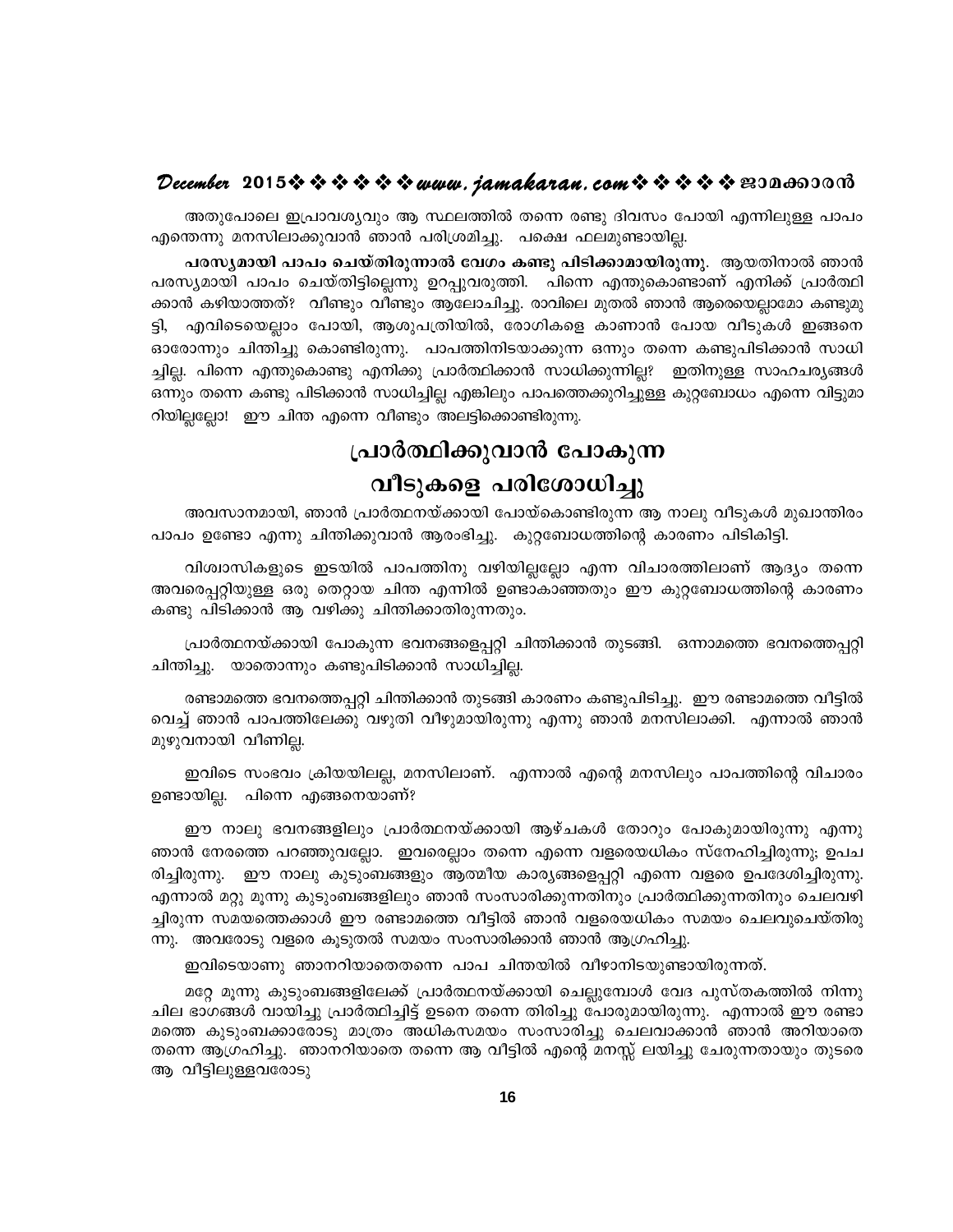അതുപോലെ ഇപ്രാവശ്യവും ആ സ്ഥലത്തിൽ തന്നെ രണ്ടു ദിവസം പോയി എന്നിലുള്ള പാപം എന്തെന്നു മനസിലാക്കുവാൻ ഞാൻ പരിശ്രമിച്ചു. പക്ഷെ ഫലമുണ്ടായില്ല.

**പരസ്യമായി പാപം ചെയ്തിരുന്നാൽ വേഗം കണ്ടു പിടിക്കാമായിരുന്നു**. ആയതിനാൽ ഞാൻ പരസ്യമായി പാപം ചെയ്തിട്ടില്ലെന്നു ഉറപ്പുവരുത്തി. പിന്നെ എന്തുകൊണ്ടാണ് എനിക്ക് പ്രാർത്ഥിക്കാൻ കഴിയാത്തത്? വീണ്ടും വീണ്ടും ആലോചിച്ചു. രാവിലെ മുതൽ ഞാൻ ആരെയെല്ലാമോ കണ്ടുമുട്ടി, എവിടെയെല്ലാം പോയി, ആശുപത്രിയിൽ, രോഗികളെ കാണാൻ പോയ വീടുകൾ ഇങ്ങനെ ഓരോന്നും ചിന്തിച്ചു കൊണ്ടിരുന്നു. പാപത്തിനിടയാക്കുന്ന ഒന്നും തന്നെ കണ്ടുപിടിക്കാൻ സാധിച്ചില്ല. പിന്നെ എന്തുകൊണ്ടു എനിക്കു പ്രാർത്ഥിക്കാൻ സാധിക്കുന്നില്ല? ഇതിനുള്ള സാഹചര്യങ്ങൾ ഒന്നും തന്നെ കണ്ടു പിടിക്കാൻ സാധിച്ചില്ല എങ്കിലും പാപത്തെക്കുറിച്ചുള്ള കുറ്റബോധം എന്നെ വിട്ടുമാറിയില്ലല്ലോ! ഈ ചിന്ത എന്നെ വീണ്ടും അലട്ടിക്കൊണ്ടിരുന്നു.

## പ്രാർത്ഥിക്കുവാൻ പോകുന്ന വീടുകളെ പരിശോധിച്ചു

അവസാനമായി, ഞാൻ പ്രാർത്ഥനയ്ക്കായി പോയ്കൊണ്ടിരുന്ന ആ നാലു വീടുകൾ മുഖാന്തിരം പാപം ഉണ്ടോ എന്നു ചിന്തിക്കുവാൻ ആരംഭിച്ചു. കുറ്റബോധത്തിന്റെ കാരണം പിടികിട്ടി.

വിശ്വാസികളുടെ ഇടയിൽ പാപത്തിനു വഴിയില്ലല്ലോ എന്ന വിചാരത്തിലാണ് ആദ്യം തന്നെ അവരെപ്പറ്റിയുള്ള ഒരു തെറ്റായ ചിന്ത എന്നിൽ ഉണ്ടാകാഞ്ഞതും ഈ കുറ്റബോധത്തിന്റെ കാരണം കണ്ടു പിടിക്കാൻ ആ വഴിക്കു ചിന്തിക്കാതിരുന്നതും.

പ്രാർത്ഥനയ്ക്കായി പോകുന്ന ഭവനങ്ങളെപ്പറ്റി ചിന്തിക്കാൻ തുടങ്ങി. ഒന്നാമത്തെ ഭവനത്തെപ്പറ്റി ചിന്തിച്ചു. യാതൊന്നും കണ്ടുപിടിക്കാൻ സാധിച്ചില്ല.

രണ്ടാമത്തെ ഭവനത്തെപ്പറ്റി ചിന്തിക്കാൻ തുടങ്ങി കാരണം കണ്ടുപിടിച്ചു. ഈ രണ്ടാമത്തെ വീട്ടിൽ വെച്ച് ഞാൻ പാപത്തിലേക്കു വഴുതി വീഴുമായിരുന്നു എന്നു ഞാൻ മനസിലാക്കി. എന്നാൽ ഞാൻ മുഴുവനായി വീണില്ല.

ഇവിടെ സംഭവം ക്രിയയിലല്ല, മനസിലാണ്. എന്നാൽ എന്റെ മനസിലും പാപത്തിന്റെ വിചാരം ഉണ്ടായില്ല. പിന്നെ എങ്ങനെയാണ്?

ഈ നാലു ഭവനങ്ങളിലും പ്രാർത്ഥനയ്ക്കായി ആഴ്ചകൾ തോറും പോകുമായിരുന്നു എന്നു ഞാൻ നേരത്തെ പറഞ്ഞുവല്ലോ. ഇവരെല്ലാം തന്നെ എന്നെ വളരെയധികം സ്നേഹിച്ചിരുന്നു; ഉപചരിച്ചിരുന്നു. ഈ നാലു കുടുംബങ്ങളും ആത്മീയ കാര്യങ്ങളെപ്പറ്റി എന്നെ വളരെ ഉപദേശിച്ചിരുന്നു. എന്നാൽ മറ്റു മൂന്നു കുടുംബങ്ങളിലും ഞാൻ സംസാരിക്കുന്നതിനും പ്രാർത്ഥിക്കുന്നതിനും ചെലവഴിച്ചിരുന്ന സമയത്തെക്കാൾ ഈ രണ്ടാമത്തെ വീട്ടിൽ ഞാൻ വളരെയധികം സമയം ചെലവുചെയ്തിരുന്നു. അവരോടു വളരെ കൂടുതൽ സമയം സംസാരിക്കാൻ ഞാൻ ആഗ്രഹിച്ചു.

ഇവിടെയാണു ഞാനറിയാതെതന്നെ പാപ ചിന്തയിൽ വീഴാനിടയുണ്ടായിരുന്നത്.

മറ്റേ മൂന്നു കുടുംബങ്ങളിലേക്ക് പ്രാർത്ഥനയ്ക്കായി ചെല്ലുമ്പോൾ വേദ പുസ്തകത്തിൽ നിന്നു ചില ഭാഗങ്ങൾ വായിച്ചു പ്രാർത്ഥിച്ചിട്ട് ഉടനെ തന്നെ തിരിച്ചു പോരുമായിരുന്നു. എന്നാൽ ഈ രണ്ടാമത്തെ കുടുംബക്കാരോടു മാത്രം അധികസമയം സംസാരിച്ചു ചെലവാക്കാൻ ഞാൻ അറിയാതെ തന്നെ ആഗ്രഹിച്ചു. ഞാനറിയാതെ തന്നെ ആ വീട്ടിൽ എന്റെ മനസ്സ് ലയിച്ചു ചേരുന്നതായും തുടരെ ആ വീട്ടിലുള്ളവരോടു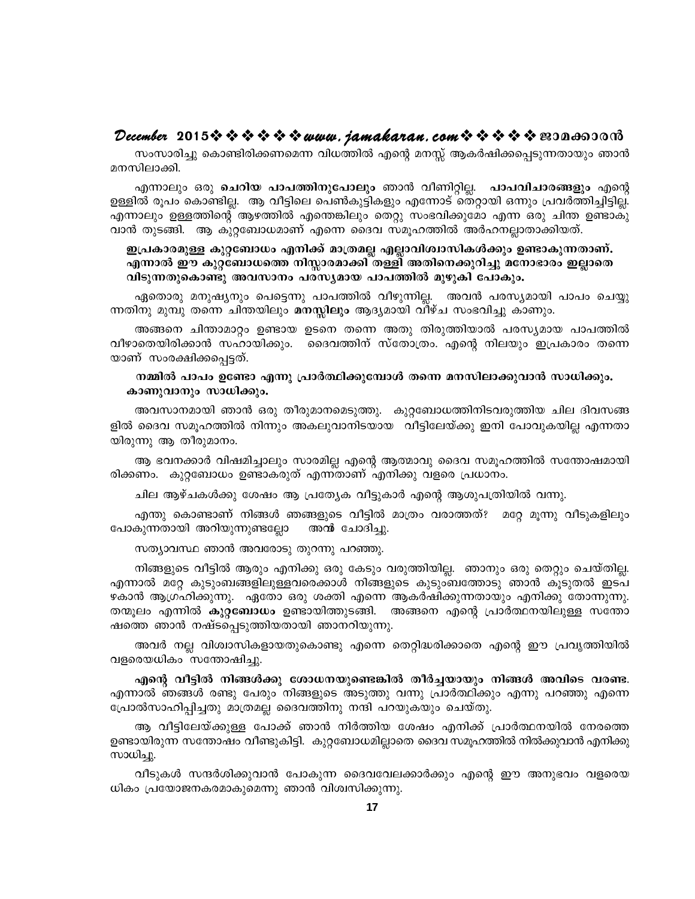സംസാരിച്ചു കൊണ്ടിരിക്കണമെന്ന വിധത്തിൽ എന്റെ മനസ്സ് ആകർഷിക്കപ്പെടുന്നതായും ഞാൻ മനസിലാക്കി.

എന്നാലും ഒരു **ചെറിയ പാപത്തിനുപോലും** ഞാൻ വീണിറ്റില്ല. **പാപവിചാരങ്ങളും** എന്റെ ഉള്ളിൽ രൂപം കൊണ്ടില്ല. ആ വീട്ടിലെ പെൺകുട്ടികളും എന്നോട് തെറ്റായി ഒന്നും പ്രവർത്തിച്ചിട്ടില്ല. എന്നാലും ഉള്ളത്തിന്റെ ആഴത്തിൽ എന്തെങ്കിലും തെറ്റു സംഭവിക്കുമോ എന്ന ഒരു ചിന്ത ഉണ്ടാകുവാൻ തുടങ്ങി. ആ കുറ്റബോധമാണ് എന്നെ ദൈവ സമൂഹത്തിൽ അർഹനല്ലാതാക്കിയത്.

**ഇപ്രകാരമുള്ള കുറ്റബോധം എനിക്ക് മാത്രമല്ല എല്ലാവിശ്വാസികൾക്കും ഉണ്ടാകുന്നതാണ്. എന്നാൽ ഈ കുറ്റബോധത്തെ നിസ്സാരമാക്കി തള്ളി അതിനെക്കുറിച്ചു മനോഭാരം ഇല്ലാതെ വിടുന്നതുകൊണ്ടു അവസാനം പരസ്യമായ പാപത്തിൽ മുഴുകി പോകും.**

ഏതൊരു മനുഷ്യനും പെട്ടെന്നു പാപത്തിൽ വീഴുന്നില്ല. അവൻ പരസ്യമായി പാപം ചെയ്യുന്നതിനു മുമ്പു തന്നെ ചിന്തയിലും **മനസ്സിലും** ആദ്യമായി വീഴ്ച സംഭവിച്ചു കാണും.

അങ്ങനെ ചിന്താമാറ്റം ഉണ്ടായ ഉടനെ തന്നെ അതു തിരുത്തിയാൽ പരസ്യമായ പാപത്തിൽ വീഴാതെയിരിക്കാൻ സഹായിക്കും. ദൈവത്തിന് സ്തോത്രം. എന്റെ നിലയും ഇപ്രകാരം തന്നെയാണ് സംരക്ഷിക്കപ്പെട്ടത്.

**നമ്മിൽ പാപം ഉണ്ടോ എന്നു പ്രാർത്ഥിക്കുമ്പോൾ തന്നെ മനസിലാക്കുവാൻ സാധിക്കും. കാണുവാനും സാധിക്കും.**

അവസാനമായി ഞാൻ ഒരു തീരുമാനമെടുത്തു. കുറ്റബോധത്തിനിടവരുത്തിയ ചില ദിവസങ്ങളിൽ ദൈവ സമൂഹത്തിൽ നിന്നും അകലുവാനിടയായ വീട്ടിലേയ്ക്കു ഇനി പോവുകയില്ല എന്നതായിരുന്നു ആ തീരുമാനം.

ആ ഭവനക്കാർ വിഷമിച്ചാലും സാരമില്ല എന്റെ ആത്മാവു ദൈവ സമൂഹത്തിൽ സന്തോഷമായിരിക്കണം. കുറ്റബോധം ഉണ്ടാകരുത് എന്നതാണ് എനിക്കു വളരെ പ്രധാനം.

ചില ആഴ്ചകൾക്കു ശേഷം ആ പ്രത്യേക വീട്ടുകാർ എന്റെ ആശുപത്രിയിൽ വന്നു.

എന്തു കൊണ്ടാണ് നിങ്ങൾ ഞങ്ങളുടെ വീട്ടിൽ മാത്രം വരാത്തത്? മറ്റേ മൂന്നു വീടുകളിലും പോകുന്നതായി അറിയുന്നുണ്ടല്ലോ **അവർ** ചോദിച്ചു.

സത്യാവസ്ഥ ഞാൻ അവരോടു തുറന്നു പറഞ്ഞു.

നിങ്ങളുടെ വീട്ടിൽ ആരും എനിക്കു ഒരു കേടും വരുത്തിയില്ല. ഞാനും ഒരു തെറ്റും ചെയ്തില്ല. എന്നാൽ മറ്റേ കുടുംബങ്ങളിലുള്ളവരെക്കാൾ നിങ്ങളുടെ കുടുംബത്തോടു ഞാൻ കൂടുതൽ ഇടപഴകാൻ ആഗ്രഹിക്കുന്നു. ഏതോ ഒരു ശക്തി എന്നെ ആകർഷിക്കുന്നതായും എനിക്കു തോന്നുന്നു. തന്മൂലം എന്നിൽ **കുറ്റബോധം** ഉണ്ടായിത്തുടങ്ങി. അങ്ങനെ എന്റെ പ്രാർത്ഥനയിലുള്ള സന്തോഷത്തെ ഞാൻ നഷ്ടപ്പെടുത്തിയതായി ഞാനറിയുന്നു.

അവർ നല്ല വിശ്വാസികളായതുകൊണ്ടു എന്നെ തെറ്റിദ്ധരിക്കാതെ എന്റെ ഈ പ്രവൃത്തിയിൽ വളരെയധികം സന്തോഷിച്ചു.

**എന്റെ വീട്ടിൽ നിങ്ങൾക്കു ശോധനയുണ്ടെങ്കിൽ തീർച്ചയായും നിങ്ങൾ അവിടെ വരണ്ട.** എന്നാൽ ഞങ്ങൾ രണ്ടു പേരും നിങ്ങളുടെ അടുത്തു വന്നു പ്രാർത്ഥിക്കും എന്നു പറഞ്ഞു എന്നെ പ്രോൽസാഹിപ്പിച്ചതു മാത്രമല്ല ദൈവത്തിനു നന്ദി പറയുകയും ചെയ്തു.

ആ വീട്ടിലേയ്ക്കുള്ള പോക്ക് ഞാൻ നിർത്തിയ ശേഷം എനിക്ക് പ്രാർത്ഥനയിൽ നേരത്തെ ഉണ്ടായിരുന്ന സന്തോഷം വീണ്ടുകിട്ടി. കുറ്റബോധമില്ലാതെ ദൈവ സമൂഹത്തിൽ നിൽക്കുവാൻ എനിക്കു സാധിച്ചു.

വീടുകൾ സന്ദർശിക്കുവാൻ പോകുന്ന ദൈവവേലക്കാർക്കും എന്റെ ഈ അനുഭവം വളരെയധികം പ്രയോജനകരമാകുമെന്നു ഞാൻ വിശ്വസിക്കുന്നു.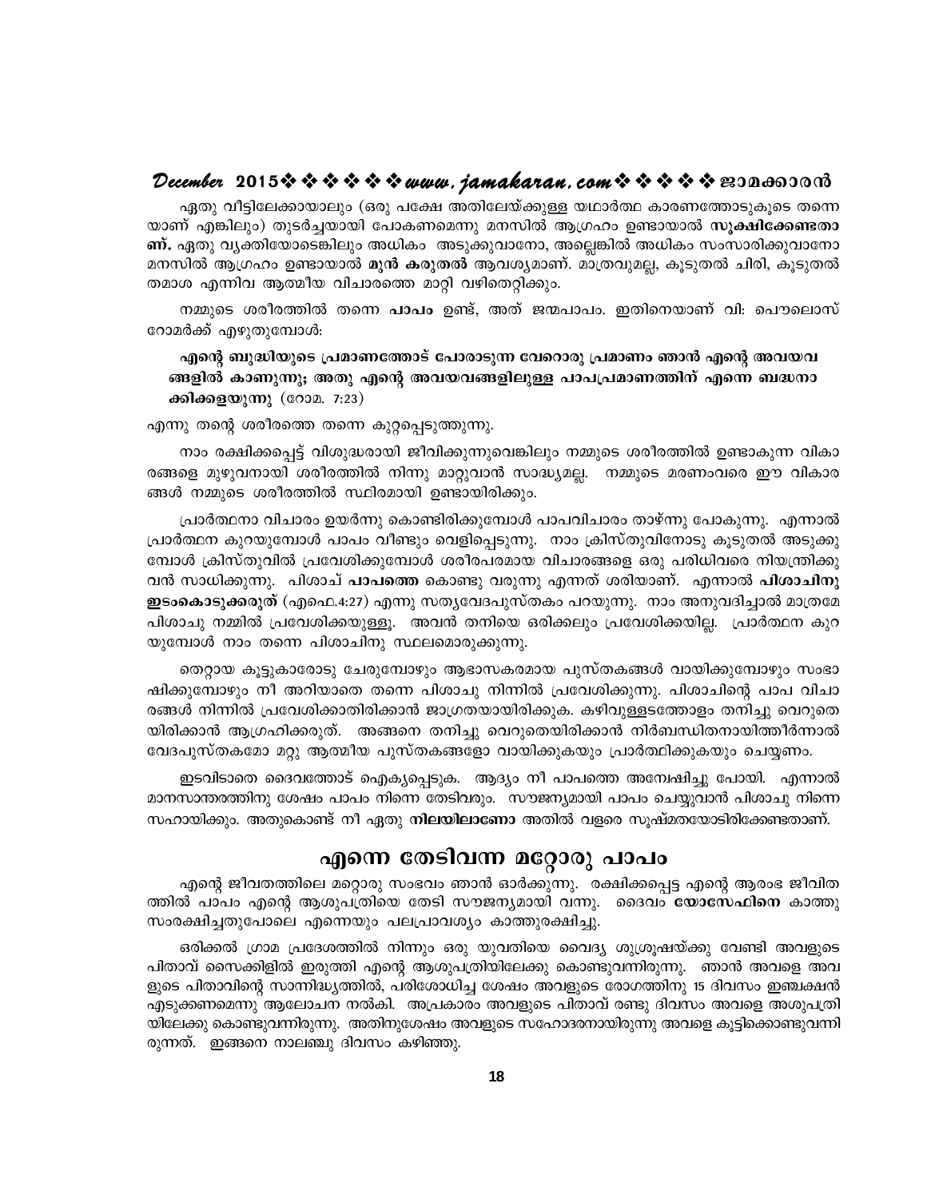ഏതു വീട്ടിലേക്കായാലും (ഒരു പക്ഷേ അതിലേയ്ക്കുള്ള യഥാർത്ഥ കാരണത്തോടുകൂടെ തന്നെയാണ് എങ്കിലും) തുടർച്ചയായി പോകണമെന്നു മനസിൽ ആഗ്രഹം ഉണ്ടായാൽ **സൂക്ഷിക്കേണ്ടതാണ്.** ഏതു വ്യക്തിയോടെങ്കിലും അധികം അടുക്കുവാനോ, അല്ലെങ്കിൽ അധികം സംസാരിക്കുവാനോ മനസിൽ ആഗ്രഹം ഉണ്ടായാൽ **മുൻ കരുതൽ** ആവശ്യമാണ്. മാത്രവുമല്ല, കൂടുതൽ ചിരി, കൂടുതൽ തമാശ എന്നിവ ആത്മീയ വിചാരത്തെ മാറ്റി വഴിതെറ്റിക്കും.

നമ്മുടെ ശരീരത്തിൽ തന്നെ **പാപം** ഉണ്ട്, അത് ജന്മപാപം. ഇതിനെയാണ് വി: പൌലൊസ് റോമർക്ക് എഴുതുമ്പോൾ:

**എന്റെ ബുദ്ധിയുടെ പ്രമാണത്തോട് പോരാടുന്ന വേറൊരു പ്രമാണം ഞാൻ എന്റെ അവയവങ്ങളിൽ കാണുന്നു; അതു എന്റെ അവയവങ്ങളിലുള്ള പാപപ്രമാണത്തിന് എന്നെ ബദ്ധനാക്കിക്കളയുന്നു** (റോമ. 7:23)

എന്നു തന്റെ ശരീരത്തെ തന്നെ കുറ്റപ്പെടുത്തുന്നു.

നാം രക്ഷിക്കപ്പെട്ട് വിശുദ്ധരായി ജീവിക്കുന്നുവെങ്കിലും നമ്മുടെ ശരീരത്തിൽ ഉണ്ടാകുന്ന വികാരങ്ങളെ മുഴുവനായി ശരീരത്തിൽ നിന്നു മാറ്റുവാൻ സാദ്ധ്യമല്ല. നമ്മുടെ മരണംവരെ ഈ വികാരങ്ങൾ നമ്മുടെ ശരീരത്തിൽ സ്ഥിരമായി ഉണ്ടായിരിക്കും.

പ്രാർത്ഥനാ വിചാരം ഉയർന്നു കൊണ്ടിരിക്കുമ്പോൾ പാപവിചാരം താഴ്ന്നു പോകുന്നു. എന്നാൽ പ്രാർത്ഥന കുറയുമ്പോൾ പാപം വീണ്ടും വെളിപ്പെടുന്നു. നാം ക്രിസ്തുവിനോടു കൂടുതൽ അടുക്കുമ്പോൾ ക്രിസ്തുവിൽ പ്രവേശിക്കുമ്പോൾ ശരീരപരമായ വിചാരങ്ങളെ ഒരു പരിധിവരെ നിയന്ത്രിക്കുവൻ സാധിക്കുന്നു. പിശാച് **പാപത്തെ** കൊണ്ടു വരുന്നു എന്നത് ശരിയാണ്. എന്നാൽ **പിശാചിനു ഇടംകൊടുക്കരുത്** (എഫെ.4:27) എന്നു സത്യവേദപുസ്തകം പറയുന്നു. നാം അനുവദിച്ചാൽ മാത്രമേ പിശാചു നമ്മിൽ പ്രവേശിക്കയുള്ളൂ. അവൻ തനിയെ ഒരിക്കലും പ്രവേശിക്കയില്ല. പ്രാർത്ഥന കുറയുമ്പോൾ നാം തന്നെ പിശാചിനു സ്ഥലമൊരുക്കുന്നു.

തെറ്റായ കൂട്ടുകാരോടു ചേരുമ്പോഴും ആഭാസകരമായ പുസ്തകങ്ങൾ വായിക്കുമ്പോഴും സംഭാഷിക്കുമ്പോഴും നീ അറിയാതെ തന്നെ പിശാചു നിന്നിൽ പ്രവേശിക്കുന്നു. പിശാചിന്റെ പാപ വിചാരങ്ങൾ നിന്നിൽ പ്രവേശിക്കാതിരിക്കാൻ ജാഗ്രതയായിരിക്കുക. കഴിവുള്ളടത്തോളം തനിച്ചു വെറുതെയിരിക്കാൻ ആഗ്രഹിക്കരുത്. അങ്ങനെ തനിച്ചു വെറുതെയിരിക്കാൻ നിർബന്ധിതനായിത്തീർന്നാൽ വേദപുസ്തകമോ മറ്റു ആത്മീയ പുസ്തകങ്ങളോ വായിക്കുകയും പ്രാർത്ഥിക്കുകയും ചെയ്യണം.

ഇടവിടാതെ ദൈവത്തോട് ഐക്യപ്പെടുക. ആദ്യം നീ പാപത്തെ അന്വേഷിച്ചു പോയി. എന്നാൽ മാനസാന്തരത്തിനു ശേഷം പാപം നിന്നെ തേടിവരും. സൗജന്യമായി പാപം ചെയ്യുവാൻ പിശാചു നിന്നെ സഹായിക്കും. അതുകൊണ്ട് നീ ഏതു **നിലയിലാണോ** അതിൽ വളരെ സൂഷ്മതയോടിരിക്കേണ്ടതാണ്.

## എന്നെ തേടിവന്ന മറ്റോരു പാപം

എന്റെ ജീവതത്തിലെ മറ്റൊരു സംഭവം ഞാൻ ഓർക്കുന്നു. രക്ഷിക്കപ്പെട്ട എന്റെ ആരംഭ ജീവിതത്തിൽ പാപം എന്റെ ആശുപത്രിയെ തേടി സൗജന്യമായി വന്നു. ദൈവം **യോസേഫിനെ** കാത്തു സംരക്ഷിച്ചതുപോലെ എന്നെയും പലപ്രാവശ്യം കാത്തുരക്ഷിച്ചു.

ഒരിക്കൽ ഗ്രാമ പ്രദേശത്തിൽ നിന്നും ഒരു യുവതിയെ വൈദ്യ ശുശ്രൂഷയ്ക്കു വേണ്ടി അവളുടെ പിതാവ് സൈക്കിളിൽ ഇരുത്തി എന്റെ ആശുപത്രിയിലേക്കു കൊണ്ടുവന്നിരുന്നു. ഞാൻ അവളെ അവളുടെ പിതാവിന്റെ സാന്നിദ്ധ്യത്തിൽ, പരിശോധിച്ച ശേഷം അവളുടെ രോഗത്തിനു 15 ദിവസം ഇഞ്ചക്ഷൻ എടുക്കണമെന്നു ആലോചന നൽകി. അപ്രകാരം അവളുടെ പിതാവ് രണ്ടു ദിവസം അവളെ അശുപത്രിയിലേക്കു കൊണ്ടുവന്നിരുന്നു. അതിനുശേഷം അവളുടെ സഹോദരനായിരുന്നു അവളെ കൂട്ടിക്കൊണ്ടുവന്നിരുന്നത്. ഇങ്ങനെ നാലഞ്ചു ദിവസം കഴിഞ്ഞു.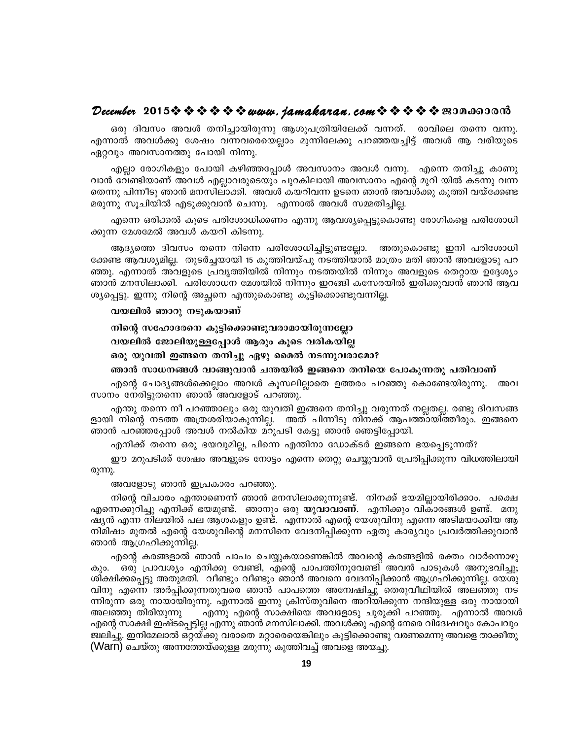ഒരു ദിവസം അവൾ തനിച്ചായിരുന്നു ആശുപത്രിയിലേക്ക് വന്നത്. രാവിലെ തന്നെ വന്നു. എന്നാൽ അവൾക്കു ശേഷം വന്നവരെയെല്ലാം മുന്നിലേക്കു പറഞ്ഞയച്ചിട്ട് അവൾ ആ വരിയുടെ ഏറ്റവും അവസാനത്തു പോയി നിന്നു.

എല്ലാ രോഗികളും പോയി കഴിഞ്ഞപ്പോൾ അവസാനം അവൾ വന്നു. എന്നെ തനിച്ചു കാണുവാൻ വേണ്ടിയാണ് അവൾ എല്ലാവരുടെയും പുറകിലായി അവസാനം എന്റെ മുറി യിൽ കടന്നു വന്നതെന്നു പിന്നീടു ഞാൻ മനസിലാക്കി. അവൾ കയറിവന്ന ഉടനെ ഞാൻ അവൾക്കു കുത്തി വയ്ക്കേണ്ട മരുന്നു സൂചിയിൽ എടുക്കുവാൻ ചെന്നു. എന്നാൽ അവൾ സമ്മതിച്ചില്ല.

എന്നെ ഒരിക്കൽ കൂടെ പരിശോധിക്കണം എന്നു ആവശ്യപ്പെട്ടുകൊണ്ടു രോഗികളെ പരിശോധിക്കുന്ന മേശമേൽ അവൾ കയറി കിടന്നു.

ആദ്യത്തെ ദിവസം തന്നെ നിന്നെ പരിശോധിച്ചിട്ടുണ്ടല്ലോ. അതുകൊണ്ടു ഇനി പരിശോധിക്കേണ്ട ആവശ്യമില്ല. തുടർച്ചയായി 15 കുത്തിവയ്പു നടത്തിയാൽ മാത്രം മതി ഞാൻ അവളോടു പറഞ്ഞു. എന്നാൽ അവളുടെ പ്രവൃത്തിയിൽ നിന്നും നടത്തയിൽ നിന്നും അവളുടെ തെറ്റായ ഉദ്ദേശ്യം ഞാൻ മനസിലാക്കി. പരിശോധന മേശയിൽ നിന്നും ഇറങ്ങി കസേരയിൽ ഇരിക്കുവാൻ ഞാൻ ആവശ്യപ്പെട്ടു. ഇന്നു നിന്റെ അച്ഛനെ എന്തുകൊണ്ടു കൂട്ടിക്കൊണ്ടുവന്നില്ല.

**വയലിൽ ഞാറു നടുകയാണ്**

**നിന്റെ സഹോദരനെ കൂട്ടിക്കൊണ്ടുവരാമായിരുന്നല്ലോ**

**വയലിൽ ജോലിയുള്ളപ്പോൾ ആരും കൂടെ വരികയില്ല**

**ഒരു യുവതി ഇങ്ങനെ തനിച്ചു ഏഴു മൈൽ നടന്നുവരാമോ?**

**ഞാൻ സാധനങ്ങൾ വാങ്ങുവാൻ ചന്തയിൽ ഇങ്ങനെ തനിയെ പോകുന്നതു പതിവാണ്**

എന്റെ ചോദ്യങ്ങൾക്കെല്ലാം അവൾ കൂസലില്ലാതെ ഉത്തരം പറഞ്ഞു കൊണ്ടേയിരുന്നു. അവസാനം നേരിട്ടുതന്നെ ഞാൻ അവളോട് പറഞ്ഞു.

എന്തു തന്നെ നീ പറഞ്ഞാലും ഒരു യുവതി ഇങ്ങനെ തനിച്ചു വരുന്നത് നല്ലതല്ല. രണ്ടു ദിവസങ്ങളായി നിന്റെ നടത്ത അത്രശരിയാകുന്നില്ല. അത് പിന്നീടു നിനക്ക് ആപത്തായിത്തീരും. ഇങ്ങനെ ഞാൻ പറഞ്ഞപ്പോൾ അവൾ നൽകിയ മറുപടി കേട്ടു ഞാൻ ഞെട്ടിപ്പോയി.

എനിക്ക് തന്നെ ഒരു ഭയവുമില്ല, പിന്നെ എന്തിനാ ഡോക്ടർ ഇങ്ങനെ ഭയപ്പെടുന്നത്?

ഈ മറുപടിക്ക് ശേഷം അവളുടെ നോട്ടം എന്നെ തെറ്റു ചെയ്യുവാൻ പ്രേരിപ്പിക്കുന്ന വിധത്തിലായിരുന്നു.

അവളോടു ഞാൻ ഇപ്രകാരം പറഞ്ഞു.

നിന്റെ വിചാരം എന്താണെന്ന് ഞാൻ മനസിലാക്കുന്നുണ്ട്. നിനക്ക് ഭയമില്ലായിരിക്കാം. പക്ഷെ എന്നെക്കുറിച്ചു എനിക്ക് ഭയമുണ്ട്. ഞാനും ഒരു **യുവാവാണ്**. എനിക്കും വികാരങ്ങൾ ഉണ്ട്. മനുഷ്യൻ എന്ന നിലയിൽ പല ആശകളും ഉണ്ട്. എന്നാൽ എന്റെ യേശുവിനു എന്നെ അടിമയാക്കിയ ആ നിമിഷം മുതൽ എന്റെ യേശുവിന്റെ മനസിനെ വേദനിപ്പിക്കുന്ന ഏതു കാര്യവും പ്രവർത്തിക്കുവാൻ ഞാൻ ആഗ്രഹിക്കുന്നില്ല.

എന്റെ കരങ്ങളാൽ ഞാൻ പാപം ചെയ്യുകയാണെങ്കിൽ അവന്റെ കരങ്ങളിൽ രക്തം വാർന്നൊഴുകും. ഒരു പ്രാവശ്യം എനിക്കു വേണ്ടി, എന്റെ പാപത്തിനുവേണ്ടി അവൻ പാടുകൾ അനുഭവിച്ചു; ശിക്ഷിക്കപ്പെട്ടു അതുമതി. വീണ്ടും വീണ്ടും ഞാൻ അവനെ വേദനിപ്പിക്കാൻ ആഗ്രഹിക്കുന്നില്ല. യേശുവിനു എന്നെ അർപ്പിക്കുന്നതുവരെ ഞാൻ പാപത്തെ അന്വേഷിച്ചു തെരുവീഥിയിൽ അലഞ്ഞു നടന്നിരുന്ന ഒരു നായായിരുന്നു. എന്നാൽ ഇന്നു ക്രിസ്തുവിനെ അറിയിക്കുന്ന നന്ദിയുള്ള ഒരു നായായി അലഞ്ഞു തിരിയുന്നു എന്നു എന്റെ സാക്ഷിയെ അവളോടു ചുരുക്കി പറഞ്ഞു. എന്നാൽ അവൾ എന്റെ സാക്ഷി ഇഷ്ടപ്പെട്ടില്ല എന്നു ഞാൻ മനസിലാക്കി. അവൾക്കു എന്റെ നേരെ വിദ്വേഷവും കോപവും ജ്വലിച്ചു. ഇനിമേലാൽ ഒറ്റയ്ക്കു വരാതെ മറ്റാരെയെങ്കിലും കൂട്ടിക്കൊണ്ടു വരണമെന്നു അവളെ താക്കീതു (Warn) ചെയ്തു അന്നത്തേയ്ക്കുള്ള മരുന്നു കുത്തിവച്ച് അവളെ അയച്ചു.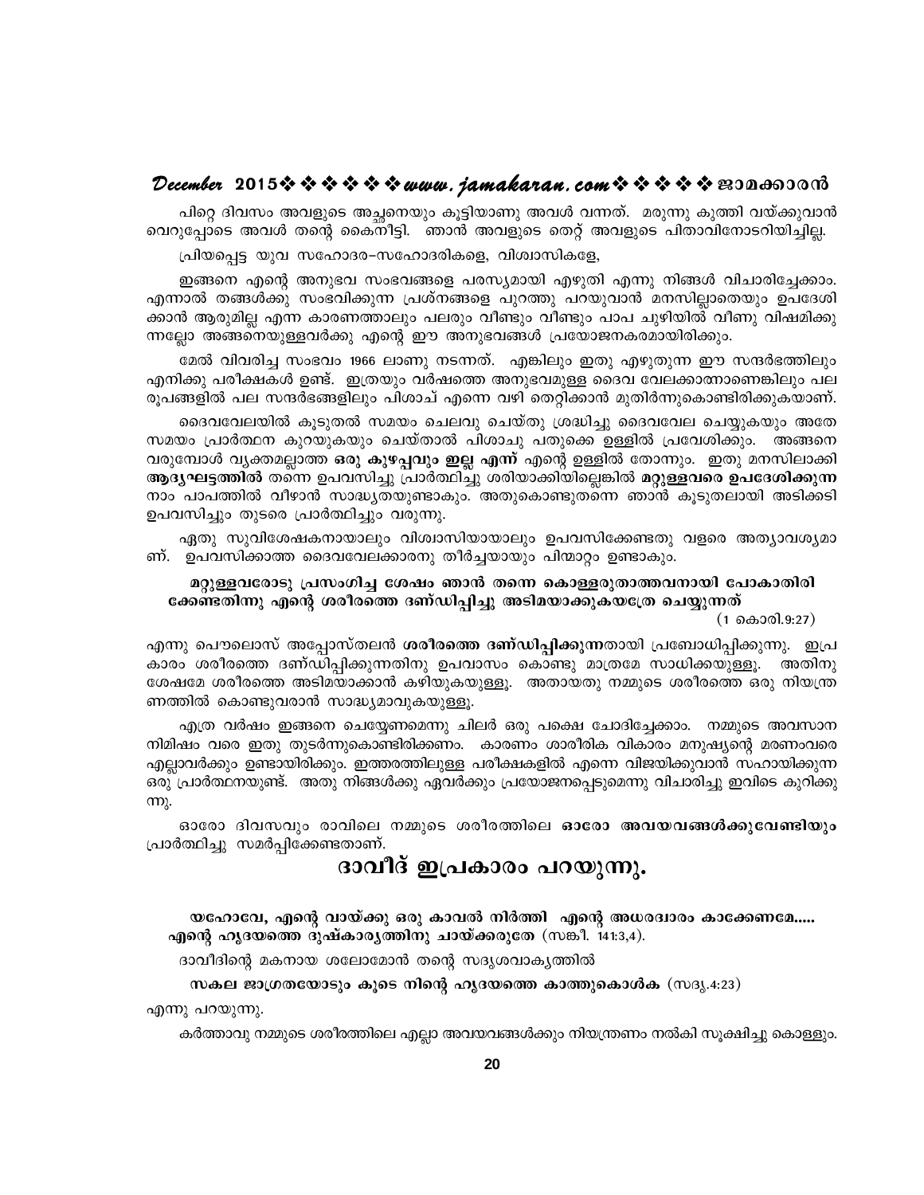പിറ്റെ ദിവസം അവളുടെ അച്ഛനെയും കൂട്ടിയാണു അവൾ വന്നത്. മരുന്നു കുത്തി വയ്ക്കുവാൻ വെറുപ്പോടെ അവൾ തന്റെ കൈനീട്ടി. ഞാൻ അവളുടെ തെറ്റ് അവളുടെ പിതാവിനോടറിയിച്ചില്ല.

പ്രിയപ്പെട്ട യുവ സഹോദര-സഹോദരികളെ, വിശ്വാസികളേ,

ഇങ്ങനെ എന്റെ അനുഭവ സംഭവങ്ങളെ പരസ്യമായി എഴുതി എന്നു നിങ്ങൾ വിചാരിച്ചേക്കാം. എന്നാൽ തങ്ങൾക്കു സംഭവിക്കുന്ന പ്രശ്നങ്ങളെ പുറത്തു പറയുവാൻ മനസില്ലാതെയും ഉപദേശിക്കാൻ ആരുമില്ല എന്ന കാരണത്താലും പലരും വീണ്ടും വീണ്ടും പാപ ചുഴിയിൽ വീണു വിഷമിക്കുന്നല്ലോ അങ്ങനെയുള്ളവർക്കു എന്റെ ഈ അനുഭവങ്ങൾ പ്രയോജനകരമായിരിക്കും.

മേൽ വിവരിച്ച സംഭവം 1966 ലാണു നടന്നത്. എങ്കിലും ഇതു എഴുതുന്ന ഈ സന്ദർഭത്തിലും എനിക്കു പരീക്ഷകൾ ഉണ്ട്. ഇത്രയും വർഷത്തെ അനുഭവമുള്ള ദൈവ വേലക്കാരനാണെങ്കിലും പല രൂപങ്ങളിൽ പല സന്ദർഭങ്ങളിലും പിശാച് എന്നെ വഴി തെറ്റിക്കാൻ മുതിർന്നുകൊണ്ടിരിക്കുകയാണ്.

ദൈവവേലയിൽ കൂടുതൽ സമയം ചെലവു ചെയ്തു ശ്രദ്ധിച്ചു ദൈവവേല ചെയ്യുകയും അതേ സമയം പ്രാർത്ഥന കുറയുകയും ചെയ്താൽ പിശാചു പതുക്കെ ഉള്ളിൽ പ്രവേശിക്കും. അങ്ങനെ വരുമ്പോൾ വ്യക്തമല്ലാത്ത **ഒരു കുഴപ്പവും ഇല്ല എന്ന്** എന്റെ ഉള്ളിൽ തോന്നും. ഇതു മനസിലാക്കി **ആദ്യഘട്ടത്തിൽ** തന്നെ ഉപവസിച്ചു പ്രാർത്ഥിച്ചു ശരിയാക്കിയില്ലെങ്കിൽ **മറ്റുള്ളവരെ ഉപദേശിക്കുന്ന** നാം പാപത്തിൽ വീഴാൻ സാദ്ധ്യതയുണ്ടാകും. അതുകൊണ്ടുതന്നെ ഞാൻ കൂടുതലായി അടിക്കടി ഉപവസിച്ചും തുടരെ പ്രാർത്ഥിച്ചും വരുന്നു.

ഏതു സുവിശേഷകനായാലും വിശ്വാസിയായാലും ഉപവസിക്കേണ്ടതു വളരെ അത്യാവശ്യമാണ്. ഉപവസിക്കാത്ത ദൈവവേലക്കാരനു തീർച്ചയായും പിന്മാറ്റം ഉണ്ടാകും.

**മറ്റുള്ളവരോടു പ്രസംഗിച്ച ശേഷം ഞാൻ തന്നെ കൊള്ളരുതാത്തവനായി പോകാതിരിക്കേണ്ടതിന്നു എന്റെ ശരീരത്തെ ദണ്ഡിപ്പിച്ചു അടിമയാക്കുകയത്രേ ചെയ്യുന്നത്**

(1 കൊരി.9:27)

എന്നു പൌലൊസ് അപ്പോസ്തലൻ **ശരീരത്തെ ദണ്ഡിപ്പിക്കുന്ന**തായി പ്രബോധിപ്പിക്കുന്നു. ഇപ്രകാരം ശരീരത്തെ ദണ്ഡിപ്പിക്കുന്നതിനു ഉപവാസം കൊണ്ടു മാത്രമേ സാധിക്കയുള്ളൂ. അതിനു ശേഷമേ ശരീരത്തെ അടിമയാക്കാൻ കഴിയുകയുള്ളൂ. അതായതു നമ്മുടെ ശരീരത്തെ ഒരു നിയന്ത്രണത്തിൽ കൊണ്ടുവരാൻ സാദ്ധ്യമാവുകയുള്ളൂ.

എത്ര വർഷം ഇങ്ങനെ ചെയ്യേണമെന്നു ചിലർ ഒരു പക്ഷെ ചോദിച്ചേക്കാം. നമ്മുടെ അവസാന നിമിഷം വരെ ഇതു തുടർന്നുകൊണ്ടിരിക്കണം. കാരണം ശാരീരിക വികാരം മനുഷ്യന്റെ മരണംവരെ എല്ലാവർക്കും ഉണ്ടായിരിക്കും. ഇത്തരത്തിലുള്ള പരീക്ഷകളിൽ എന്നെ വിജയിക്കുവാൻ സഹായിക്കുന്ന ഒരു പ്രാർത്ഥനയുണ്ട്. അതു നിങ്ങൾക്കു ഏവർക്കും പ്രയോജനപ്പെടുമെന്നു വിചാരിച്ചു ഇവിടെ കുറിക്കുന്നു.

ഓരോ ദിവസവും രാവിലെ നമ്മുടെ ശരീരത്തിലെ **ഓരോ അവയവങ്ങൾക്കുവേണ്ടിയും** പ്രാർത്ഥിച്ചു സമർപ്പിക്കേണ്ടതാണ്.

## ദാവീദ് ഇപ്രകാരം പറയുന്നു.

**യഹോവേ, എന്റെ വായ്ക്കു ഒരു കാവൽ നിർത്തി എന്റെ അധരദ്വാരം കാക്കേണമേ..... എന്റെ ഹൃദയത്തെ ദുഷ്കാര്യത്തിനു ചായ്ക്കരുതേ** (സങ്കീ. 141:3,4).

ദാവീദിന്റെ മകനായ ശലോമോൻ തന്റെ സദൃശവാക്യത്തിൽ

**സകല ജാഗ്രതയോടും കൂടെ നിന്റെ ഹൃദയത്തെ കാത്തുകൊൾക** (സദൃ.4:23)

എന്നു പറയുന്നു.

കർത്താവു നമ്മുടെ ശരീരത്തിലെ എല്ലാ അവയവങ്ങൾക്കും നിയന്ത്രണം നൽകി സൂക്ഷിച്ചു കൊള്ളും.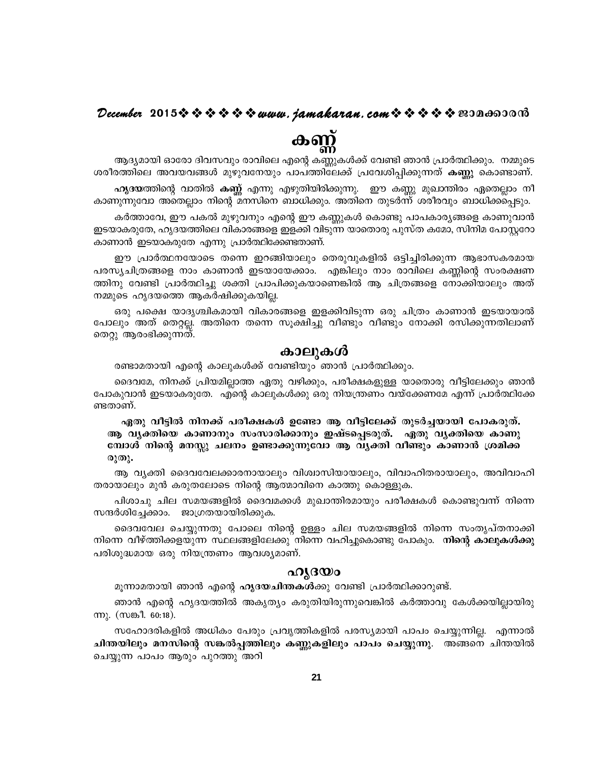# കണ്ണ്

ആദ്യമായി ഓരോ ദിവസവും രാവിലെ എന്റെ കണ്ണുകൾക്ക് വേണ്ടി ഞാൻ പ്രാർത്ഥിക്കും. നമ്മുടെ ശരീരത്തിലെ അവയവങ്ങൾ മുഴുവനേയും പാപത്തിലേക്ക് പ്രവേശിപ്പിക്കുന്നത് **കണ്ണു** കൊണ്ടാണ്.

**ഹൃദയ**ത്തിന്റെ വാതിൽ **കണ്ണ്** എന്നു എഴുതിയിരിക്കുന്നു. ഈ കണ്ണു മുഖാന്തിരം ഏതെല്ലാം നീ കാണുന്നുവോ അതെല്ലാം നിന്റെ മനസിനെ ബാധിക്കും. അതിനെ തുടർന്ന് ശരീരവും ബാധിക്കപ്പെടും.

കർത്താവേ, ഈ പകൽ മുഴുവനും എന്റെ ഈ കണ്ണുകൾ കൊണ്ടു പാപകാര്യങ്ങളെ കാണുവാൻ ഇടയാകരുതേ, ഹൃദയത്തിലെ വികാരങ്ങളെ ഇളക്കി വിടുന്ന യാതൊരു പുസ്ത കമോ, സിനിമ പോസ്റ്ററോ കാണാൻ ഇടയാകരുതേ എന്നു പ്രാർത്ഥിക്കേണ്ടതാണ്.

ഈ പ്രാർത്ഥനയോടെ തന്നെ ഇറങ്ങിയാലും തെരുവുകളിൽ ഒട്ടിച്ചിരിക്കുന്ന ആഭാസകരമായ പരസ്യചിത്രങ്ങളെ നാം കാണാൻ ഇടയായേക്കാം. എങ്കിലും നാം രാവിലെ കണ്ണിന്റെ സംരക്ഷണ ത്തിനു വേണ്ടി പ്രാർത്ഥിച്ചു ശക്തി പ്രാപിക്കുകയാണെങ്കിൽ ആ ചിത്രങ്ങളെ നോക്കിയാലും അത് നമ്മുടെ ഹൃദയത്തെ ആകർഷിക്കുകയില്ല.

ഒരു പക്ഷെ യാദൃശ്ചികമായി വികാരങ്ങളെ ഇളക്കിവിടുന്ന ഒരു ചിത്രം കാണാൻ ഇടയായാൽ പോലും അത് തെറ്റല്ല. അതിനെ തന്നെ സൂക്ഷിച്ചു വീണ്ടും വീണ്ടും നോക്കി രസിക്കുന്നതിലാണ് തെറ്റു ആരംഭിക്കുന്നത്.

# കാലുകൾ

രണ്ടാമതായി എന്റെ കാലുകൾക്ക് വേണ്ടിയും ഞാൻ പ്രാർത്ഥിക്കും.

ദൈവമേ, നിനക്ക് പ്രിയമില്ലാത്ത ഏതു വഴിക്കും, പരീക്ഷകളുള്ള യാതൊരു വീട്ടിലേക്കും ഞാൻ പോകുവാൻ ഇടയാകരുതേ. എന്റെ കാലുകൾക്കു ഒരു നിയന്ത്രണം വയ്ക്കേണമേ എന്ന് പ്രാർത്ഥിക്കേ ണ്ടതാണ്.

**ഏതു വീട്ടിൽ നിനക്ക് പരീക്ഷകൾ ഉണ്ടോ ആ വീട്ടിലേക്ക് തുടർച്ചയായി പോകരുത്. ആ വ്യക്തിയെ കാണാനും സംസാരിക്കാനും ഇഷ്ടപ്പെടരുത്. ഏതു വ്യക്തിയെ കാണു മ്പോൾ നിന്റെ മനസ്സു ചലനം ഉണ്ടാക്കുന്നുവോ ആ വ്യക്തി വീണ്ടും കാണാൻ ശ്രമിക്ക രുതു.**

ആ വ്യക്തി ദൈവവേലക്കാരനായാലും വിശ്വാസിയായാലും, വിവാഹിതരായാലും, അവിവാഹി തരായാലും മുൻ കരുതലോടെ നിന്റെ ആത്മാവിനെ കാത്തു കൊള്ളുക.

പിശാചു ചില സമയങ്ങളിൽ ദൈവമക്കൾ മുഖാന്തിരമായും പരീക്ഷകൾ കൊണ്ടുവന്ന് നിന്നെ സന്ദർശിച്ചേക്കാം. ജാഗ്രതയായിരിക്കുക.

ദൈവവേല ചെയ്യുന്നതു പോലെ നിന്റെ ഉള്ളം ചില സമയങ്ങളിൽ നിന്നെ സംതൃപ്തനാക്കി നിന്നെ വീഴ്ത്തിക്കളയുന്ന സ്ഥലങ്ങളിലേക്കു നിന്നെ വഹിച്ചുകൊണ്ടു പോകും. **നിന്റെ കാലുകൾക്കു** പരിശുദ്ധമായ ഒരു നിയന്ത്രണം ആവശ്യമാണ്.

# ഹൃദയം

മൂന്നാമതായി ഞാൻ എന്റെ **ഹൃദയചിന്തകൾ**ക്കു വേണ്ടി പ്രാർത്ഥിക്കാറുണ്ട്.

ഞാൻ എന്റെ ഹൃദയത്തിൽ അകൃത്യം കരുതിയിരുന്നുവെങ്കിൽ കർത്താവു കേൾക്കയില്ലായിരു ന്നു. (സങ്കീ. 60:18).

സഹോദരികളിൽ അധികം പേരും പ്രവൃത്തികളിൽ പരസ്യമായി പാപം ചെയ്യുന്നില്ല. എന്നാൽ **ചിന്തയിലും മനസിന്റെ സങ്കൽപ്പത്തിലും കണ്ണുകളിലും പാപം ചെയ്യുന്നു.** അങ്ങനെ ചിന്തയിൽ ചെയ്യുന്ന പാപം ആരും പുറത്തു അറി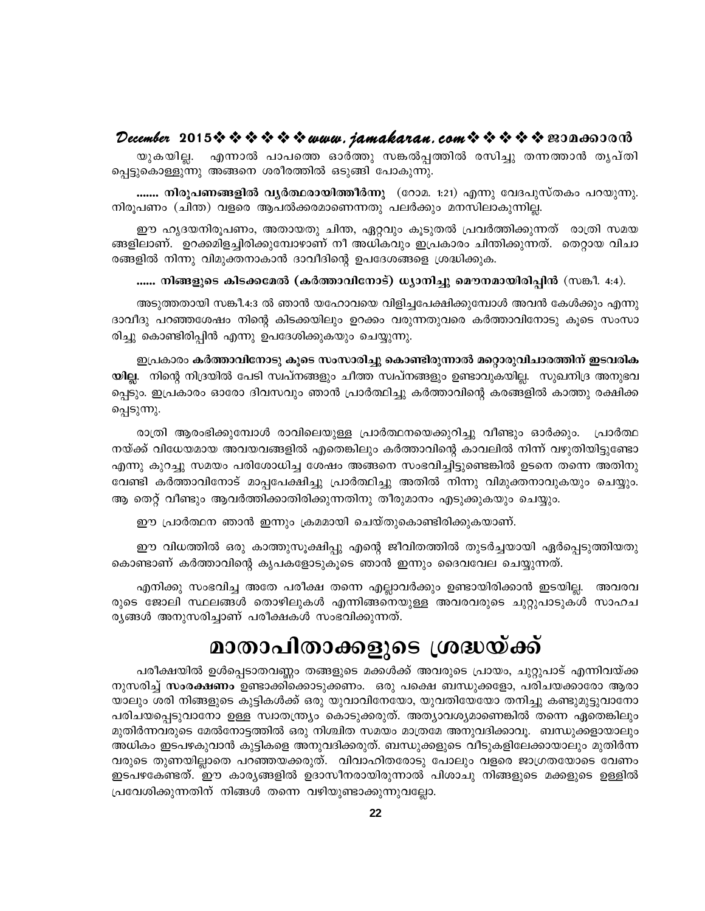യുകയില്ല. എന്നാൽ പാപത്തെ ഓർത്തു സങ്കൽപ്പത്തിൽ രസിച്ചു തന്നത്താൻ തൃപ്തി പ്പെട്ടുകൊള്ളുന്നു അങ്ങനെ ശരീരത്തിൽ ഒടുങ്ങി പോകുന്നു.

**....... നിരൂപണങ്ങളിൽ വ്യർത്ഥരായിത്തീർന്നു** (റോമ. 1:21) എന്നു വേദപുസ്തകം പറയുന്നു. നിരൂപണം (ചിന്ത) വളരെ ആപൽക്കരമാണെന്നതു പലർക്കും മനസിലാകുന്നില്ല.

ഈ ഹൃദയനിരൂപണം, അതായതു ചിന്ത, ഏറ്റവും കൂടുതൽ പ്രവർത്തിക്കുന്നത് രാത്രി സമയ ങ്ങളിലാണ്. ഉറക്കമിളച്ചിരിക്കുമ്പോഴാണ് നീ അധികവും ഇപ്രകാരം ചിന്തിക്കുന്നത്. തെറ്റായ വിചാ രങ്ങളിൽ നിന്നു വിമുക്തനാകാൻ ദാവീദിന്റെ ഉപദേശങ്ങളെ ശ്രദ്ധിക്കുക.

**...... നിങ്ങളുടെ കിടക്കമേൽ (കർത്താവിനോട്) ധ്യാനിച്ചു മൌനമായിരിപ്പിൻ** (സങ്കീ. 4:4).

അടുത്തതായി സങ്കീ.4:3 ൽ ഞാൻ യഹോവയെ വിളിച്ചപേക്ഷിക്കുമ്പോൾ അവൻ കേൾക്കും എന്നു ദാവീദു പറഞ്ഞശേഷം നിന്റെ കിടക്കയിലും ഉറക്കം വരുന്നതുവരെ കർത്താവിനോടു കൂടെ സംസാ രിച്ചു കൊണ്ടിരിപ്പിൻ എന്നു ഉപദേശിക്കുകയും ചെയ്യുന്നു.

ഇപ്രകാരം **കർത്താവിനോടു കൂടെ സംസാരിച്ചു കൊണ്ടിരുന്നാൽ മറ്റൊരുവിചാരത്തിന് ഇടവരിക യില്ല**. നിന്റെ നിദ്രയിൽ പേടി സ്വപ്നങ്ങളും ചീത്ത സ്വപ്നങ്ങളും ഉണ്ടാവുകയില്ല. സുഖനിദ്ര അനുഭവ പ്പെടും. ഇപ്രകാരം ഓരോ ദിവസവും ഞാൻ പ്രാർത്ഥിച്ചു കർത്താവിന്റെ കരങ്ങളിൽ കാത്തു രക്ഷിക്ക പ്പെടുന്നു.

രാത്രി ആരംഭിക്കുമ്പോൾ രാവിലെയുള്ള പ്രാർത്ഥനയെക്കുറിച്ചു വീണ്ടും ഓർക്കും. പ്രാർത്ഥ നയ്ക്ക് വിധേയമായ അവയവങ്ങളിൽ എതെങ്കിലും കർത്താവിന്റെ കാവലിൽ നിന്ന് വഴുതിയിട്ടുണ്ടോ എന്നു കുറച്ചു സമയം പരിശോധിച്ച ശേഷം അങ്ങനെ സംഭവിച്ചിട്ടുണ്ടെങ്കിൽ ഉടനെ തന്നെ അതിനു വേണ്ടി കർത്താവിനോട് മാപ്പപേക്ഷിച്ചു പ്രാർത്ഥിച്ചു അതിൽ നിന്നു വിമുക്തനാവുകയും ചെയ്യും. ആ തെറ്റ് വീണ്ടും ആവർത്തിക്കാതിരിക്കുന്നതിനു തീരുമാനം എടുക്കുകയും ചെയ്യും.

ഈ പ്രാർത്ഥന ഞാൻ ഇന്നും ക്രമമായി ചെയ്തുകൊണ്ടിരിക്കുകയാണ്.

ഈ വിധത്തിൽ ഒരു കാത്തുസൂക്ഷിപ്പു എന്റെ ജീവിതത്തിൽ തുടർച്ചയായി ഏർപ്പെടുത്തിയതു കൊണ്ടാണ് കർത്താവിന്റെ കൃപകളോടുകൂടെ ഞാൻ ഇന്നും ദൈവവേല ചെയ്യുന്നത്.

എനിക്കു സംഭവിച്ച അതേ പരീക്ഷ തന്നെ എല്ലാവർക്കും ഉണ്ടായിരിക്കാൻ ഇടയില്ല. അവരവ രുടെ ജോലി സ്ഥലങ്ങൾ തൊഴിലുകൾ എന്നിങ്ങനെയുള്ള അവരവരുടെ ചുറ്റുപാടുകൾ സാഹച ര്യങ്ങൾ അനുസരിച്ചാണ് പരീക്ഷകൾ സംഭവിക്കുന്നത്.

# മാതാപിതാക്കളുടെ ശ്രദ്ധയ്ക്ക്

പരീക്ഷയിൽ ഉൾപ്പെടാതവണ്ണം തങ്ങളുടെ മക്കൾക്ക് അവരുടെ പ്രായം, ചുറ്റുപാട് എന്നിവയ്ക്ക നുസരിച്ച് **സംരക്ഷണം** ഉണ്ടാക്കിക്കൊടുക്കണം. ഒരു പക്ഷെ ബന്ധുക്കളോ, പരിചയക്കാരോ ആരാ യാലും ശരി നിങ്ങളുടെ കുട്ടികൾക്ക് ഒരു യുവാവിനേയോ, യുവതിയേയോ തനിച്ചു കണ്ടുമുട്ടുവാനോ പരിചയപ്പെടുവാനോ ഉള്ള സ്വാതന്ത്ര്യം കൊടുക്കരുത്. അത്യാവശ്യമാണെങ്കിൽ തന്നെ ഏതെങ്കിലും മുതിർന്നവരുടെ മേൽനോട്ടത്തിൽ ഒരു നിശ്ചിത സമയം മാത്രമേ അനുവദിക്കാവൂ. ബന്ധുക്കളായാലും അധികം ഇടപഴകുവാൻ കുട്ടികളെ അനുവദിക്കരുത്. ബന്ധുക്കളുടെ വീടുകളിലേക്കായാലും മുതിർന്ന വരുടെ തുണയില്ലാതെ പറഞ്ഞയക്കരുത്. വിവാഹിതരോടു പോലും വളരെ ജാഗ്രതയോടെ വേണം ഇടപഴകേണ്ടത്. ഈ കാര്യങ്ങളിൽ ഉദാസീനരായിരുന്നാൽ പിശാചു നിങ്ങളുടെ മക്കളുടെ ഉള്ളിൽ പ്രവേശിക്കുന്നതിന് നിങ്ങൾ തന്നെ വഴിയുണ്ടാക്കുന്നുവല്ലോ.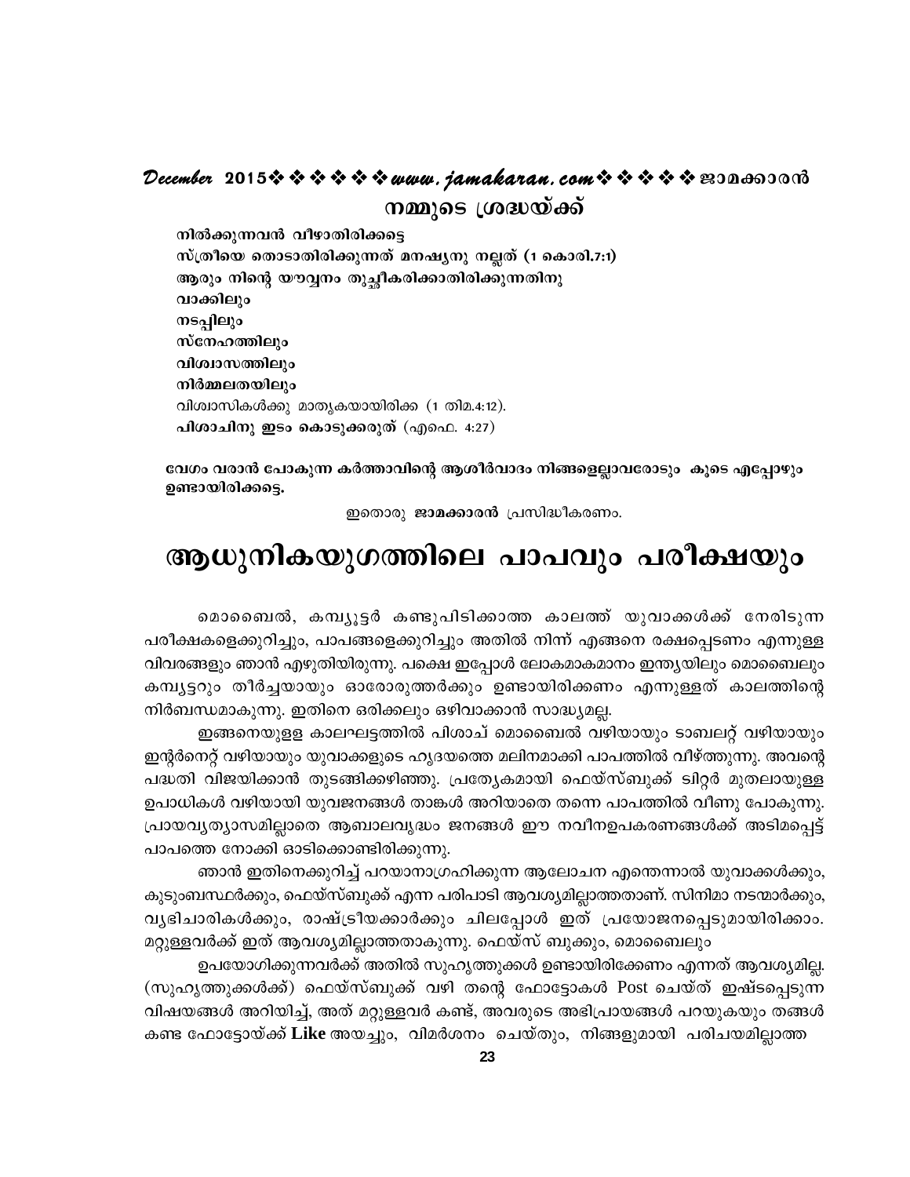## നമ്മുടെ ശ്രദ്ധയ്ക്ക്

**നിൽക്കുന്നവൻ വീഴാതിരിക്കട്ടെ**
**സ്ത്രീയെ തൊടാതിരിക്കുന്നത് മനുഷ്യനു നല്ലത് (1 കൊരി.7:1)**
**ആരും നിന്റെ യൗവ്വനം തുച്ഛീകരിക്കാതിരിക്കുന്നതിനു**
**വാക്കിലും**
**നടപ്പിലും**
**സ്നേഹത്തിലും**
**വിശ്വാസത്തിലും**
**നിർമ്മലതയിലും**
വിശ്വാസികൾക്കു മാതൃകയായിരിക്ക (1 തിമ.4:12).
**പിശാചിനു ഇടം കൊടുക്കരുത്** (എഫെ. 4:27)

**വേഗം വരാൻ പോകുന്ന കർത്താവിന്റെ ആശീർവാദം നിങ്ങളെല്ലാവരോടും കൂടെ എപ്പോഴും ഉണ്ടായിരിക്കട്ടെ.**

ഇതൊരു **ജാമക്കാരൻ** പ്രസിദ്ധീകരണം.

# ആധുനികയുഗത്തിലെ പാപവും പരീക്ഷയും

മൊബൈൽ, കമ്പ്യൂട്ടർ കണ്ടുപിടിക്കാത്ത കാലത്ത് യുവാക്കൾക്ക് നേരിടുന്ന പരീക്ഷകളെക്കുറിച്ചും, പാപങ്ങളെക്കുറിച്ചും അതിൽ നിന്ന് എങ്ങനെ രക്ഷപ്പെടണം എന്നുള്ള വിവരങ്ങളും ഞാൻ എഴുതിയിരുന്നു. പക്ഷെ ഇപ്പോൾ ലോകമാകമാനം ഇന്ത്യയിലും മൊബൈലും കമ്പ്യൂട്ടറും തീർച്ചയായും ഓരോരുത്തർക്കും ഉണ്ടായിരിക്കണം എന്നുള്ളത് കാലത്തിന്റെ നിർബന്ധമാകുന്നു. ഇതിനെ ഒരിക്കലും ഒഴിവാക്കാൻ സാദ്ധ്യമല്ല.

ഇങ്ങനെയുള്ള കാലഘട്ടത്തിൽ പിശാച് മൊബൈൽ വഴിയായും ടാബലറ്റ് വഴിയായും ഇന്റർനെറ്റ് വഴിയായും യുവാക്കളുടെ ഹൃദയത്തെ മലിനമാക്കി പാപത്തിൽ വീഴ്ത്തുന്നു. അവന്റെ പദ്ധതി വിജയിക്കാൻ തുടങ്ങിക്കഴിഞ്ഞു. പ്രത്യേകമായി ഫെയ്സ്ബുക്ക് ടിറ്റർ മുതലായുള്ള ഉപാധികൾ വഴിയായി യുവജനങ്ങൾ താങ്കൾ അറിയാതെ തന്നെ പാപത്തിൽ വീണു പോകുന്നു. പ്രായവ്യത്യാസമില്ലാതെ ആബാലവൃദ്ധം ജനങ്ങൾ ഈ നവീനഉപകരണങ്ങൾക്ക് അടിമപ്പെട്ട് പാപത്തെ നോക്കി ഓടിക്കൊണ്ടിരിക്കുന്നു.

ഞാൻ ഇതിനെക്കുറിച്ച് പറയാനാഗ്രഹിക്കുന്ന ആലോചന എന്തെന്നാൽ യുവാക്കൾക്കും, കുടുംബസ്ഥർക്കും, ഫെയ്സ്ബുക്ക് എന്ന പരിപാടി ആവശ്യമില്ലാത്തതാണ്. സിനിമാ നടന്മാർക്കും, വ്യഭിചാരികൾക്കും, രാഷ്ട്രീയക്കാർക്കും ചിലപ്പോൾ ഇത് പ്രയോജനപ്പെടുമായിരിക്കാം. മറ്റുള്ളവർക്ക് ഇത് ആവശ്യമില്ലാത്തതാകുന്നു. ഫെയ്സ് ബുക്കും, മൊബൈലും

ഉപയോഗിക്കുന്നവർക്ക് അതിൽ സുഹൃത്തുക്കൾ ഉണ്ടായിരിക്കേണം എന്നത് ആവശ്യമില്ല. (സുഹൃത്തുക്കൾക്ക്) ഫെയ്സ്ബുക്ക് വഴി തന്റെ ഫോട്ടോകൾ Post ചെയ്ത് ഇഷ്ടപ്പെടുന്ന വിഷയങ്ങൾ അറിയിച്ച്, അത് മറ്റുള്ളവർ കണ്ട്, അവരുടെ അഭിപ്രായങ്ങൾ പറയുകയും തങ്ങൾ കണ്ട ഫോട്ടോയ്ക്ക് **Like** അയച്ചും, വിമർശനം ചെയ്തും, നിങ്ങളുമായി പരിചയമില്ലാത്ത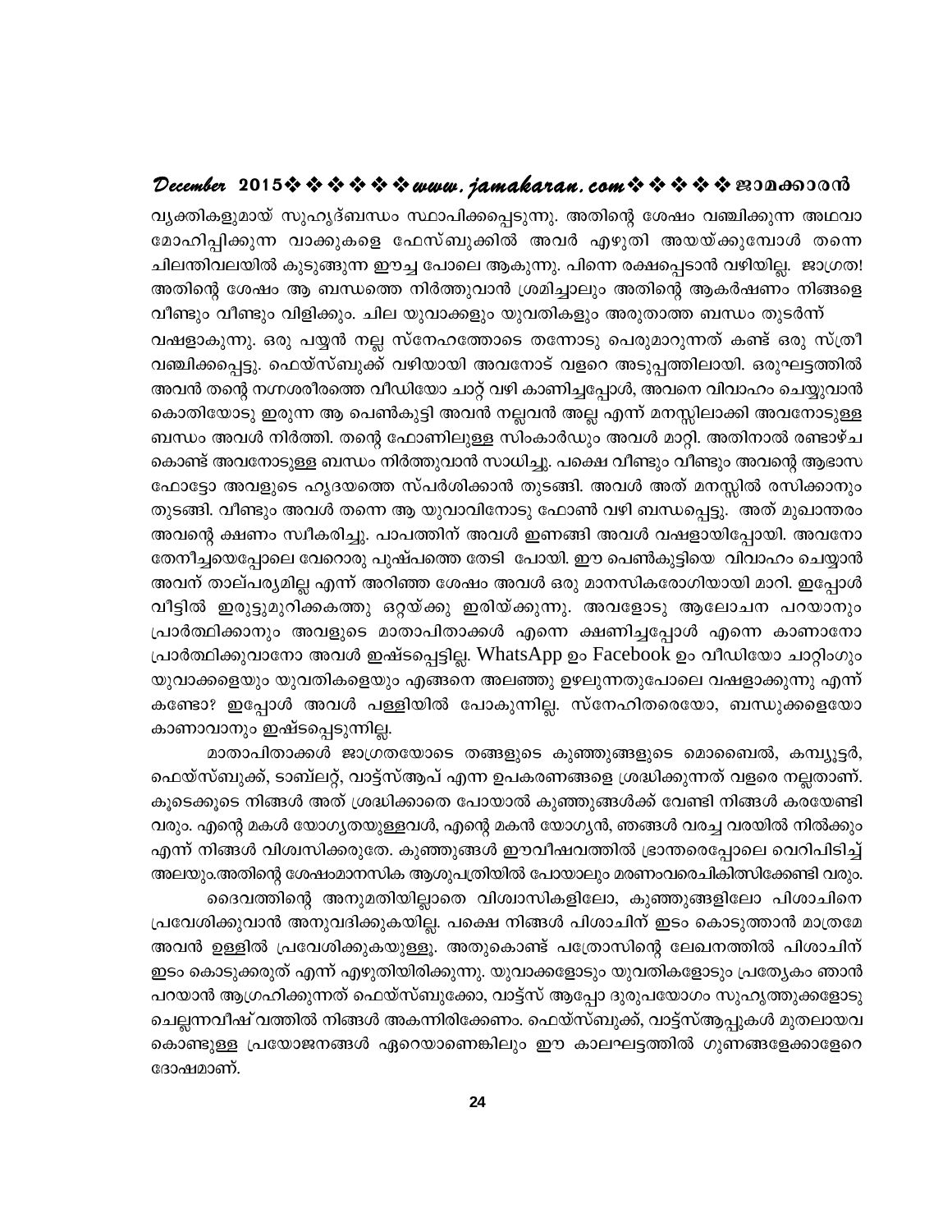വ്യക്തികളുമായ് സുഹൃദ്ബന്ധം സ്ഥാപിക്കപ്പെടുന്നു. അതിന്റെ ശേഷം വഞ്ചിക്കുന്ന അഥവാ മോഹിപ്പിക്കുന്ന വാക്കുകളെ ഫേസ്ബുക്കിൽ അവർ എഴുതി അയയ്ക്കുമ്പോൾ തന്നെ ചിലന്തിവലയിൽ കുടുങ്ങുന്ന ഈച്ച പോലെ ആകുന്നു. പിന്നെ രക്ഷപ്പെടാൻ വഴിയില്ല. ജാഗ്രത! അതിന്റെ ശേഷം ആ ബന്ധത്തെ നിർത്തുവാൻ ശ്രമിച്ചാലും അതിന്റെ ആകർഷണം നിങ്ങളെ വീണ്ടും വീണ്ടും വിളിക്കും. ചില യുവാക്കളും യുവതികളും അരുതാത്ത ബന്ധം തുടർന്ന് വഷളാകുന്നു. ഒരു പയ്യൻ നല്ല സ്നേഹത്തോടെ തന്നോടു പെരുമാറുന്നത് കണ്ട് ഒരു സ്ത്രീ വഞ്ചിക്കപ്പെട്ടു. ഫെയ്സ്ബുക്ക് വഴിയായി അവനോട് വളരെ അടുപ്പത്തിലായി. ഒരുഘട്ടത്തിൽ അവൻ തന്റെ നഗ്നശരീരത്തെ വീഡിയോ ചാറ്റ് വഴി കാണിച്ചപ്പോൾ, അവനെ വിവാഹം ചെയ്യുവാൻ കൊതിയോടു ഇരുന്ന ആ പെൺകുട്ടി അവൻ നല്ലവൻ അല്ല എന്ന് മനസ്സിലാക്കി അവനോടുള്ള ബന്ധം അവൾ നിർത്തി. തന്റെ ഫോണിലുള്ള സിംകാർഡും അവൾ മാറ്റി. അതിനാൽ രണ്ടാഴ്ച കൊണ്ട് അവനോടുള്ള ബന്ധം നിർത്തുവാൻ സാധിച്ചു. പക്ഷെ വീണ്ടും വീണ്ടും അവന്റെ ആഭാസ ഫോട്ടോ അവളുടെ ഹൃദയത്തെ സ്പർശിക്കാൻ തുടങ്ങി. അവൾ അത് മനസ്സിൽ രസിക്കാനും തുടങ്ങി. വീണ്ടും അവൾ തന്നെ ആ യുവാവിനോടു ഫോൺ വഴി ബന്ധപ്പെട്ടു. അത് മുഖാന്തരം അവന്റെ ക്ഷണം സ്വീകരിച്ചു. പാപത്തിന് അവൾ ഇണങ്ങി അവൾ വഷളായിപ്പോയി. അവനോ തേനീച്ചയെപ്പോലെ വേറൊരു പുഷ്പത്തെ തേടി പോയി. ഈ പെൺകുട്ടിയെ വിവാഹം ചെയ്യാൻ അവന് താല്പര്യമില്ല എന്ന് അറിഞ്ഞ ശേഷം അവൾ ഒരു മാനസികരോഗിയായി മാറി. ഇപ്പോൾ വീട്ടിൽ ഇരുട്ടുമുറിക്കകത്തു ഒറ്റയ്ക്കു ഇരിയ്ക്കുന്നു. അവളോടു ആലോചന പറയാനും പ്രാർത്ഥിക്കാനും അവളുടെ മാതാപിതാക്കൾ എന്നെ ക്ഷണിച്ചപ്പോൾ എന്നെ കാണാനോ പ്രാർത്ഥിക്കുവാനോ അവൾ ഇഷ്ടപ്പെട്ടില്ല. WhatsApp ഉം Facebook ഉം വീഡിയോ ചാറ്റിംഗും യുവാക്കളെയും യുവതികളെയും എങ്ങനെ അലഞ്ഞു ഉഴലുന്നതുപോലെ വഷളാക്കുന്നു എന്ന് കണ്ടോ? ഇപ്പോൾ അവൾ പള്ളിയിൽ പോകുന്നില്ല. സ്നേഹിതരെയോ, ബന്ധുക്കളെയോ കാണാവാനും ഇഷ്ടപ്പെടുന്നില്ല.

മാതാപിതാക്കൾ ജാഗ്രതയോടെ തങ്ങളുടെ കുഞ്ഞുങ്ങളുടെ മൊബൈൽ, കമ്പ്യൂട്ടർ, ഫെയ്സ്ബുക്ക്, ടാബ്ലറ്റ്, വാട്ട്സ്ആപ് എന്ന ഉപകരണങ്ങളെ ശ്രദ്ധിക്കുന്നത് വളരെ നല്ലതാണ്. കൂടെക്കൂടെ നിങ്ങൾ അത് ശ്രദ്ധിക്കാതെ പോയാൽ കുഞ്ഞുങ്ങൾക്ക് വേണ്ടി നിങ്ങൾ കരയേണ്ടി വരും. എന്റെ മകൾ യോഗ്യതയുള്ളവൾ, എന്റെ മകൻ യോഗ്യൻ, ഞങ്ങൾ വരച്ച വരയിൽ നിൽക്കും എന്ന് നിങ്ങൾ വിശ്വസിക്കരുതേ. കുഞ്ഞുങ്ങൾ ഈവീഷവത്തിൽ ഭ്രാന്തരെപ്പോലെ വെറിപിടിച്ച് അലയും.അതിന്റെ ശേഷംമാനസിക ആശുപത്രിയിൽ പോയാലും മരണംവരെചികിത്സിക്കേണ്ടി വരും.

ദൈവത്തിന്റെ അനുമതിയില്ലാതെ വിശ്വാസികളിലോ, കുഞ്ഞുങ്ങളിലോ പിശാചിനെ പ്രവേശിക്കുവാൻ അനുവദിക്കുകയില്ല. പക്ഷെ നിങ്ങൾ പിശാചിന് ഇടം കൊടുത്താൻ മാത്രമേ അവൻ ഉള്ളിൽ പ്രവേശിക്കുകയുള്ളൂ. അതുകൊണ്ട് പത്രോസിന്റെ ലേഖനത്തിൽ പിശാചിന് ഇടം കൊടുക്കരുത് എന്ന് എഴുതിയിരിക്കുന്നു. യുവാക്കളോടും യുവതികളോടും പ്രത്യേകം ഞാൻ പറയാൻ ആഗ്രഹിക്കുന്നത് ഫെയ്സ്ബുക്കോ, വാട്ട്സ് ആപ്പോ ദുരുപയോഗം സുഹൃത്തുക്കളോടു ചെല്ലുന്നവീഷ് വത്തിൽ നിങ്ങൾ അകന്നിരിക്കേണം. ഫെയ്സ്ബുക്ക്, വാട്ട്സ്ആപ്പുകൾ മുതലായവ കൊണ്ടുള്ള പ്രയോജനങ്ങൾ ഏറെയാണെങ്കിലും ഈ കാലഘട്ടത്തിൽ ഗുണങ്ങളേക്കാളേറെ ദോഷമാണ്.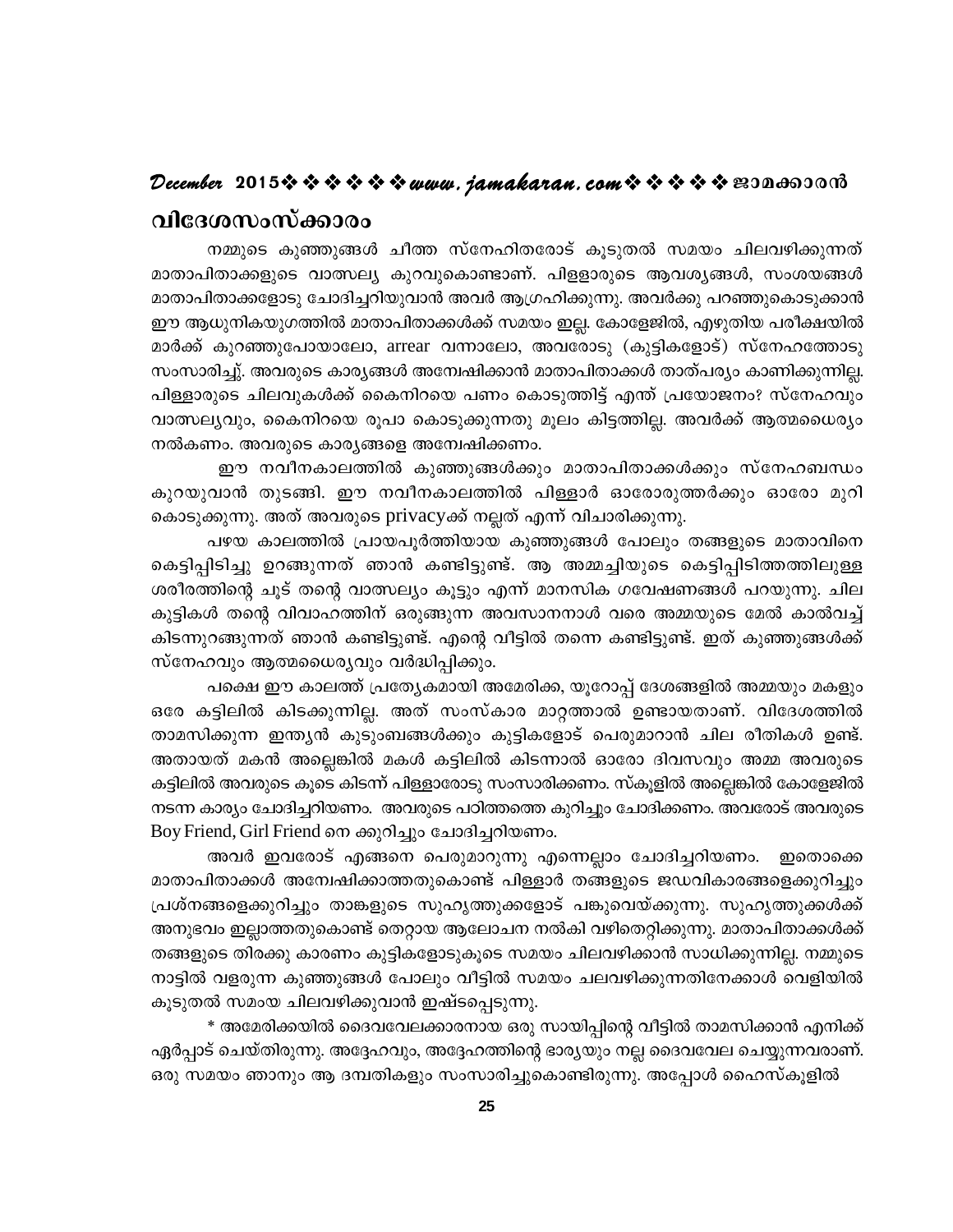## വിദേശസംസ്ക്കാരം

നമ്മുടെ കുഞ്ഞുങ്ങൾ ചീത്ത സ്നേഹിതരോട് കൂടുതൽ സമയം ചിലവഴിക്കുന്നത് മാതാപിതാക്കളുടെ വാത്സല്യ കുറവുകൊണ്ടാണ്. പിള്ളാരുടെ ആവശ്യങ്ങൾ, സംശയങ്ങൾ മാതാപിതാക്കളോടു ചോദിച്ചറിയുവാൻ അവർ ആഗ്രഹിക്കുന്നു. അവർക്കു പറഞ്ഞുകൊടുക്കാൻ ഈ ആധുനികയുഗത്തിൽ മാതാപിതാക്കൾക്ക് സമയം ഇല്ല. കോളേജിൽ, എഴുതിയ പരീക്ഷയിൽ മാർക്ക് കുറഞ്ഞുപോയാലോ, arrear വന്നാലോ, അവരോടു (കുട്ടികളോട്) സ്നേഹത്തോടു സംസാരിച്ചു്. അവരുടെ കാര്യങ്ങൾ അന്വേഷിക്കാൻ മാതാപിതാക്കൾ താത്പര്യം കാണിക്കുന്നില്ല. പിള്ളാരുടെ ചിലവുകൾക്ക് കൈനിറയെ പണം കൊടുത്തിട്ട് എന്ത് പ്രയോജനം? സ്നേഹവും വാത്സല്യവും, കൈനിറയെ രൂപാ കൊടുക്കുന്നതു മൂലം കിട്ടത്തില്ല. അവർക്ക് ആത്മധൈര്യം നൽകണം. അവരുടെ കാര്യങ്ങളെ അന്വേഷിക്കണം.

ഈ നവീനകാലത്തിൽ കുഞ്ഞുങ്ങൾക്കും മാതാപിതാക്കൾക്കും സ്നേഹബന്ധം കുറയുവാൻ തുടങ്ങി. ഈ നവീനകാലത്തിൽ പിള്ളാർ ഓരോരുത്തർക്കും ഓരോ മുറി കൊടുക്കുന്നു. അത് അവരുടെ privacyക്ക് നല്ലത് എന്ന് വിചാരിക്കുന്നു.

പഴയ കാലത്തിൽ പ്രായപൂർത്തിയായ കുഞ്ഞുങ്ങൾ പോലും തങ്ങളുടെ മാതാവിനെ കെട്ടിപ്പിടിച്ചു ഉറങ്ങുന്നത് ഞാൻ കണ്ടിട്ടുണ്ട്. ആ അമ്മച്ചിയുടെ കെട്ടിപ്പിടിത്തത്തിലുള്ള ശരീരത്തിന്റെ ചൂട് തന്റെ വാത്സല്യം കൂട്ടും എന്ന് മാനസിക ഗവേഷണങ്ങൾ പറയുന്നു. ചില കുട്ടികൾ തന്റെ വിവാഹത്തിന് ഒരുങ്ങുന്ന അവസാനനാൾ വരെ അമ്മയുടെ മേൽ കാൽവച്ച് കിടന്നുറങ്ങുന്നത് ഞാൻ കണ്ടിട്ടുണ്ട്. എന്റെ വീട്ടിൽ തന്നെ കണ്ടിട്ടുണ്ട്. ഇത് കുഞ്ഞുങ്ങൾക്ക് സ്നേഹവും ആത്മധൈര്യവും വർദ്ധിപ്പിക്കും.

പക്ഷെ ഈ കാലത്ത് പ്രത്യേകമായി അമേരിക്ക, യൂറോപ്പ് ദേശങ്ങളിൽ അമ്മയും മകളും ഒരേ കട്ടിലിൽ കിടക്കുന്നില്ല. അത് സംസ്കാര മാറ്റത്താൽ ഉണ്ടായതാണ്. വിദേശത്തിൽ താമസിക്കുന്ന ഇന്ത്യൻ കുടുംബങ്ങൾക്കും കുട്ടികളോട് പെരുമാറാൻ ചില രീതികൾ ഉണ്ട്. അതായത് മകൻ അല്ലെങ്കിൽ മകൾ കട്ടിലിൽ കിടന്നാൽ ഓരോ ദിവസവും അമ്മ അവരുടെ കട്ടിലിൽ അവരുടെ കൂടെ കിടന്ന് പിള്ളാരോടു സംസാരിക്കണം. സ്കൂളിൽ അല്ലെങ്കിൽ കോളേജിൽ നടന്ന കാര്യം ചോദിച്ചറിയണം. അവരുടെ പഠിത്തത്തെ കുറിച്ചും ചോദിക്കണം. അവരോട് അവരുടെ Boy Friend, Girl Friend നെ ക്കുറിച്ചും ചോദിച്ചറിയണം.

അവർ ഇവരോട് എങ്ങനെ പെരുമാറുന്നു എന്നെല്ലാം ചോദിച്ചറിയണം. ഇതൊക്കെ മാതാപിതാക്കൾ അന്വേഷിക്കാത്തതുകൊണ്ട് പിള്ളാർ തങ്ങളുടെ ജഡവികാരങ്ങളെക്കുറിച്ചും പ്രശ്നങ്ങളെക്കുറിച്ചും താങ്കളുടെ സുഹൃത്തുക്കളോട് പങ്കുവെയ്ക്കുന്നു. സുഹൃത്തുക്കൾക്ക് അനുഭവം ഇല്ലാത്തതുകൊണ്ട് തെറ്റായ ആലോചന നൽകി വഴിതെറ്റിക്കുന്നു. മാതാപിതാക്കൾക്ക് തങ്ങളുടെ തിരക്കു കാരണം കുട്ടികളോടുകൂടെ സമയം ചിലവഴിക്കാൻ സാധിക്കുന്നില്ല. നമ്മുടെ നാട്ടിൽ വളരുന്ന കുഞ്ഞുങ്ങൾ പോലും വീട്ടിൽ സമയം ചലവഴിക്കുന്നതിനേക്കാൾ വെളിയിൽ കൂടുതൽ സമംയ ചിലവഴിക്കുവാൻ ഇഷ്ടപ്പെടുന്നു.

* അമേരിക്കയിൽ ദൈവവേലക്കാരനായ ഒരു സായിപ്പിന്റെ വീട്ടിൽ താമസിക്കാൻ എനിക്ക് ഏർപ്പാട് ചെയ്തിരുന്നു. അദ്ദേഹവും, അദ്ദേഹത്തിന്റെ ഭാര്യയും നല്ല ദൈവവേല ചെയ്യുന്നവരാണ്. ഒരു സമയം ഞാനും ആ ദമ്പതികളും സംസാരിച്ചുകൊണ്ടിരുന്നു. അപ്പോൾ ഹൈസ്കൂളിൽ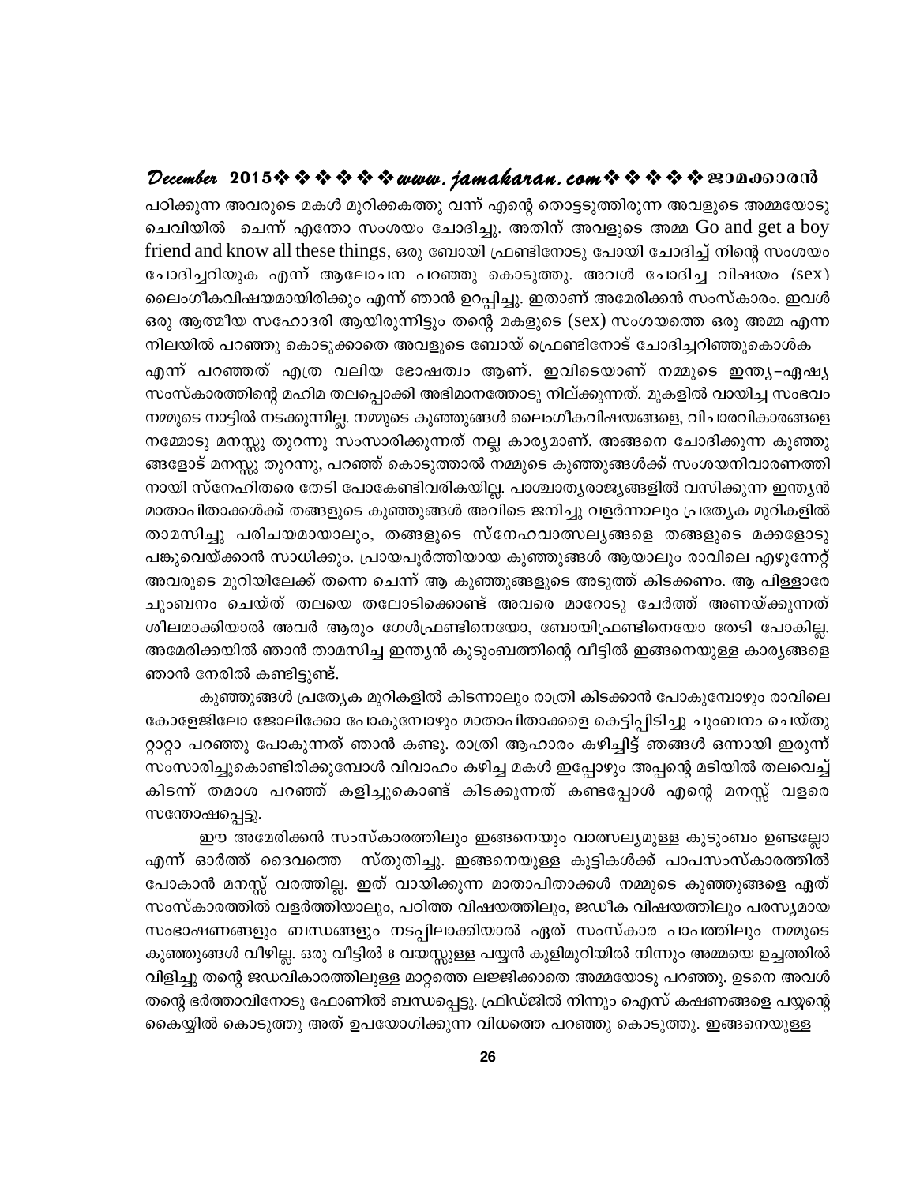പഠിക്കുന്ന അവരുടെ മകൾ മുറിക്കകത്തു വന്ന് എന്റെ തൊട്ടടുത്തിരുന്ന അവളുടെ അമ്മയോടു ചെവിയിൽ ചെന്ന് എന്തോ സംശയം ചോദിച്ചു. അതിന് അവളുടെ അമ്മ Go and get a boy friend and know all these things, ഒരു ബോയി ഫ്രണ്ടിനോടു പോയി ചോദിച്ച് നിന്റെ സംശയം ചോദിച്ചറിയുക എന്ന് ആലോചന പറഞ്ഞു കൊടുത്തു. അവൾ ചോദിച്ച വിഷയം (sex) ലൈംഗീകവിഷയമായിരിക്കും എന്ന് ഞാൻ ഉറപ്പിച്ചു. ഇതാണ് അമേരിക്കൻ സംസ്കാരം. ഇവൾ ഒരു ആത്മീയ സഹോദരി ആയിരുന്നിട്ടും തന്റെ മകളുടെ (sex) സംശയത്തെ ഒരു അമ്മ എന്ന നിലയിൽ പറഞ്ഞു കൊടുക്കാതെ അവളുടെ ബോയ് ഫ്രെണ്ടിനോട് ചോദിച്ചറിഞ്ഞുകൊൾക എന്ന് പറഞ്ഞത് എത്ര വലിയ ഭോഷത്വം ആണ്. ഇവിടെയാണ് നമ്മുടെ ഇന്ത്യ-ഏഷ്യ സംസ്കാരത്തിന്റെ മഹിമ തലപ്പൊക്കി അഭിമാനത്തോടു നില്ക്കുന്നത്. മുകളിൽ വായിച്ച സംഭവം നമ്മുടെ നാട്ടിൽ നടക്കുന്നില്ല. നമ്മുടെ കുഞ്ഞുങ്ങൾ ലൈംഗീകവിഷയങ്ങളെ, വിചാരവികാരങ്ങളെ നമ്മോടു മനസ്സു തുറന്നു സംസാരിക്കുന്നത് നല്ല കാര്യമാണ്. അങ്ങനെ ചോദിക്കുന്ന കുഞ്ഞുങ്ങളോട് മനസ്സു തുറന്നു, പറഞ്ഞ് കൊടുത്താൽ നമ്മുടെ കുഞ്ഞുങ്ങൾക്ക് സംശയനിവാരണത്തിനായി സ്നേഹിതരെ തേടി പോകേണ്ടിവരികയില്ല. പാശ്ചാത്യരാജ്യങ്ങളിൽ വസിക്കുന്ന ഇന്ത്യൻ മാതാപിതാക്കൾക്ക് തങ്ങളുടെ കുഞ്ഞുങ്ങൾ അവിടെ ജനിച്ചു വളർന്നാലും പ്രത്യേക മുറികളിൽ താമസിച്ചു പരിചയമായാലും, തങ്ങളുടെ സ്നേഹവാത്സല്യങ്ങളെ തങ്ങളുടെ മക്കളോടു പങ്കുവെയ്ക്കാൻ സാധിക്കും. പ്രായപൂർത്തിയായ കുഞ്ഞുങ്ങൾ ആയാലും രാവിലെ എഴുന്നേറ്റ് അവരുടെ മുറിയിലേക്ക് തന്നെ ചെന്ന് ആ കുഞ്ഞുങ്ങളുടെ അടുത്ത് കിടക്കണം. ആ പിള്ളാരേ ചുംബനം ചെയ്ത് തലയെ തലോടിക്കൊണ്ട് അവരെ മാറോടു ചേർത്ത് അണയ്ക്കുന്നത് ശീലമാക്കിയാൽ അവർ ആരും ഗേൾഫ്രണ്ടിനെയോ, ബോയിഫ്രണ്ടിനെയോ തേടി പോകില്ല. അമേരിക്കയിൽ ഞാൻ താമസിച്ച ഇന്ത്യൻ കുടുംബത്തിന്റെ വീട്ടിൽ ഇങ്ങനെയുള്ള കാര്യങ്ങളെ ഞാൻ നേരിൽ കണ്ടിട്ടുണ്ട്.

കുഞ്ഞുങ്ങൾ പ്രത്യേക മുറികളിൽ കിടന്നാലും രാത്രി കിടക്കാൻ പോകുമ്പോഴും രാവിലെ കോളേജിലോ ജോലിക്കോ പോകുമ്പോഴും മാതാപിതാക്കളെ കെട്ടിപ്പിടിച്ചു ചുംബനം ചെയ്തു റ്റാറ്റാ പറഞ്ഞു പോകുന്നത് ഞാൻ കണ്ടു. രാത്രി ആഹാരം കഴിച്ചിട്ട് ഞങ്ങൾ ഒന്നായി ഇരുന്ന് സംസാരിച്ചുകൊണ്ടിരിക്കുമ്പോൾ വിവാഹം കഴിച്ച മകൾ ഇപ്പോഴും അപ്പന്റെ മടിയിൽ തലവെച്ച് കിടന്ന് തമാശ പറഞ്ഞ് കളിച്ചുകൊണ്ട് കിടക്കുന്നത് കണ്ടപ്പോൾ എന്റെ മനസ്സ് വളരെ സന്തോഷപ്പെട്ടു.

ഈ അമേരിക്കൻ സംസ്കാരത്തിലും ഇങ്ങനെയും വാത്സല്യമുള്ള കുടുംബം ഉണ്ടല്ലോ എന്ന് ഓർത്ത് ദൈവത്തെ സ്തുതിച്ചു. ഇങ്ങനെയുള്ള കുട്ടികൾക്ക് പാപസംസ്കാരത്തിൽ പോകാൻ മനസ്സ് വരത്തില്ല. ഇത് വായിക്കുന്ന മാതാപിതാക്കൾ നമ്മുടെ കുഞ്ഞുങ്ങളെ ഏത് സംസ്കാരത്തിൽ വളർത്തിയാലും, പഠിത്ത വിഷയത്തിലും, ജഡീക വിഷയത്തിലും പരസ്യമായ സംഭാഷണങ്ങളും ബന്ധങ്ങളും നടപ്പിലാക്കിയാൽ ഏത് സംസ്കാര പാപത്തിലും നമ്മുടെ കുഞ്ഞുങ്ങൾ വീഴില്ല. ഒരു വീട്ടിൽ 8 വയസ്സുള്ള പയ്യൻ കുളിമുറിയിൽ നിന്നും അമ്മയെ ഉച്ചത്തിൽ വിളിച്ചു തന്റെ ജഡവികാരത്തിലുള്ള മാറ്റത്തെ ലജ്ജിക്കാതെ അമ്മയോടു പറഞ്ഞു. ഉടനെ അവൾ തന്റെ ഭർത്താവിനോടു ഫോണിൽ ബന്ധപ്പെട്ടു. ഫ്രിഡ്ജിൽ നിന്നും ഐസ് കഷണങ്ങളെ പയ്യന്റെ കൈയ്യിൽ കൊടുത്തു അത് ഉപയോഗിക്കുന്ന വിധത്തെ പറഞ്ഞു കൊടുത്തു. ഇങ്ങനെയുള്ള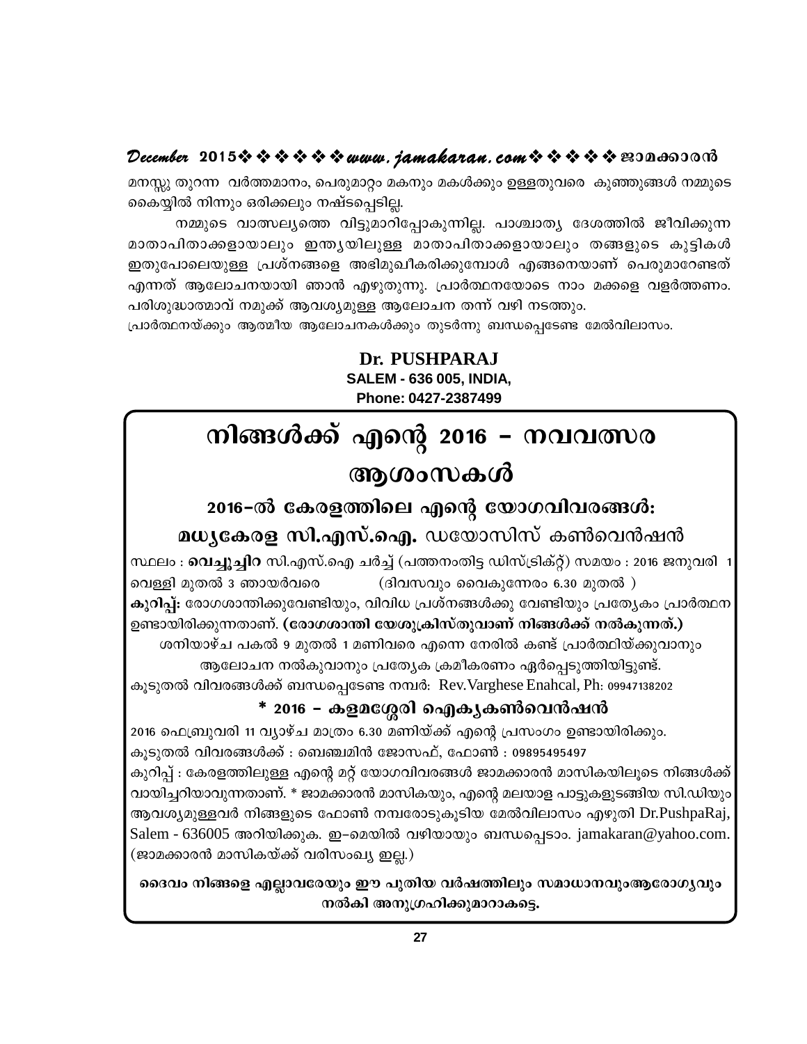മനസ്സു തുറന്ന വർത്തമാനം, പെരുമാറ്റം മകനും മകൾക്കും ഉള്ളതുവരെ കുഞ്ഞുങ്ങൾ നമ്മുടെ കൈയ്യിൽ നിന്നും ഒരിക്കലും നഷ്ടപ്പെടില്ല.

നമ്മുടെ വാത്സല്യത്തെ വിട്ടുമാറിപ്പോകുന്നില്ല. പാശ്ചാത്യ ദേശത്തിൽ ജീവിക്കുന്ന മാതാപിതാക്കളായാലും ഇന്ത്യയിലുള്ള മാതാപിതാക്കളായാലും തങ്ങളുടെ കുട്ടികൾ ഇതുപോലെയുള്ള പ്രശ്നങ്ങളെ അഭിമുഖീകരിക്കുമ്പോൾ എങ്ങനെയാണ് പെരുമാറേണ്ടത് എന്നത് ആലോചനയായി ഞാൻ എഴുതുന്നു. പ്രാർത്ഥനയോടെ നാം മക്കളെ വളർത്തണം. പരിശുദ്ധാത്മാവ് നമുക്ക് ആവശ്യമുള്ള ആലോചന തന്ന് വഴി നടത്തും.

പ്രാർത്ഥനയ്ക്കും ആത്മീയ ആലോചനകൾക്കും തുടർന്നു ബന്ധപ്പെടേണ്ട മേൽവിലാസം.

**Dr. PUSHPARAJ**
**SALEM - 636 005, INDIA,**
**Phone: 0427-2387499**

# നിങ്ങൾക്ക് എന്റെ 2016 – നവവത്സര ആശംസകൾ

## 2016–ൽ കേരളത്തിലെ എന്റെ യോഗവിവരങ്ങൾ:

## മധ്യകേരള സി.എസ്.ഐ. ഡയോസിസ് കൺവെൻഷൻ

സ്ഥലം : **വെച്ചൂച്ചിറ** സി.എസ്.ഐ ചർച്ച് (പത്തനംതിട്ട ഡിസ്ട്രിക്റ്റ്) സമയം : 2016 ജനുവരി 1 വെള്ളി മുതൽ 3 ഞായർവരെ (ദിവസവും വൈകുന്നേരം 6.30 മുതൽ )

**കുറിപ്പ്:** രോഗശാന്തിക്കുവേണ്ടിയും, വിവിധ പ്രശ്നങ്ങൾക്കു വേണ്ടിയും പ്രത്യേകം പ്രാർത്ഥന ഉണ്ടായിരിക്കുന്നതാണ്. **(രോഗശാന്തി യേശുക്രിസ്തുവാണ് നിങ്ങൾക്ക് നൽകുന്നത്.)**

ശനിയാഴ്ച പകൽ 9 മുതൽ 1 മണിവരെ എന്നെ നേരിൽ കണ്ട് പ്രാർത്ഥിയ്ക്കുവാനും ആലോചന നൽകുവാനും പ്രത്യേക ക്രമീകരണം ഏർപ്പെടുത്തിയിട്ടുണ്ട്.

കൂടുതൽ വിവരങ്ങൾക്ക് ബന്ധപ്പെടേണ്ട നമ്പർ: Rev.Varghese Enahcal, Ph: 09947138202

## * 2016 – കളമശ്ശേരി ഐക്യകൺവെൻഷൻ

2016 ഫെബ്രുവരി 11 വ്യാഴ്ച മാത്രം 6.30 മണിയ്ക്ക് എന്റെ പ്രസംഗം ഉണ്ടായിരിക്കും.

കൂടുതൽ വിവരങ്ങൾക്ക് : ബെഞ്ചമിൻ ജോസഫ്, ഫോൺ : 09895495497

കുറിപ്പ് : കേരളത്തിലുള്ള എന്റെ മറ്റ് യോഗവിവരങ്ങൾ ജാമക്കാരൻ മാസികയിലൂടെ നിങ്ങൾക്ക് വായിച്ചറിയാവുന്നതാണ്. * ജാമക്കാരൻ മാസികയും, എന്റെ മലയാള പാട്ടുകളുടങ്ങിയ സി.ഡിയും ആവശ്യമുള്ളവർ നിങ്ങളുടെ ഫോൺ നമ്പരോടുകൂടിയ മേൽവിലാസം എഴുതി Dr.PushpaRaj, Salem - 636005 അറിയിക്കുക. ഇ–മെയിൽ വഴിയായും ബന്ധപ്പെടാം. jamakaran@yahoo.com. (ജാമക്കാരൻ മാസികയ്ക്ക് വരിസംഖ്യ ഇല്ല.)

**ദൈവം നിങ്ങളെ എല്ലാവരേയും ഈ പുതിയ വർഷത്തിലും സമാധാനവുംആരോഗ്യവും നൽകി അനുഗ്രഹിക്കുമാറാകട്ടെ.**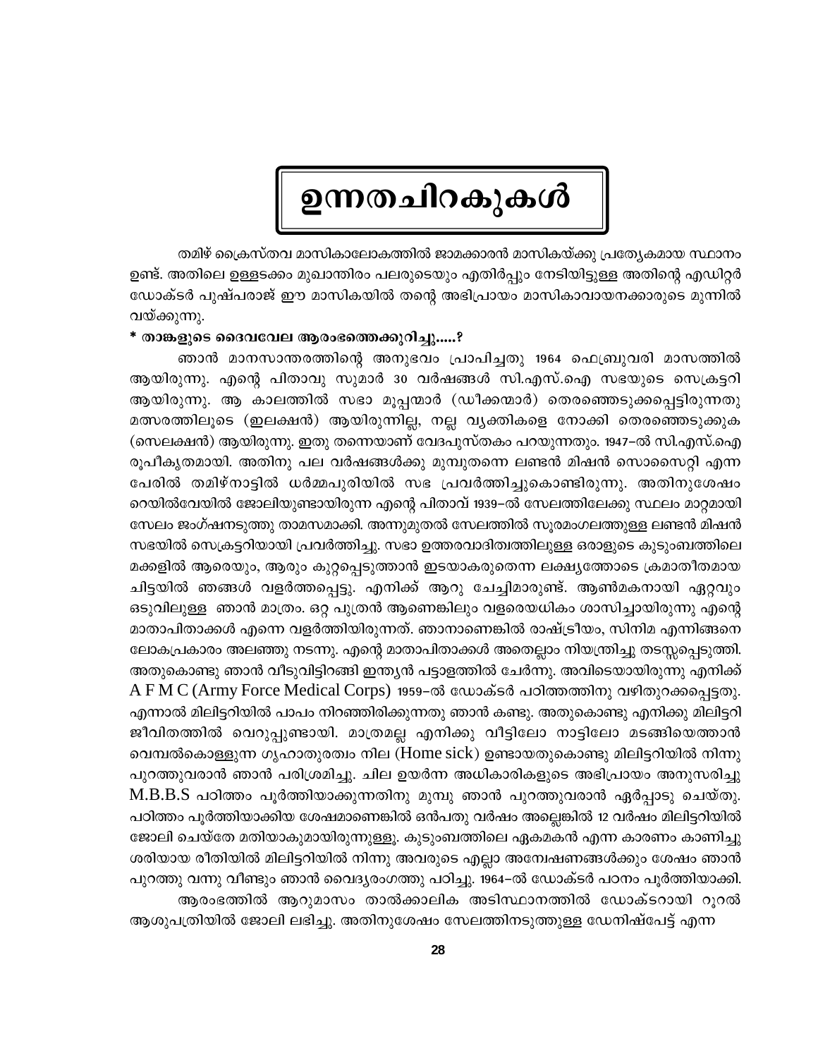# ഉന്നതചിറകുകൾ

തമിഴ് ക്രൈസ്തവ മാസികാലോകത്തിൽ ജാമക്കാരൻ മാസികയ്ക്കു പ്രത്യേകമായ സ്ഥാനം ഉണ്ട്. അതിലെ ഉള്ളടക്കം മുഖാന്തിരം പലരുടെയും എതിർപ്പും നേടിയിട്ടുള്ള അതിന്റെ എഡിറ്റർ ഡോക്ടർ പുഷ്പരാജ് ഈ മാസികയിൽ തന്റെ അഭിപ്രായം മാസികാവായനക്കാരുടെ മുന്നിൽ വയ്ക്കുന്നു.

**\* താങ്കളുടെ ദൈവവേല ആരംഭത്തെക്കുറിച്ചു.....?**

ഞാൻ മാനസാന്തരത്തിന്റെ അനുഭവം പ്രാപിച്ചതു 1964 ഫെബ്രുവരി മാസത്തിൽ ആയിരുന്നു. എന്റെ പിതാവു സുമാർ 30 വർഷങ്ങൾ സി.എസ്.ഐ സഭയുടെ സെക്രട്ടറി ആയിരുന്നു. ആ കാലത്തിൽ സഭാ മൂപ്പന്മാർ (ഡീക്കന്മാർ) തെരഞ്ഞെടുക്കപ്പെട്ടിരുന്നതു മത്സരത്തിലൂടെ (ഇലക്ഷൻ) ആയിരുന്നില്ല, നല്ല വ്യക്തികളെ നോക്കി തെരഞ്ഞെടുക്കുക (സെലക്ഷൻ) ആയിരുന്നു. ഇതു തന്നെയാണ് വേദപുസ്തകം പറയുന്നതും. 1947–ൽ സി.എസ്.ഐ രൂപീകൃതമായി. അതിനു പല വർഷങ്ങൾക്കു മുമ്പുതന്നെ ലണ്ടൻ മിഷൻ സൊസൈറ്റി എന്ന പേരിൽ തമിഴ്നാട്ടിൽ ധർമ്മപുരിയിൽ സഭ പ്രവർത്തിച്ചുകൊണ്ടിരുന്നു. അതിനുശേഷം റെയിൽവേയിൽ ജോലിയുണ്ടായിരുന്ന എന്റെ പിതാവ് 1939–ൽ സേലത്തിലേക്കു സ്ഥലം മാറ്റമായി സേലം ജംഗ്ഷനടുത്തു താമസമാക്കി. അന്നുമുതൽ സേലത്തിൽ സൂരമംഗലത്തുള്ള ലണ്ടൻ മിഷൻ സഭയിൽ സെക്രട്ടറിയായി പ്രവർത്തിച്ചു. സഭാ ഉത്തരവാദിത്വത്തിലുള്ള ഒരാളുടെ കുടുംബത്തിലെ മക്കളിൽ ആരെയും, ആരും കുറ്റപ്പെടുത്താൻ ഇടയാകരുതെന്ന ലക്ഷ്യത്തോടെ ക്രമാതീതമായ ചിട്ടയിൽ ഞങ്ങൾ വളർത്തപ്പെട്ടു. എനിക്ക് ആറു ചേച്ചിമാരുണ്ട്. ആൺമകനായി ഏറ്റവും ഒടുവിലുള്ള ഞാൻ മാത്രം. ഒറ്റ പുത്രൻ ആണെങ്കിലും വളരെയധികം ശാസിച്ചായിരുന്നു എന്റെ മാതാപിതാക്കൾ എന്നെ വളർത്തിയിരുന്നത്. ഞാനാണെങ്കിൽ രാഷ്ട്രീയം, സിനിമ എന്നിങ്ങനെ ലോകപ്രകാരം അലഞ്ഞു നടന്നു. എന്റെ മാതാപിതാക്കൾ അതെല്ലാം നിയന്ത്രിച്ചു തടസ്സപ്പെടുത്തി. അതുകൊണ്ടു ഞാൻ വീടുവിട്ടിറങ്ങി ഇന്ത്യൻ പട്ടാളത്തിൽ ചേർന്നു. അവിടെയായിരുന്നു എനിക്ക് A F M C (Army Force Medical Corps) 1959–ൽ ഡോക്ടർ പഠിത്തത്തിനു വഴിതുറക്കപ്പെട്ടതു. എന്നാൽ മിലിട്ടറിയിൽ പാപം നിറഞ്ഞിരിക്കുന്നതു ഞാൻ കണ്ടു. അതുകൊണ്ടു എനിക്കു മിലിട്ടറി ജീവിതത്തിൽ വെറുപ്പുണ്ടായി. മാത്രമല്ല എനിക്കു വീട്ടിലോ നാട്ടിലോ മടങ്ങിയെത്താൻ വെമ്പൽകൊള്ളുന്ന ഗൃഹാതുരത്വം നില (Home sick) ഉണ്ടായതുകൊണ്ടു മിലിട്ടറിയിൽ നിന്നു പുറത്തുവരാൻ ഞാൻ പരിശ്രമിച്ചു. ചില ഉയർന്ന അധികാരികളുടെ അഭിപ്രായം അനുസരിച്ചു M.B.B.S പഠിത്തം പൂർത്തിയാക്കുന്നതിനു മുമ്പു ഞാൻ പുറത്തുവരാൻ ഏർപ്പാടു ചെയ്തു. പഠിത്തം പൂർത്തിയാക്കിയ ശേഷമാണെങ്കിൽ ഒൻപതു വർഷം അല്ലെങ്കിൽ 12 വർഷം മിലിട്ടറിയിൽ ജോലി ചെയ്തേ മതിയാകുമായിരുന്നുള്ളൂ. കുടുംബത്തിലെ ഏകമകൻ എന്ന കാരണം കാണിച്ചു ശരിയായ രീതിയിൽ മിലിട്ടറിയിൽ നിന്നു അവരുടെ എല്ലാ അന്വേഷണങ്ങൾക്കും ശേഷം ഞാൻ പുറത്തു വന്നു വീണ്ടും ഞാൻ വൈദ്യരംഗത്തു പഠിച്ചു. 1964–ൽ ഡോക്ടർ പഠനം പൂർത്തിയാക്കി.

ആരംഭത്തിൽ ആറുമാസം താൽക്കാലിക അടിസ്ഥാനത്തിൽ ഡോക്ടറായി റൂറൽ ആശുപത്രിയിൽ ജോലി ലഭിച്ചു. അതിനുശേഷം സേലത്തിനടുത്തുള്ള ഡേനിഷ്പേട്ട് എന്ന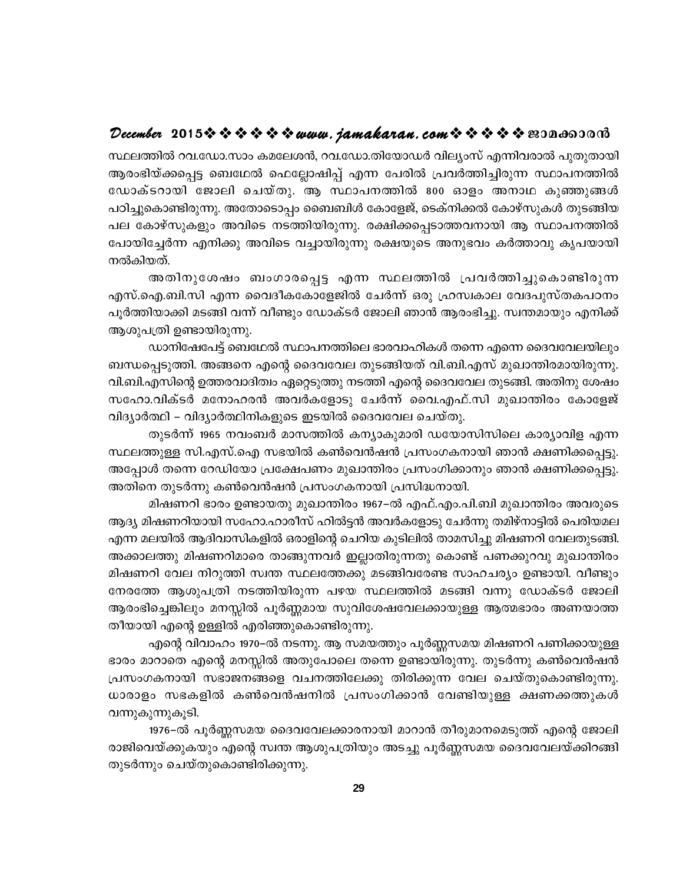സ്ഥലത്തിൽ റവ.ഡോ.സാം കമലേശൻ, റവ.ഡോ.തിയോഡർ വില്യംസ് എന്നിവരാൽ പുതുതായി ആരംഭിയ്ക്കപ്പെട്ട ബെഥേൽ ഫെല്ലോഷിപ്പ് എന്ന പേരിൽ പ്രവർത്തിച്ചിരുന്ന സ്ഥാപനത്തിൽ ഡോക്ടറായി ജോലി ചെയ്തു. ആ സ്ഥാപനത്തിൽ 800 ഓളം അനാഥ കുഞ്ഞുങ്ങൾ പഠിച്ചുകൊണ്ടിരുന്നു. അതോടൊപ്പം ബൈബിൾ കോളേജ്, ടെക്നിക്കൽ കോഴ്സുകൾ തുടങ്ങിയ പല കോഴ്സുകളും അവിടെ നടത്തിയിരുന്നു. രക്ഷിക്കപ്പെടാത്തവനായി ആ സ്ഥാപനത്തിൽ പോയിച്ചേർന്ന എനിക്കു അവിടെ വച്ചായിരുന്നു രക്ഷയുടെ അനുഭവം കർത്താവു കൃപയായി നൽകിയത്.

അതിനുശേഷം ബംഗാരപ്പെട്ട എന്ന സ്ഥലത്തിൽ പ്രവർത്തിച്ചുകൊണ്ടിരുന്ന എസ്.ഐ.ബി.സി എന്ന വൈദീകകോളേജിൽ ചേർന്ന് ഒരു ഹ്രസ്വകാല വേദപുസ്തകപഠനം പൂർത്തിയാക്കി മടങ്ങി വന്ന് വീണ്ടും ഡോക്ടർ ജോലി ഞാൻ ആരംഭിച്ചു. സ്വന്തമായും എനിക്ക് ആശുപത്രി ഉണ്ടായിരുന്നു.

ഡാനിഷേപേട്ട് ബെഥേൽ സ്ഥാപനത്തിലെ ഭാരവാഹികൾ തന്നെ എന്നെ ദൈവവേലയിലും ബന്ധപ്പെടുത്തി. അങ്ങനെ എന്റെ ദൈവവേല തുടങ്ങിയത് വി.ബി.എസ് മുഖാന്തിരമായിരുന്നു. വി.ബി.എസിന്റെ ഉത്തരവാദിത്വം ഏറ്റെടുത്തു നടത്തി എന്റെ ദൈവവേല തുടങ്ങി. അതിനു ശേഷം സഹോ.വിക്ടർ മനോഹരൻ അവർകളോടു ചേർന്ന് വൈ.എഫ്.സി മുഖാന്തിരം കോളേജ് വിദ്യാർത്ഥി – വിദ്യാർത്ഥിനികളുടെ ഇടയിൽ ദൈവവേല ചെയ്തു.

തുടർന്ന് 1965 നവംബർ മാസത്തിൽ കന്യാകുമാരി ഡയോസിസിലെ കാര്യാവിള എന്ന സ്ഥലത്തുള്ള സി.എസ്.ഐ സഭയിൽ കൺവെൻഷൻ പ്രസംഗകനായി ഞാൻ ക്ഷണിക്കപ്പെട്ടു. അപ്പോൾ തന്നെ റേഡിയോ പ്രക്ഷേപണം മുഖാന്തിരം പ്രസംഗിക്കാനും ഞാൻ ക്ഷണിക്കപ്പെട്ടു. അതിനെ തുടർന്നു കൺവെൻഷൻ പ്രസംഗകനായി പ്രസിദ്ധനായി.

മിഷണറി ഭാരം ഉണ്ടായതു മുഖാന്തിരം 1967–ൽ എഫ്.എം.പി.ബി മുഖാന്തിരം അവരുടെ ആദ്യ മിഷണറിയായി സഹോ.ഹാരീസ് ഹിൽട്ടൻ അവർകളോടു ചേർന്നു തമിഴ്നാട്ടിൽ പെരിയമല എന്ന മലയിൽ ആദിവാസികളിൽ ഒരാളിന്റെ ചെറിയ കുടിലിൽ താമസിച്ചു മിഷണറി വേലതുടങ്ങി. അക്കാലത്തു മിഷണറിമാരെ താങ്ങുന്നവർ ഇല്ലാതിരുന്നതു കൊണ്ട് പണക്കുറവു മുഖാന്തിരം മിഷണറി വേല നിറുത്തി സ്വന്ത സ്ഥലത്തേക്കു മടങ്ങിവരേണ്ട സാഹചര്യം ഉണ്ടായി. വീണ്ടും നേരത്തേ ആശുപത്രി നടത്തിയിരുന്ന പഴയ സ്ഥലത്തിൽ മടങ്ങി വന്നു ഡോക്ടർ ജോലി ആരംഭിച്ചെങ്കിലും മനസ്സിൽ പൂർണ്ണമായ സുവിശേഷവേലക്കായുള്ള ആത്മഭാരം അണയാത്ത തീയായി എന്റെ ഉള്ളിൽ എരിഞ്ഞുകൊണ്ടിരുന്നു.

എന്റെ വിവാഹം 1970–ൽ നടന്നു. ആ സമയത്തും പൂർണ്ണസമയ മിഷണറി പണിക്കായുള്ള ഭാരം മാറാതെ എന്റെ മനസ്സിൽ അതുപോലെ തന്നെ ഉണ്ടായിരുന്നു. തുടർന്നു കൺവെൻഷൻ പ്രസംഗകനായി സഭാജനങ്ങളെ വചനത്തിലേക്കു തിരിക്കുന്ന വേല ചെയ്തുകൊണ്ടിരുന്നു. ധാരാളം സഭകളിൽ കൺവെൻഷനിൽ പ്രസംഗിക്കാൻ വേണ്ടിയുള്ള ക്ഷണക്കത്തുകൾ വന്നുകുന്നുകൂടി.

1976–ൽ പൂർണ്ണസമയ ദൈവവേലക്കാരനായി മാറാൻ തീരുമാനമെടുത്ത് എന്റെ ജോലി രാജിവെയ്ക്കുകയും എന്റെ സ്വന്ത ആശുപത്രിയും അടച്ചു പൂർണ്ണസമയ ദൈവവേലയ്ക്കിറങ്ങി തുടർന്നും ചെയ്തുകൊണ്ടിരിക്കുന്നു.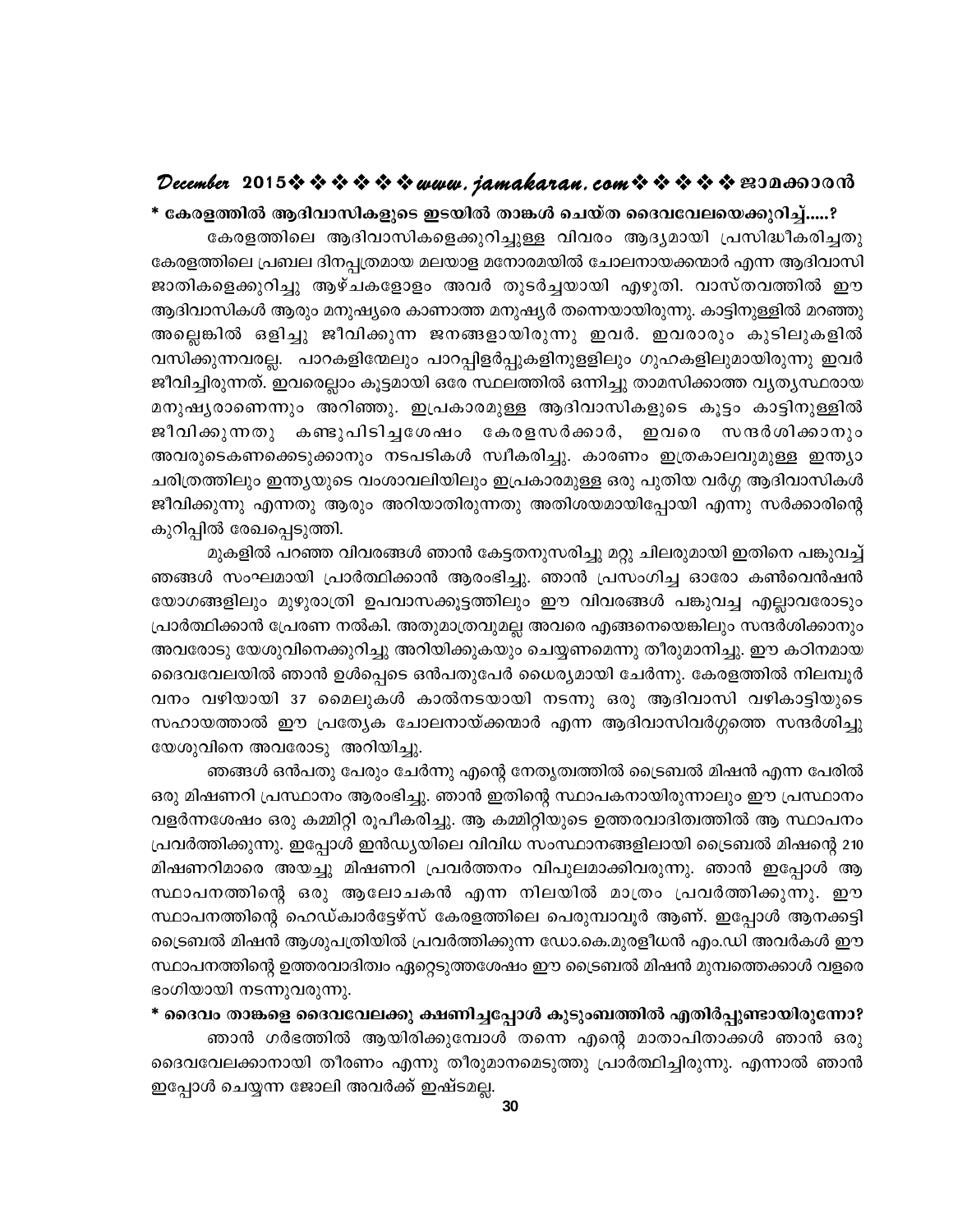**\* കേരളത്തിൽ ആദിവാസികളുടെ ഇടയിൽ താങ്കൾ ചെയ്ത ദൈവവേലയെക്കുറിച്ച്.....?**

കേരളത്തിലെ ആദിവാസികളെക്കുറിച്ചുള്ള വിവരം ആദ്യമായി പ്രസിദ്ധീകരിച്ചതു കേരളത്തിലെ പ്രബല ദിനപ്പത്രമായ മലയാള മനോരമയിൽ ചോലനായക്കന്മാർ എന്ന ആദിവാസി ജാതികളെക്കുറിച്ചു ആഴ്ചകളോളം അവർ തുടർച്ചയായി എഴുതി. വാസ്തവത്തിൽ ഈ ആദിവാസികൾ ആരും മനുഷ്യരെ കാണാത്ത മനുഷ്യർ തന്നെയായിരുന്നു. കാട്ടിനുള്ളിൽ മറഞ്ഞു അല്ലെങ്കിൽ ഒളിച്ചു ജീവിക്കുന്ന ജനങ്ങളായിരുന്നു ഇവർ. ഇവരാരും കുടിലുകളിൽ വസിക്കുന്നവരല്ല. പാറകളിന്മേലും പാറപ്പിളർപ്പുകളിനുള്ളിലും ഗുഹകളിലുമായിരുന്നു ഇവർ ജീവിച്ചിരുന്നത്. ഇവരെല്ലാം കൂട്ടമായി ഒരേ സ്ഥലത്തിൽ ഒന്നിച്ചു താമസിക്കാത്ത വ്യത്യസ്ഥരായ മനുഷ്യരാണെന്നും അറിഞ്ഞു. ഇപ്രകാരമുള്ള ആദിവാസികളുടെ കൂട്ടം കാട്ടിനുള്ളിൽ ജീവിക്കുന്നതു കണ്ടുപിടിച്ചശേഷം കേരളസർക്കാർ, ഇവരെ സന്ദർശിക്കാനും അവരുടെകണക്കെടുക്കാനും നടപടികൾ സ്വീകരിച്ചു. കാരണം ഇത്രകാലവുമുള്ള ഇന്ത്യാ ചരിത്രത്തിലും ഇന്ത്യയുടെ വംശാവലിയിലും ഇപ്രകാരമുള്ള ഒരു പുതിയ വർഗ്ഗ ആദിവാസികൾ ജീവിക്കുന്നു എന്നതു ആരും അറിയാതിരുന്നതു അതിശയമായിപ്പോയി എന്നു സർക്കാരിന്റെ കുറിപ്പിൽ രേഖപ്പെടുത്തി.

മുകളിൽ പറഞ്ഞ വിവരങ്ങൾ ഞാൻ കേട്ടതനുസരിച്ചു മറ്റു ചിലരുമായി ഇതിനെ പങ്കുവച്ച് ഞങ്ങൾ സംഘമായി പ്രാർത്ഥിക്കാൻ ആരംഭിച്ചു. ഞാൻ പ്രസംഗിച്ച ഓരോ കൺവെൻഷൻ യോഗങ്ങളിലും മുഴുരാത്രി ഉപവാസക്കൂട്ടത്തിലും ഈ വിവരങ്ങൾ പങ്കുവച്ച എല്ലാവരോടും പ്രാർത്ഥിക്കാൻ പ്രേരണ നൽകി. അതുമാത്രവുമല്ല അവരെ എങ്ങനെയെങ്കിലും സന്ദർശിക്കാനും അവരോടു യേശുവിനെക്കുറിച്ചു അറിയിക്കുകയും ചെയ്യണമെന്നു തീരുമാനിച്ചു. ഈ കഠിനമായ ദൈവവേലയിൽ ഞാൻ ഉൾപ്പെടെ ഒൻപതുപേർ ധൈര്യമായി ചേർന്നു. കേരളത്തിൽ നിലമ്പൂർ വനം വഴിയായി 37 മൈലുകൾ കാൽനടയായി നടന്നു ഒരു ആദിവാസി വഴികാട്ടിയുടെ സഹായത്താൽ ഈ പ്രത്യേക ചോലനായ്ക്കന്മാർ എന്ന ആദിവാസിവർഗ്ഗത്തെ സന്ദർശിച്ചു യേശുവിനെ അവരോടു അറിയിച്ചു.

ഞങ്ങൾ ഒൻപതു പേരും ചേർന്നു എന്റെ നേതൃത്വത്തിൽ ട്രൈബൽ മിഷൻ എന്ന പേരിൽ ഒരു മിഷണറി പ്രസ്ഥാനം ആരംഭിച്ചു. ഞാൻ ഇതിന്റെ സ്ഥാപകനായിരുന്നാലും ഈ പ്രസ്ഥാനം വളർന്നശേഷം ഒരു കമ്മിറ്റി രൂപീകരിച്ചു. ആ കമ്മിറ്റിയുടെ ഉത്തരവാദിത്വത്തിൽ ആ സ്ഥാപനം പ്രവർത്തിക്കുന്നു. ഇപ്പോൾ ഇൻഡ്യയിലെ വിവിധ സംസ്ഥാനങ്ങളിലായി ട്രൈബൽ മിഷന്റെ 210 മിഷണറിമാരെ അയച്ചു മിഷണറി പ്രവർത്തനം വിപുലമാക്കിവരുന്നു. ഞാൻ ഇപ്പോൾ ആ സ്ഥാപനത്തിന്റെ ഒരു ആലോചകൻ എന്ന നിലയിൽ മാത്രം പ്രവർത്തിക്കുന്നു. ഈ സ്ഥാപനത്തിന്റെ ഹെഡ്ക്വാർട്ടേഴ്സ് കേരളത്തിലെ പെരുമ്പാവൂർ ആണ്. ഇപ്പോൾ ആനക്കട്ടി ട്രൈബൽ മിഷൻ ആശുപത്രിയിൽ പ്രവർത്തിക്കുന്ന ഡോ.കെ.മുരളീധരൻ എം.ഡി അവർകൾ ഈ സ്ഥാപനത്തിന്റെ ഉത്തരവാദിത്വം ഏറ്റെടുത്തശേഷം ഈ ട്രൈബൽ മിഷൻ മുമ്പത്തെക്കാൾ വളരെ ഭംഗിയായി നടന്നുവരുന്നു.

**\* ദൈവം താങ്കളെ ദൈവവേലക്കു ക്ഷണിച്ചപ്പോൾ കുടുംബത്തിൽ എതിർപ്പുണ്ടായിരുന്നോ?**

ഞാൻ ഗർഭത്തിൽ ആയിരിക്കുമ്പോൾ തന്നെ എന്റെ മാതാപിതാക്കൾ ഞാൻ ഒരു ദൈവവേലക്കാനായി തീരണം എന്നു തീരുമാനമെടുത്തു പ്രാർത്ഥിച്ചിരുന്നു. എന്നാൽ ഞാൻ ഇപ്പോൾ ചെയ്യുന്ന ജോലി അവർക്ക് ഇഷ്ടമല്ല.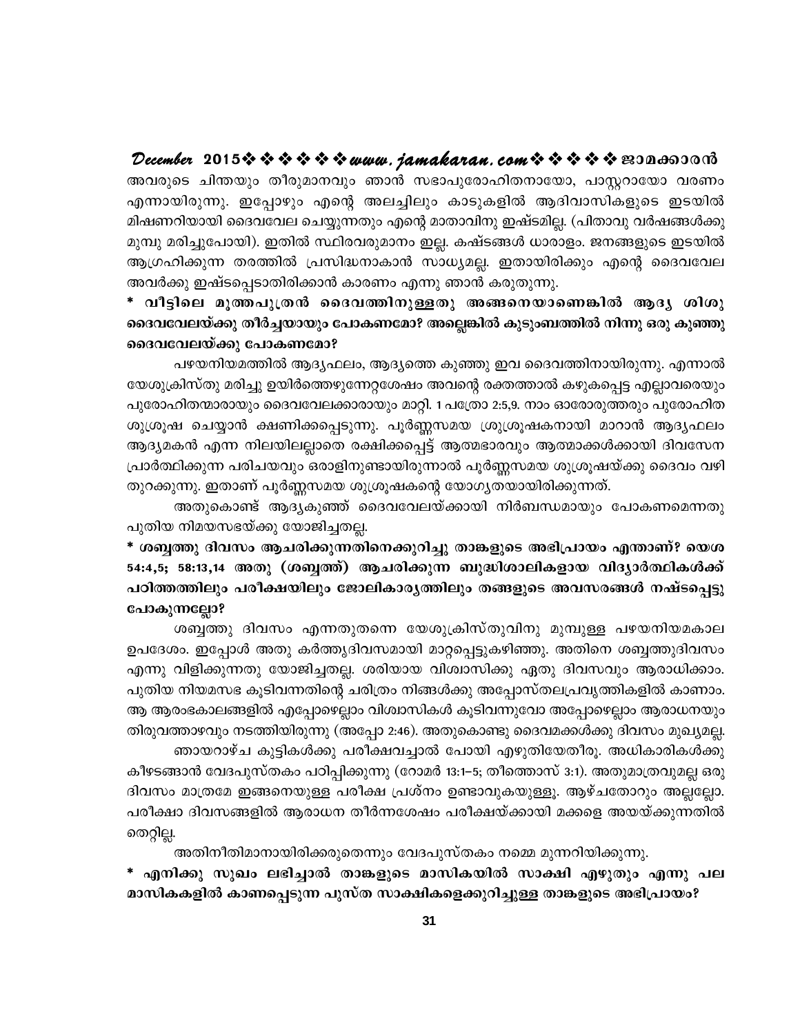അവരുടെ ചിന്തയും തീരുമാനവും ഞാൻ സഭാപുരോഹിതനായോ, പാസ്റ്ററായോ വരണം എന്നായിരുന്നു. ഇപ്പോഴും എന്റെ അലച്ചിലും കാടുകളിൽ ആദിവാസികളുടെ ഇടയിൽ മിഷണറിയായി ദൈവവേല ചെയ്യുന്നതും എന്റെ മാതാവിനു ഇഷ്ടമില്ല. (പിതാവു വർഷങ്ങൾക്കു മുമ്പു മരിച്ചുപോയി). ഇതിൽ സ്ഥിരവരുമാനം ഇല്ല. കഷ്ടങ്ങൾ ധാരാളം. ജനങ്ങളുടെ ഇടയിൽ ആഗ്രഹിക്കുന്ന തരത്തിൽ പ്രസിദ്ധനാകാൻ സാധ്യമല്ല. ഇതായിരിക്കും എന്റെ ദൈവവേല അവർക്കു ഇഷ്ടപ്പെടാതിരിക്കാൻ കാരണം എന്നു ഞാൻ കരുതുന്നു.

**\* വീട്ടിലെ മൂത്തപുത്രൻ ദൈവത്തിനുള്ളതു അങ്ങനെയാണെങ്കിൽ ആദ്യ ശിശു ദൈവവേലയ്ക്കു തീർച്ചയായും പോകണമോ? അല്ലെങ്കിൽ കുടുംബത്തിൽ നിന്നു ഒരു കുഞ്ഞു ദൈവവേലയ്ക്കു പോകണമോ?**

പഴയനിയമത്തിൽ ആദ്യഫലം, ആദ്യത്തെ കുഞ്ഞു ഇവ ദൈവത്തിനായിരുന്നു. എന്നാൽ യേശുക്രിസ്തു മരിച്ചു ഉയിർത്തെഴുന്നേറ്റശേഷം അവന്റെ രക്തത്താൽ കഴുകപ്പെട്ട എല്ലാവരെയും പുരോഹിതന്മാരായും ദൈവവേലക്കാരായും മാറ്റി. 1 പത്രോ 2:5,9. നാം ഓരോരുത്തരും പുരോഹിത ശുശ്രൂഷ ചെയ്യാൻ ക്ഷണിക്കപ്പെടുന്നു. പൂർണ്ണസമയ ശ്രുശ്രൂഷകനായി മാറാൻ ആദ്യഫലം ആദ്യമകൻ എന്ന നിലയിലല്ലാതെ രക്ഷിക്കപ്പെട്ട് ആത്മഭാരവും ആത്മാക്കൾക്കായി ദിവസേന പ്രാർത്ഥിക്കുന്ന പരിചയവും ഒരാളിനുണ്ടായിരുന്നാൽ പൂർണ്ണസമയ ശുശ്രൂഷയ്ക്കു ദൈവം വഴി തുറക്കുന്നു. ഇതാണ് പൂർണ്ണസമയ ശുശ്രൂഷകന്റെ യോഗ്യതയായിരിക്കുന്നത്.

അതുകൊണ്ട് ആദ്യകുഞ്ഞ് ദൈവവേലയ്ക്കായി നിർബന്ധമായും പോകണമെന്നതു പുതിയ നിമയസഭയ്ക്കു യോജിച്ചതല്ല.

**\* ശബ്ബത്തു ദിവസം ആചരിക്കുന്നതിനെക്കുറിച്ചു താങ്കളുടെ അഭിപ്രായം എന്താണ്? യെശ 54:4,5; 58:13,14 അതു (ശബ്ബത്ത്) ആചരിക്കുന്ന ബുദ്ധിശാലികളായ വിദ്യാർത്ഥികൾക്ക് പഠിത്തത്തിലും പരീക്ഷയിലും ജോലികാര്യത്തിലും തങ്ങളുടെ അവസരങ്ങൾ നഷ്ടപ്പെട്ടു പോകുന്നല്ലോ?**

ശബ്ബത്തു ദിവസം എന്നതുതന്നെ യേശുക്രിസ്തുവിനു മുമ്പുള്ള പഴയനിയമകാല ഉപദേശം. ഇപ്പോൾ അതു കർത്തൃദിവസമായി മാറ്റപ്പെട്ടുകഴിഞ്ഞു. അതിനെ ശബ്ബത്തുദിവസം എന്നു വിളിക്കുന്നതു യോജിച്ചതല്ല. ശരിയായ വിശ്വാസിക്കു ഏതു ദിവസവും ആരാധിക്കാം. പുതിയ നിയമസഭ കൂടിവന്നതിന്റെ ചരിത്രം നിങ്ങൾക്കു അപ്പോസ്തലപ്രവൃത്തികളിൽ കാണാം. ആ ആരംഭകാലങ്ങളിൽ എപ്പോഴെല്ലാം വിശ്വാസികൾ കൂടിവന്നുവോ അപ്പോഴെല്ലാം ആരാധനയും തിരുവത്താഴവും നടത്തിയിരുന്നു (അപ്പോ 2:46). അതുകൊണ്ടു ദൈവമക്കൾക്കു ദിവസം മുഖ്യമല്ല.

ഞായറാഴ്ച കുട്ടികൾക്കു പരീക്ഷവച്ചാൽ പോയി എഴുതിയേതീരൂ. അധികാരികൾക്കു കീഴടങ്ങാൻ വേദപുസ്തകം പഠിപ്പിക്കുന്നു (റോമർ 13:1–5; തീത്തൊസ് 3:1). അതുമാത്രവുമല്ല ഒരു ദിവസം മാത്രമേ ഇങ്ങനെയുള്ള പരീക്ഷ പ്രശ്നം ഉണ്ടാവുകയുള്ളൂ. ആഴ്ചതോറും അല്ലല്ലോ. പരീക്ഷാ ദിവസങ്ങളിൽ ആരാധന തീർന്നശേഷം പരീക്ഷയ്ക്കായി മക്കളെ അയയ്ക്കുന്നതിൽ തെറ്റില്ല.

അതിനീതിമാനായിരിക്കരുതെന്നും വേദപുസ്തകം നമ്മെ മുന്നറിയിക്കുന്നു.

**\* എനിക്കു സുഖം ലഭിച്ചാൽ താങ്കളുടെ മാസികയിൽ സാക്ഷി എഴുതും എന്നു പല മാസികകളിൽ കാണപ്പെടുന്ന പുസ്ത സാക്ഷികളെക്കുറിച്ചുള്ള താങ്കളുടെ അഭിപ്രായം?**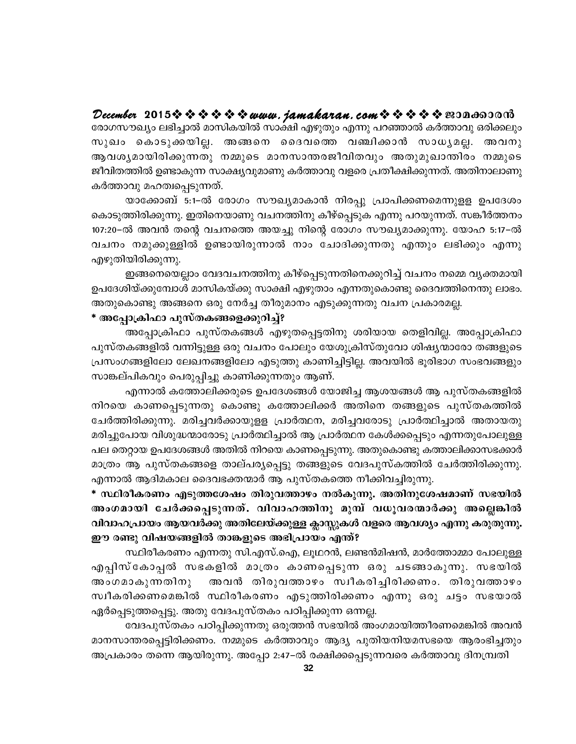രോഗസൗഖ്യം ലഭിച്ചാൽ മാസികയിൽ സാക്ഷി എഴുതും എന്നു പറഞ്ഞാൽ കർത്താവു ഒരിക്കലും സുഖം കൊടുക്കയില്ല. അങ്ങനെ ദൈവത്തെ വഞ്ചിക്കാൻ സാധ്യമല്ല. അവനു ആവശ്യമായിരിക്കുന്നതു നമ്മുടെ മാനസാന്തരജീവിതവും അതുമുഖാന്തിരം നമ്മുടെ ജീവിതത്തിൽ ഉണ്ടാകുന്ന സാക്ഷ്യവുമാണു കർത്താവു വളരെ പ്രതീക്ഷിക്കുന്നത്. അതിനാലാണു കർത്താവു മഹത്വപ്പെടുന്നത്.

യാക്കോബ് 5:1–ൽ രോഗം സൗഖ്യമാകാൻ നിരപ്പു പ്രാപിക്കണമെന്നുള്ള ഉപദേശം കൊടുത്തിരിക്കുന്നു. ഇതിനെയാണു വചനത്തിനു കീഴ്പ്പെടുക എന്നു പറയുന്നത്. സങ്കീർത്തനം 107:20–ൽ അവൻ തന്റെ വചനത്തെ അയച്ചു നിന്റെ രോഗം സൗഖ്യമാക്കുന്നു. യോഹ 5:17–ൽ വചനം നമുക്കുള്ളിൽ ഉണ്ടായിരുന്നാൽ നാം ചോദിക്കുന്നതു എന്തും ലഭിക്കും എന്നു എഴുതിയിരിക്കുന്നു.

ഇങ്ങനെയെല്ലാം വേദവചനത്തിനു കീഴ്പ്പെടുന്നതിനെക്കുറിച്ച് വചനം നമ്മെ വ്യക്തമായി ഉപദേശിയ്ക്കുമ്പോൾ മാസികയ്ക്കു സാക്ഷി എഴുതാം എന്നതുകൊണ്ടു ദൈവത്തിനെന്തു ലാഭം. അതുകൊണ്ടു അങ്ങനെ ഒരു നേർച്ച തീരുമാനം എടുക്കുന്നതു വചന പ്രകാരമല്ല.

**\* അപ്പോക്രിഫാ പുസ്തകങ്ങളെക്കുറിച്ച്?**

അപ്പോക്രിഫാ പുസ്തകങ്ങൾ എഴുതപ്പെട്ടതിനു ശരിയായ തെളിവില്ല. അപ്പോക്രിഫാ പുസ്തകങ്ങളിൽ വന്നിട്ടുള്ള ഒരു വചനം പോലും യേശുക്രിസ്തുവോ ശിഷ്യന്മാരോ തങ്ങളുടെ പ്രസംഗങ്ങളിലോ ലേഖനങ്ങളിലോ എടുത്തു കാണിച്ചിട്ടില്ല. അവയിൽ ഭൂരിഭാഗ സംഭവങ്ങളും സാങ്കല്പികവും പെരുപ്പിച്ചു കാണിക്കുന്നതും ആണ്.

എന്നാൽ കത്തോലിക്കരുടെ ഉപദേശങ്ങൾ യോജിച്ച ആശയങ്ങൾ ആ പുസ്തകങ്ങളിൽ നിറയെ കാണപ്പെടുന്നതു കൊണ്ടു കത്തോലിക്കർ അതിനെ തങ്ങളുടെ പുസ്തകത്തിൽ ചേർത്തിരിക്കുന്നു. മരിച്ചവർക്കായുള്ള പ്രാർത്ഥന, മരിച്ചവരോടു പ്രാർത്ഥിച്ചാൽ അതായതു മരിച്ചുപോയ വിശുദ്ധന്മാരോടു പ്രാർത്ഥിച്ചാൽ ആ പ്രാർത്ഥന കേൾക്കപ്പെടും എന്നതുപോലുള്ള പല തെറ്റായ ഉപദേശങ്ങൾ അതിൽ നിറയെ കാണപ്പെടുന്നു. അതുകൊണ്ടു കത്താലിക്കാസഭക്കാർ മാത്രം ആ പുസ്തകങ്ങളെ താല്പര്യപ്പെട്ടു തങ്ങളുടെ വേദപുസ്കത്തിൽ ചേർത്തിരിക്കുന്നു. എന്നാൽ ആദിമകാല ദൈവഭക്തന്മാർ ആ പുസ്തകത്തെ നീക്കിവച്ചിരുന്നു.

**\* സ്ഥിരീകരണം എടുത്തശേഷം തിരുവത്താഴം നൽകുന്നു. അതിനുശേഷമാണ് സഭയിൽ അംഗമായി ചേർക്കപ്പെടുന്നത്. വിവാഹത്തിനു മുമ്പ് വധൂവരന്മാർക്കു അല്ലെങ്കിൽ വിവാഹപ്രായം ആയവർക്കു അതിലേയ്ക്കുള്ള ക്ലാസ്സുകൾ വളരെ ആവശ്യം എന്നു കരുതുന്നു. ഈ രണ്ടു വിഷയങ്ങളിൽ താങ്കളുടെ അഭിപ്രായം എന്ത്?**

സ്ഥിരീകരണം എന്നതു സി.എസ്.ഐ, ലൂഥറൻ, ലണ്ടൻമിഷൻ, മാർത്തോമ്മാ പോലുള്ള എപ്പിസ്കോപ്പൽ സഭകളിൽ മാത്രം കാണപ്പെടുന്ന ഒരു ചടങ്ങാകുന്നു. സഭയിൽ അംഗമാകുന്നതിനു അവൻ തിരുവത്താഴം സ്വീകരിച്ചിരിക്കണം. തിരുവത്താഴം സ്വീകരിക്കണമെങ്കിൽ സ്ഥിരീകരണം എടുത്തിരിക്കണം എന്നു ഒരു ചട്ടം സഭയാൽ ഏർപ്പെടുത്തപ്പെട്ടു. അതു വേദപുസ്തകം പഠിപ്പിക്കുന്ന ഒന്നല്ല.

വേദപുസ്തകം പഠിപ്പിക്കുന്നതു ഒരുത്തൻ സഭയിൽ അംഗമായിത്തീരണമെങ്കിൽ അവൻ മാനസാന്തരപ്പെട്ടിരിക്കണം. നമ്മുടെ കർത്താവും ആദ്യ പുതിയനിയമസഭയെ ആരംഭിച്ചതും അപ്രകാരം തന്നെ ആയിരുന്നു. അപ്പോ 2:47–ൽ രക്ഷിക്കപ്പെടുന്നവരെ കർത്താവു ദിനമ്പ്രതി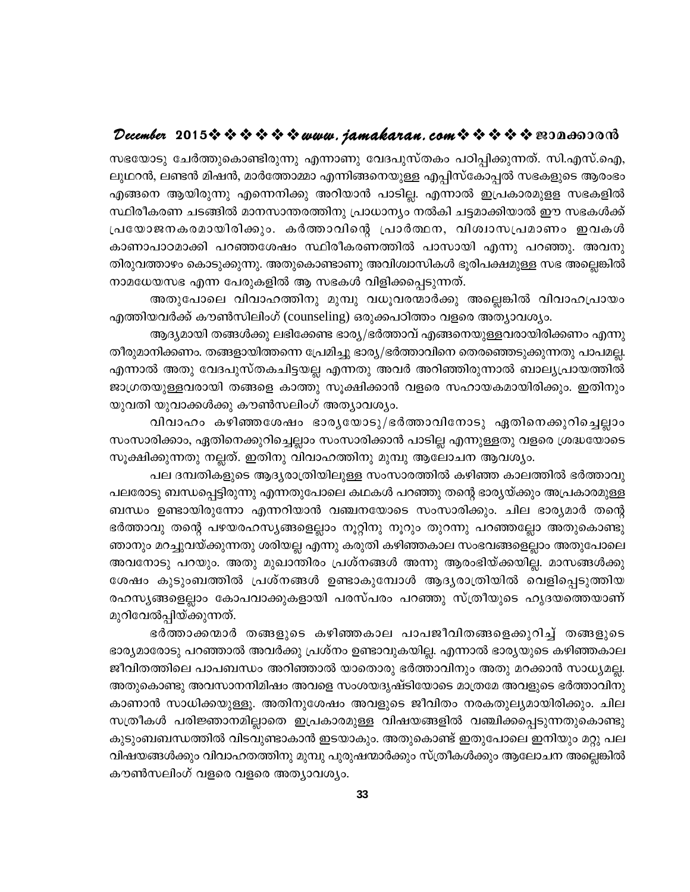സഭയോടു ചേർത്തുകൊണ്ടിരുന്നു എന്നാണു വേദപുസ്തകം പഠിപ്പിക്കുന്നത്. സി.എസ്.ഐ, ലൂഥറൻ, ലണ്ടൻ മിഷൻ, മാർത്തോമ്മാ എന്നിങ്ങനെയുള്ള എപ്പിസ്കോപ്പൽ സഭകളുടെ ആരംഭം എങ്ങനെ ആയിരുന്നു എന്നെനിക്കു അറിയാൻ പാടില്ല. എന്നാൽ ഇപ്രകാരമുള്ള സഭകളിൽ സ്ഥിരീകരണ ചടങ്ങിൽ മാനസാന്തരത്തിനു പ്രാധാന്യം നൽകി ചട്ടമാക്കിയാൽ ഈ സഭകൾക്ക് പ്രയോജനകരമായിരിക്കും. കർത്താവിന്റെ പ്രാർത്ഥന, വിശ്വാസപ്രമാണം ഇവകൾ കാണാപാഠമാക്കി പറഞ്ഞശേഷം സ്ഥിരീകരണത്തിൽ പാസായി എന്നു പറഞ്ഞു. അവനു തിരുവത്താഴം കൊടുക്കുന്നു. അതുകൊണ്ടാണു അവിശ്വാസികൾ ഭൂരിപക്ഷമുള്ള സഭ അല്ലെങ്കിൽ നാമധേയസഭ എന്ന പേരുകളിൽ ആ സഭകൾ വിളിക്കപ്പെടുന്നത്.

അതുപോലെ വിവാഹത്തിനു മുമ്പു വധൂവരന്മാർക്കു അല്ലെങ്കിൽ വിവാഹപ്രായം എത്തിയവർക്ക് കൗൺസിലിംഗ് (counseling) ഒരുക്കപഠിത്തം വളരെ അത്യാവശ്യം.

ആദ്യമായി തങ്ങൾക്കു ലഭിക്കേണ്ട ഭാര്യ/ഭർത്താവ് എങ്ങനെയുള്ളവരായിരിക്കണം എന്നു തീരുമാനിക്കണം. തങ്ങളായിത്തന്നെ പ്രേമിച്ചു ഭാര്യ/ഭർത്താവിനെ തെരഞ്ഞെടുക്കുന്നതു പാപമല്ല. എന്നാൽ അതു വേദപുസ്തകചിട്ടയല്ല എന്നതു അവർ അറിഞ്ഞിരുന്നാൽ ബാല്യപ്രായത്തിൽ ജാഗ്രതയുള്ളവരായി തങ്ങളെ കാത്തു സൂക്ഷിക്കാൻ വളരെ സഹായകമായിരിക്കും. ഇതിനും യുവതി യുവാക്കൾക്കു കൗൺസലിംഗ് അത്യാവശ്യം.

വിവാഹം കഴിഞ്ഞശേഷം ഭാര്യയോടു/ഭർത്താവിനോടു ഏതിനെക്കുറിച്ചെല്ലാം സംസാരിക്കാം, ഏതിനെക്കുറിച്ചെല്ലാം സംസാരിക്കാൻ പാടില്ല എന്നുള്ളതു വളരെ ശ്രദ്ധയോടെ സൂക്ഷിക്കുന്നതു നല്ലത്. ഇതിനു വിവാഹത്തിനു മുമ്പു ആലോചന ആവശ്യം.

പല ദമ്പതികളുടെ ആദ്യരാത്രിയിലുള്ള സംസാരത്തിൽ കഴിഞ്ഞ കാലത്തിൽ ഭർത്താവു പലരോടു ബന്ധപ്പെട്ടിരുന്നു എന്നതുപോലെ കഥകൾ പറഞ്ഞു തന്റെ ഭാര്യയ്ക്കും അപ്രകാരമുള്ള ബന്ധം ഉണ്ടായിരുന്നോ എന്നറിയാൻ വഞ്ചനയോടെ സംസാരിക്കും. ചില ഭാര്യമാർ തന്റെ ഭർത്താവു തന്റെ പഴയരഹസ്യങ്ങളെല്ലാം നൂറ്റിനു നൂറും തുറന്നു പറഞ്ഞല്ലോ അതുകൊണ്ടു ഞാനും മറച്ചുവയ്ക്കുന്നതു ശരിയല്ല എന്നു കരുതി കഴിഞ്ഞകാല സംഭവങ്ങളെല്ലാം അതുപോലെ അവനോടു പറയും. അതു മുഖാന്തിരം പ്രശ്നങ്ങൾ അന്നു ആരംഭിയ്ക്കയില്ല. മാസങ്ങൾക്കു ശേഷം കുടുംബത്തിൽ പ്രശ്നങ്ങൾ ഉണ്ടാകുമ്പോൾ ആദ്യരാത്രിയിൽ വെളിപ്പെടുത്തിയ രഹസ്യങ്ങളെല്ലാം കോപവാക്കുകളായി പരസ്പരം പറഞ്ഞു സ്ത്രീയുടെ ഹൃദയത്തെയാണ് മുറിവേൽപ്പിയ്ക്കുന്നത്.

ഭർത്താക്കന്മാർ തങ്ങളുടെ കഴിഞ്ഞകാല പാപജീവിതങ്ങളെക്കുറിച്ച് തങ്ങളുടെ ഭാര്യമാരോടു പറഞ്ഞാൽ അവർക്കു പ്രശ്നം ഉണ്ടാവുകയില്ല. എന്നാൽ ഭാര്യയുടെ കഴിഞ്ഞകാല ജീവിതത്തിലെ പാപബന്ധം അറിഞ്ഞാൽ യാതൊരു ഭർത്താവിനും അതു മറക്കാൻ സാധ്യമല്ല. അതുകൊണ്ടു അവസാനനിമിഷം അവളെ സംശയദൃഷ്ടിയോടെ മാത്രമേ അവളുടെ ഭർത്താവിനു കാണാൻ സാധിക്കയുള്ളൂ. അതിനുശേഷം അവളുടെ ജീവിതം നരകതുല്യമായിരിക്കും. ചില സ്ത്രീകൾ പരിജ്ഞാനമില്ലാതെ ഇപ്രകാരമുള്ള വിഷയങ്ങളിൽ വഞ്ചിക്കപ്പെടുന്നതുകൊണ്ടു കുടുംബബന്ധത്തിൽ വിടവുണ്ടാകാൻ ഇടയാകും. അതുകൊണ്ട് ഇതുപോലെ ഇനിയും മറ്റു പല വിഷയങ്ങൾക്കും വിവാഹത്തിനു മുമ്പു പുരുഷന്മാർക്കും സ്ത്രീകൾക്കും ആലോചന അല്ലെങ്കിൽ കൗൺസലിംഗ് വളരെ വളരെ അത്യാവശ്യം.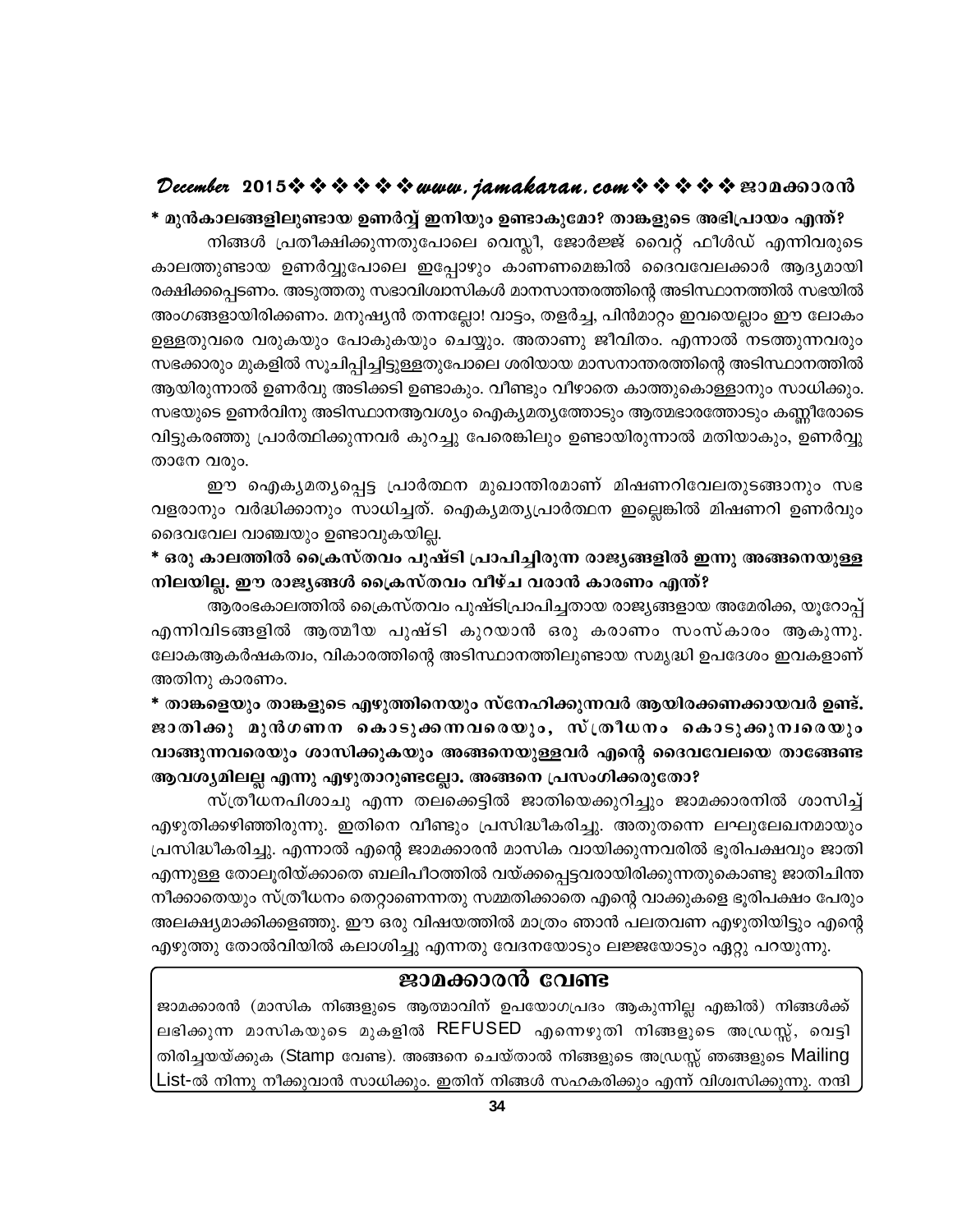**\* മുൻകാലങ്ങളിലുണ്ടായ ഉണർവ്വ് ഇനിയും ഉണ്ടാകുമോ? താങ്കളുടെ അഭിപ്രായം എന്ത്?**

നിങ്ങൾ പ്രതീക്ഷിക്കുന്നതുപോലെ വെസ്ലീ, ജോർജ്ജ് വൈറ്റ് ഫീൾഡ് എന്നിവരുടെ കാലത്തുണ്ടായ ഉണർവ്വുപോലെ ഇപ്പോഴും കാണണമെങ്കിൽ ദൈവവേലക്കാർ ആദ്യമായി രക്ഷിക്കപ്പെടണം. അടുത്തതു സഭാവിശ്വാസികൾ മാനസാന്തരത്തിന്റെ അടിസ്ഥാനത്തിൽ സഭയിൽ അംഗങ്ങളായിരിക്കണം. മനുഷ്യൻ തന്നെല്ലോ! വാട്ടം, തളർച്ച, പിൻമാറ്റം ഇവയെല്ലാം ഈ ലോകം ഉള്ളതുവരെ വരുകയും പോകുകയും ചെയ്യും. അതാണു ജീവിതം. എന്നാൽ നടത്തുന്നവരും സഭക്കാരും മുകളിൽ സൂചിപ്പിച്ചിട്ടുള്ളതുപോലെ ശരിയായ മാസനാന്തരത്തിന്റെ അടിസ്ഥാനത്തിൽ ആയിരുന്നാൽ ഉണർവു അടിക്കടി ഉണ്ടാകും. വീണ്ടും വീഴാതെ കാത്തുകൊള്ളാനും സാധിക്കും. സഭയുടെ ഉണർവിനു അടിസ്ഥാനആവശ്യം ഐക്യമത്യത്തോടും ആത്മഭാരത്തോടും കണ്ണീരോടെ വിട്ടുകരഞ്ഞു പ്രാർത്ഥിക്കുന്നവർ കുറച്ചു പേരെങ്കിലും ഉണ്ടായിരുന്നാൽ മതിയാകും, ഉണർവ്വു താനേ വരും.

ഈ ഐക്യമത്യപ്പെട്ട പ്രാർത്ഥന മുഖാന്തിരമാണ് മിഷണറിവേലതുടങ്ങാനും സഭ വളരാനും വർദ്ധിക്കാനും സാധിച്ചത്. ഐക്യമത്യപ്രാർത്ഥന ഇല്ലെങ്കിൽ മിഷണറി ഉണർവും ദൈവവേല വാഞ്ചയും ഉണ്ടാവുകയില്ല.

**\* ഒരു കാലത്തിൽ ക്രൈസ്തവം പുഷ്ടി പ്രാപിച്ചിരുന്ന രാജ്യങ്ങളിൽ ഇന്നു അങ്ങനെയുള്ള നിലയില്ല. ഈ രാജ്യങ്ങൾ ക്രൈസ്തവം വീഴ്ച വരാൻ കാരണം എന്ത്?**

ആരംഭകാലത്തിൽ ക്രൈസ്തവം പുഷ്ടിപ്രാപിച്ചതായ രാജ്യങ്ങളായ അമേരിക്ക, യൂറോപ്പ് എന്നിവിടങ്ങളിൽ ആത്മീയ പുഷ്ടി കുറയാൻ ഒരു കരാണം സംസ്കാരം ആകുന്നു. ലോകആകർഷകത്വം, വികാരത്തിന്റെ അടിസ്ഥാനത്തിലുണ്ടായ സമൃദ്ധി ഉപദേശം ഇവകളാണ് അതിനു കാരണം.

**\* താങ്കളെയും താങ്കളുടെ എഴുത്തിനെയും സ്നേഹിക്കുന്നവർ ആയിരക്കണക്കായവർ ഉണ്ട്. ജാതിക്കു മുൻഗണന കൊടുക്കന്നവരെയും, സ്ത്രീധനം കൊടുക്കുന്നവരെയും വാങ്ങുന്നവരെയും ശാസിക്കുകയും അങ്ങനെയുള്ളവർ എന്റെ ദൈവവേലയെ താങ്ങേണ്ട ആവശ്യമിലല്ല എന്നു എഴുതാറുണ്ടല്ലോ. അങ്ങനെ പ്രസംഗിക്കരുതോ?**

സ്ത്രീധനപിശാചു എന്ന തലക്കെട്ടിൽ ജാതിയെക്കുറിച്ചും ജാമക്കാരനിൽ ശാസിച്ച് എഴുതിക്കഴിഞ്ഞിരുന്നു. ഇതിനെ വീണ്ടും പ്രസിദ്ധീകരിച്ചു. അതുതന്നെ ലഘുലേഖനമായും പ്രസിദ്ധീകരിച്ചു. എന്നാൽ എന്റെ ജാമക്കാരൻ മാസിക വായിക്കുന്നവരിൽ ഭൂരിപക്ഷവും ജാതി എന്നുള്ള തോലൂരിയ്ക്കാതെ ബലിപീഠത്തിൽ വയ്ക്കപ്പെട്ടവരായിരിക്കുന്നതുകൊണ്ടു ജാതിചിന്ത നീക്കാതെയും സ്ത്രീധനം തെറ്റാണെന്നതു സമ്മതിക്കാതെ എന്റെ വാക്കുകളെ ഭൂരിപക്ഷം പേരും അലക്ഷ്യമാക്കിക്കളഞ്ഞു. ഈ ഒരു വിഷയത്തിൽ മാത്രം ഞാൻ പലതവണ എഴുതിയിട്ടും എന്റെ എഴുത്തു തോൽവിയിൽ കലാശിച്ചു എന്നതു വേദനയോടും ലജ്ജയോടും ഏറ്റു പറയുന്നു.

## ജാമക്കാരൻ വേണ്ട

ജാമക്കാരൻ (മാസിക നിങ്ങളുടെ ആത്മാവിന് ഉപയോഗപ്രദം ആകുന്നില്ല എങ്കിൽ) നിങ്ങൾക്ക് ലഭിക്കുന്ന മാസികയുടെ മുകളിൽ REFUSED എന്നെഴുതി നിങ്ങളുടെ അഡ്രസ്സ്, വെട്ടി തിരിച്ചയയ്ക്കുക (Stamp വേണ്ട). അങ്ങനെ ചെയ്താൽ നിങ്ങളുടെ അഡ്രസ്സ് ഞങ്ങളുടെ Mailing List-ൽ നിന്നു നീക്കുവാൻ സാധിക്കും. ഇതിന് നിങ്ങൾ സഹകരിക്കും എന്ന് വിശ്വസിക്കുന്നു. നന്ദി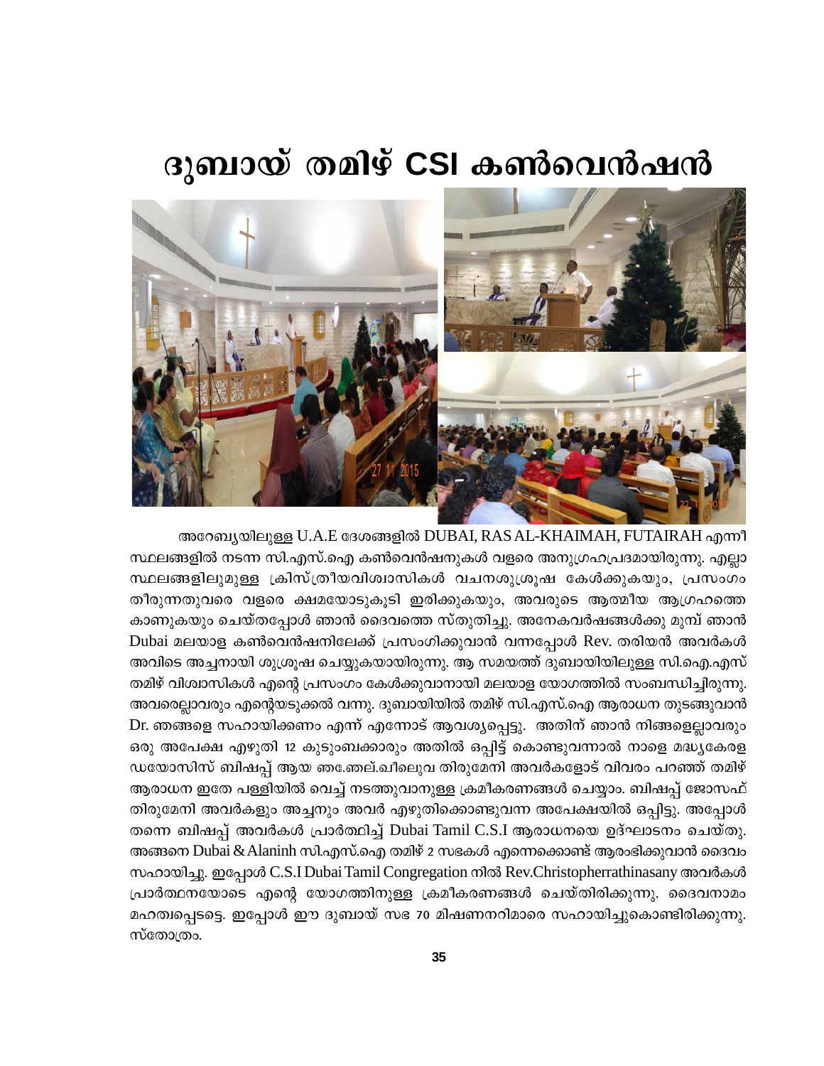# ദുബായ് തമിഴ് CSI കൺവെൻഷൻ

അറേബ്യയിലുള്ള U.A.E ദേശങ്ങളിൽ DUBAI, RAS AL-KHAIMAH, FUTAIRAH എന്നീ സ്ഥലങ്ങളിൽ നടന്ന സി.എസ്.ഐ കൺവെൻഷനുകൾ വളരെ അനുഗ്രഹപ്രദമായിരുന്നു. എല്ലാ സ്ഥലങ്ങളിലുമുള്ള ക്രിസ്ത്രീയവിശ്വാസികൾ വചനശുശ്രൂഷ കേൾക്കുകയും, പ്രസംഗം തീരുന്നതുവരെ വളരെ ക്ഷമയോടുകൂടി ഇരിക്കുകയും, അവരുടെ ആത്മീയ ആഗ്രഹത്തെ കാണുകയും ചെയ്തപ്പോൾ ഞാൻ ദൈവത്തെ സ്തുതിച്ചു. അനേകവർഷങ്ങൾക്കു മുമ്പ് ഞാൻ Dubai മലയാള കൺവെൻഷനിലേക്ക് പ്രസംഗിക്കുവാൻ വന്നപ്പോൾ Rev. തരിയൻ അവർകൾ അവിടെ അച്ചനായി ശുശ്രൂഷ ചെയ്യുകയായിരുന്നു. ആ സമയത്ത് ദുബായിയിലുള്ള സി.ഐ.എസ് തമിഴ് വിശ്വാസികൾ എന്റെ പ്രസംഗം കേൾക്കുവാനായി മലയാള യോഗത്തിൽ സംബന്ധിച്ചിരുന്നു. അവരെല്ലാവരും എന്റെയടുക്കൽ വന്നു. ദുബായിയിൽ തമിഴ് സി.എസ്.ഐ ആരാധന തുടങ്ങുവാൻ Dr. ഞങ്ങളെ സഹായിക്കണം എന്ന് എന്നോട് ആവശ്യപ്പെട്ടു. അതിന് ഞാൻ നിങ്ങളെല്ലാവരും ഒരു അപേക്ഷ എഴുതി 12 കുടുംബക്കാരും അതിൽ ഒപ്പിട്ട് കൊണ്ടുവന്നാൽ നാളെ മദ്ധ്യകേരള ഡയോസിസ് ബിഷപ്പ് ആയ ഞേ.ജേല്.ഖീലൌവ തിരുമേനി അവർകളോട് വിവരം പറഞ്ഞ് തമിഴ് ആരാധന ഇതേ പള്ളിയിൽ വെച്ച് നടത്തുവാനുള്ള ക്രമീകരണങ്ങൾ ചെയ്യാം. ബിഷപ്പ് ജോസഫ് തിരുമേനി അവർകളും അച്ചനും അവർ എഴുതിക്കൊണ്ടുവന്ന അപേക്ഷയിൽ ഒപ്പിട്ടു. അപ്പോൾ തന്നെ ബിഷപ്പ് അവർകൾ പ്രാർത്ഥിച്ച് Dubai Tamil C.S.I ആരാധനയെ ഉദ്ഘാടനം ചെയ്തു. അങ്ങനെ Dubai & Alaninh സി.എസ്.ഐ തമിഴ് 2 സഭകൾ എന്നെക്കൊണ്ട് ആരംഭിക്കുവാൻ ദൈവം സഹായിച്ചു. ഇപ്പോൾ C.S.I Dubai Tamil Congregation നിൽ Rev.Christopherrathinasany അവർകൾ പ്രാർത്ഥനയോടെ എന്റെ യോഗത്തിനുള്ള ക്രമീകരണങ്ങൾ ചെയ്തിരിക്കുന്നു. ദൈവനാമം മഹത്വപ്പെടട്ടെ. ഇപ്പോൾ ഈ ദുബായ് സഭ 70 മിഷണനറിമാരെ സഹായിച്ചുകൊണ്ടിരിക്കുന്നു. സ്തോത്രം.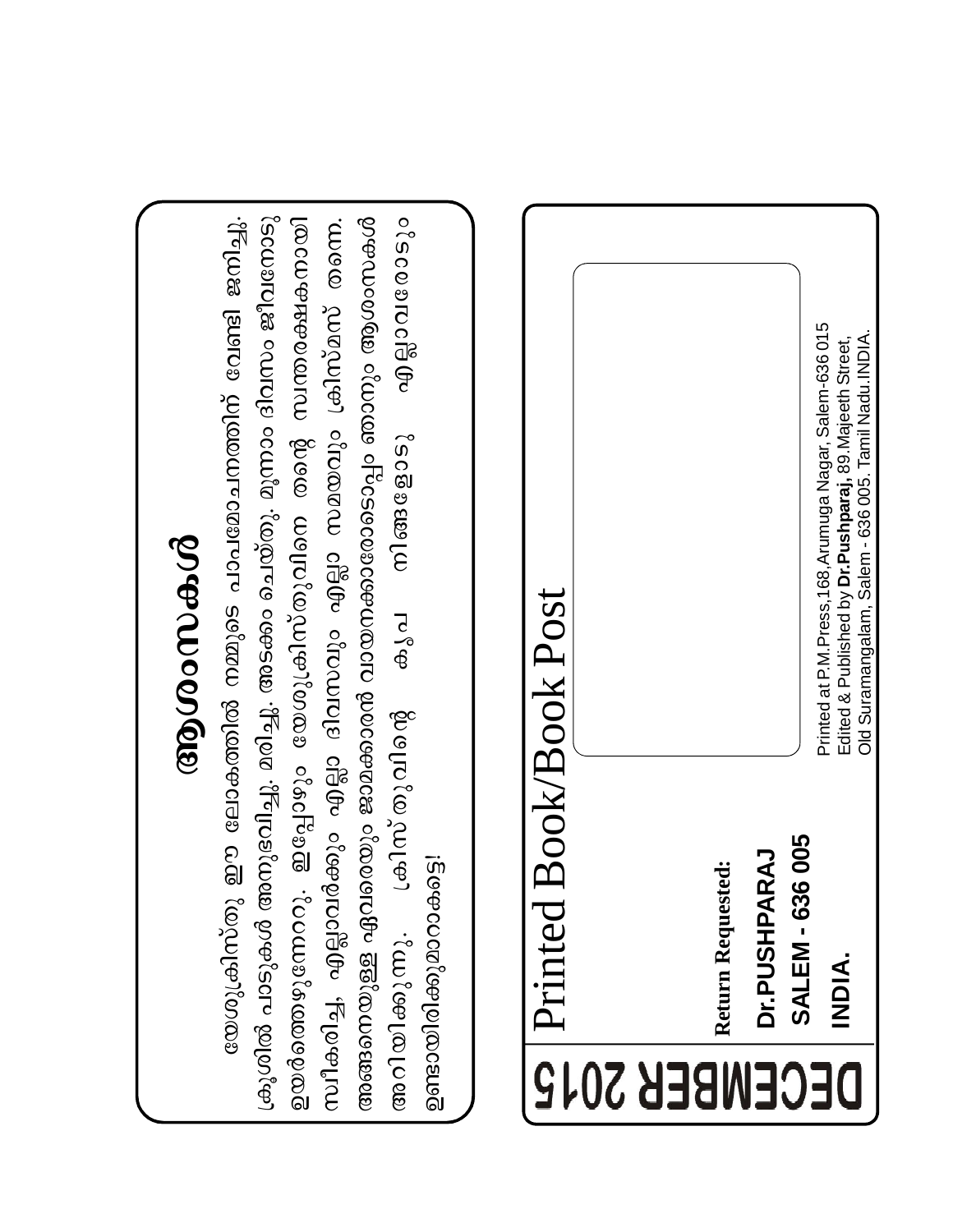## ആശംസകൾ

യേശുക്രിസ്തു ഈ ലോകത്തിൽ നമ്മുടെ പാപമോചനത്തിന് വേണ്ടി ജനിച്ചു. ക്രൂശിൽ പാടുകൾ അനുഭവിച്ചു. മരിച്ചു. അടക്കം ചെയ്തു. മൂന്നാം ദിവസം ജീവനോടു ഉയർത്തെഴുന്നേററു. ഇപ്പോഴും യേശുക്രിസ്തുവിനെ തന്റെ സ്വന്തരക്ഷകനായി സ്വീകരിച്ച എല്ലാവർക്കും എല്ലാ ദിവസവും എല്ലാ സമയവും ക്രിസ്മസ് തന്നെ. അങ്ങനെയുള്ള ഏവരെയും ജാമക്കാരൻ വായനക്കാരോടൊപ്പം ഞാനും ആശംസകൾ അറിയിക്കുന്നു. ക്രിസ്തുവിന്റെ കൃപ നിങ്ങളോടു എല്ലാവരോടും ഉണ്ടായിരിക്കുമാറാകട്ടെ!

# DECEMBER 2015

Printed Book/Book Post

**Return Requested:**

**Dr.PUSHPARAJ**
**SALEM - 636 005**
**INDIA.**

Printed at P.M.Press,168,Arumuga Nagar, Salem-636 015
Edited & Published by **Dr.Pushparaj,** 89.Majeeth Street,
Old Suramangalam, Salem - 636 005. Tamil Nadu.INDIA.